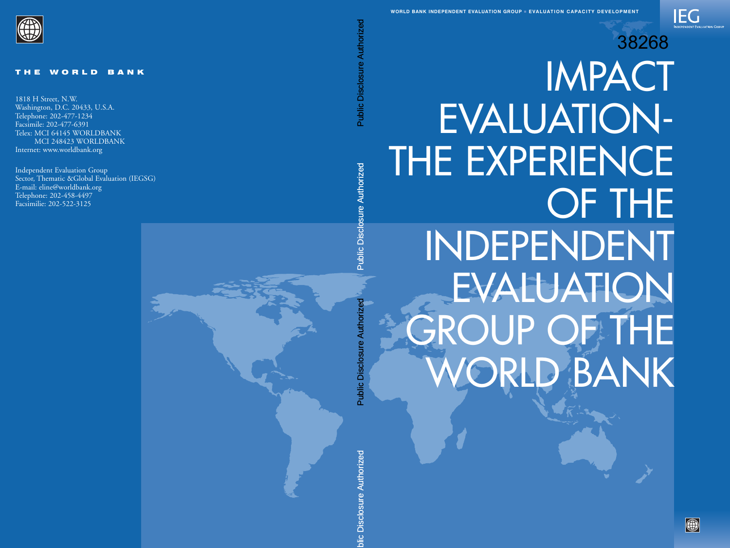WORLD BANK INDEPENDENT EVALUATION GROUP ■ EVALUATION CAPACITY DEVELOPMENT

IEG
INDEPENDENT EVALUATION GROUP

38268

# IMPACT EVALUATION- THE EXPERIENCE OF THE INDEPENDENT EVALUATION GROUP OF THE WORLD BANK

Public Disclosure Authorized

Public Disclosure Authorized

Public Disclosure Authorized

Public Disclosure Authorized

**THE WORLD BANK**

1818 H Street, N.W.
Washington, D.C. 20433, U.S.A.
Telephone: 202-477-1234
Facsimile: 202-477-6391
Telex: MCI 64145 WORLDBANK
MCI 248423 WORLDBANK
Internet: www.worldbank.org

Independent Evaluation Group
Sector, Thematic &Global Evaluation (IEGSG)
E-mail: eline@worldbank.org
Telephone: 202-458-4497
Facsimilie: 202-522-3125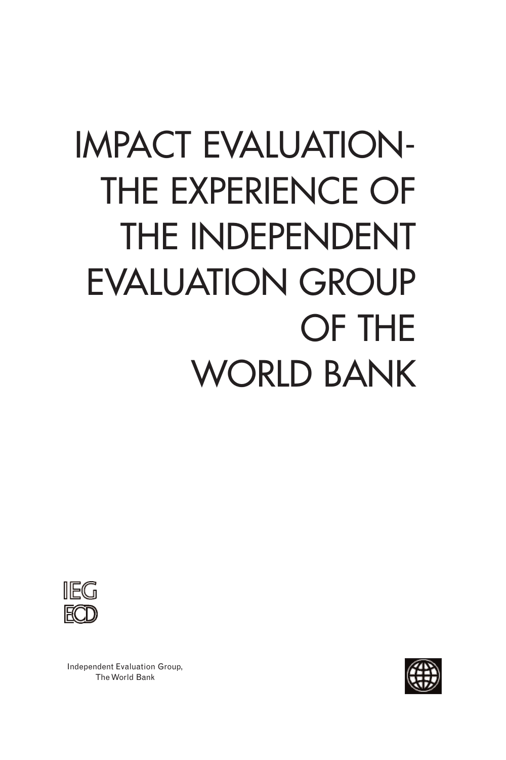# IMPACT EVALUATION- THE EXPERIENCE OF THE INDEPENDENT EVALUATION GROUP OF THE WORLD BANK

IEG
ECD

Independent Evaluation Group,
The World Bank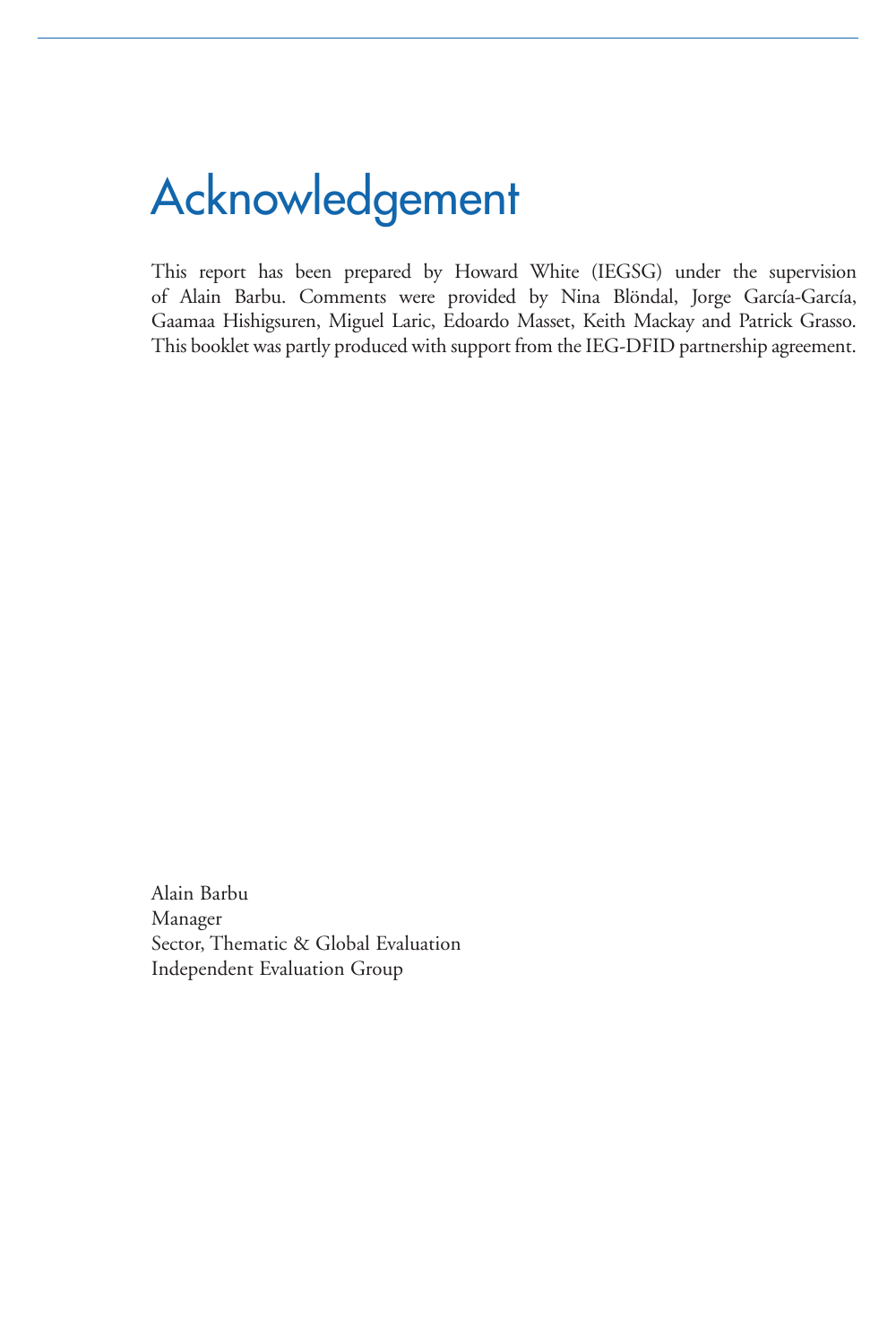# Acknowledgement

This report has been prepared by Howard White (IEGSG) under the supervision of Alain Barbu. Comments were provided by Nina Blöndal, Jorge García-García, Gaamaa Hishigsuren, Miguel Laric, Edoardo Masset, Keith Mackay and Patrick Grasso. This booklet was partly produced with support from the IEG-DFID partnership agreement.

Alain Barbu
Manager
Sector, Thematic & Global Evaluation
Independent Evaluation Group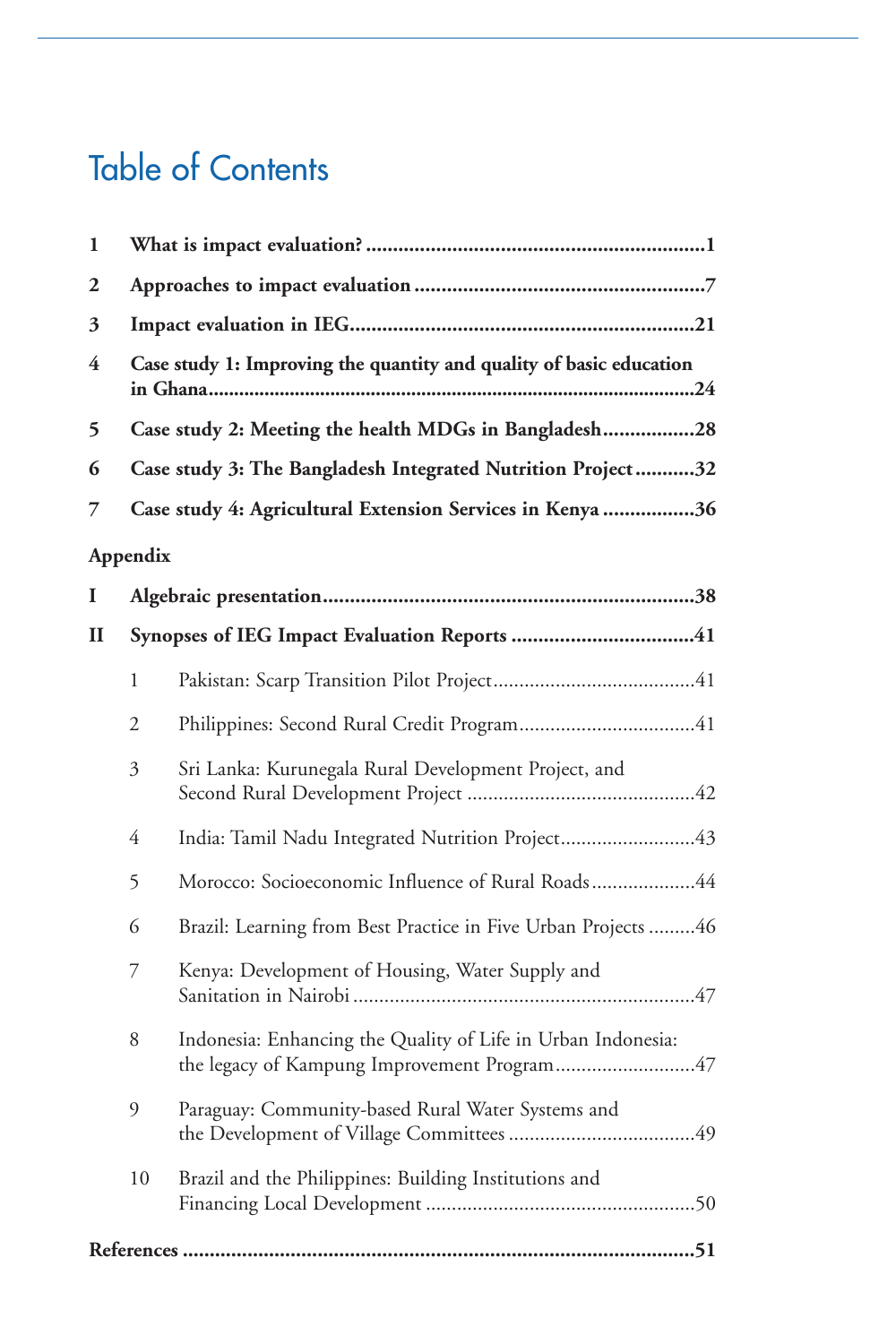# Table of Contents

**1 What is impact evaluation? ............................................................... 1**

**2 Approaches to impact evaluation ...................................................... 7**

**3 Impact evaluation in IEG ................................................................ 21**

**4 Case study 1: Improving the quantity and quality of basic education in Ghana ........................................................................................ 24**

**5 Case study 2: Meeting the health MDGs in Bangladesh ................. 28**

**6 Case study 3: The Bangladesh Integrated Nutrition Project ........... 32**

**7 Case study 4: Agricultural Extension Services in Kenya ................. 36**

**Appendix**

**I Algebraic presentation ..................................................................... 38**

**II Synopses of IEG Impact Evaluation Reports .................................. 41**

1. Pakistan: Scarp Transition Pilot Project ...................................... 41
2. Philippines: Second Rural Credit Program ................................. 41
3. Sri Lanka: Kurunegala Rural Development Project, and Second Rural Development Project ........................................... 42
4. India: Tamil Nadu Integrated Nutrition Project .......................... 43
5. Morocco: Socioeconomic Influence of Rural Roads .................... 44
6. Brazil: Learning from Best Practice in Five Urban Projects ......... 46
7. Kenya: Development of Housing, Water Supply and Sanitation in Nairobi ................................................................. 47
8. Indonesia: Enhancing the Quality of Life in Urban Indonesia: the legacy of Kampung Improvement Program .......................... 47
9. Paraguay: Community-based Rural Water Systems and the Development of Village Committees ................................... 49
10. Brazil and the Philippines: Building Institutions and Financing Local Development ................................................... 50

**References ............................................................................................. 51**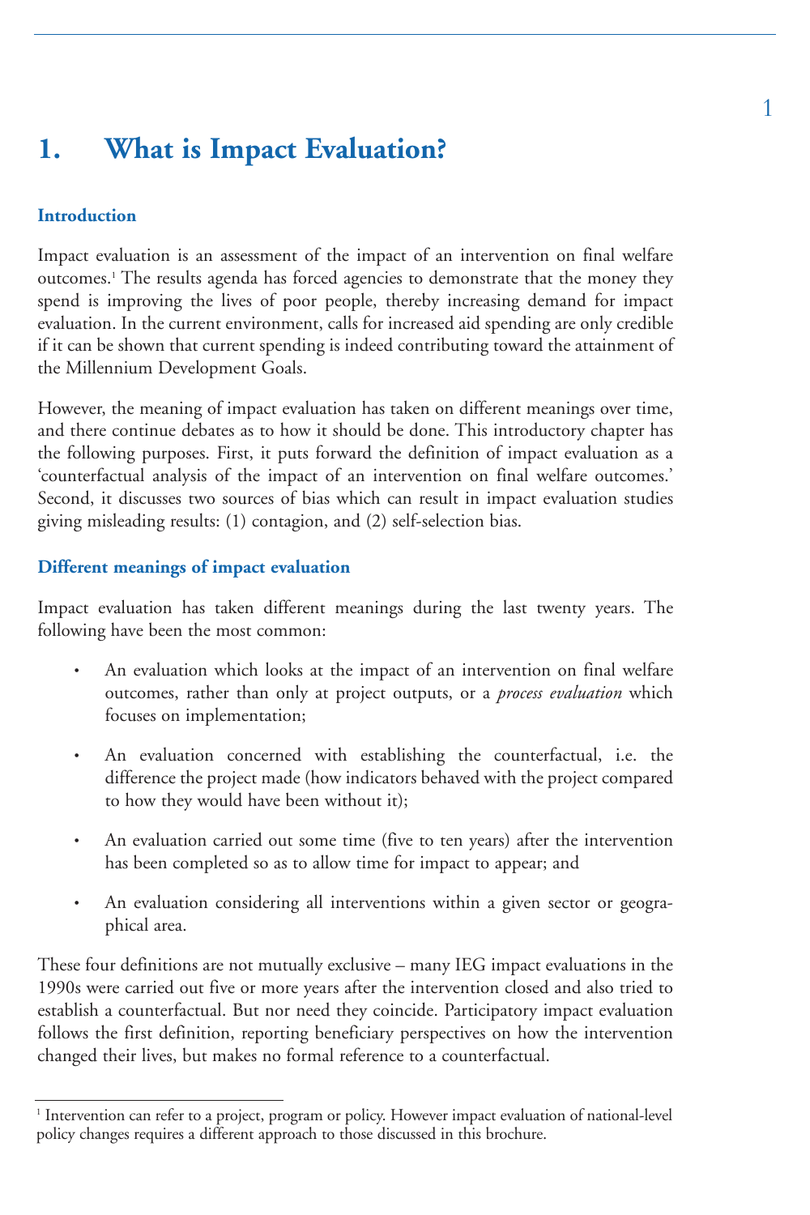# 1. What is Impact Evaluation?

## Introduction

Impact evaluation is an assessment of the impact of an intervention on final welfare outcomes.[1] The results agenda has forced agencies to demonstrate that the money they spend is improving the lives of poor people, thereby increasing demand for impact evaluation. In the current environment, calls for increased aid spending are only credible if it can be shown that current spending is indeed contributing toward the attainment of the Millennium Development Goals.

However, the meaning of impact evaluation has taken on different meanings over time, and there continue debates as to how it should be done. This introductory chapter has the following purposes. First, it puts forward the definition of impact evaluation as a 'counterfactual analysis of the impact of an intervention on final welfare outcomes.' Second, it discusses two sources of bias which can result in impact evaluation studies giving misleading results: (1) contagion, and (2) self-selection bias.

## Different meanings of impact evaluation

Impact evaluation has taken different meanings during the last twenty years. The following have been the most common:

- An evaluation which looks at the impact of an intervention on final welfare outcomes, rather than only at project outputs, or a *process evaluation* which focuses on implementation;
- An evaluation concerned with establishing the counterfactual, i.e. the difference the project made (how indicators behaved with the project compared to how they would have been without it);
- An evaluation carried out some time (five to ten years) after the intervention has been completed so as to allow time for impact to appear; and
- An evaluation considering all interventions within a given sector or geographical area.

These four definitions are not mutually exclusive – many IEG impact evaluations in the 1990s were carried out five or more years after the intervention closed and also tried to establish a counterfactual. But nor need they coincide. Participatory impact evaluation follows the first definition, reporting beneficiary perspectives on how the intervention changed their lives, but makes no formal reference to a counterfactual.

---

[1] Intervention can refer to a project, program or policy. However impact evaluation of national-level policy changes requires a different approach to those discussed in this brochure.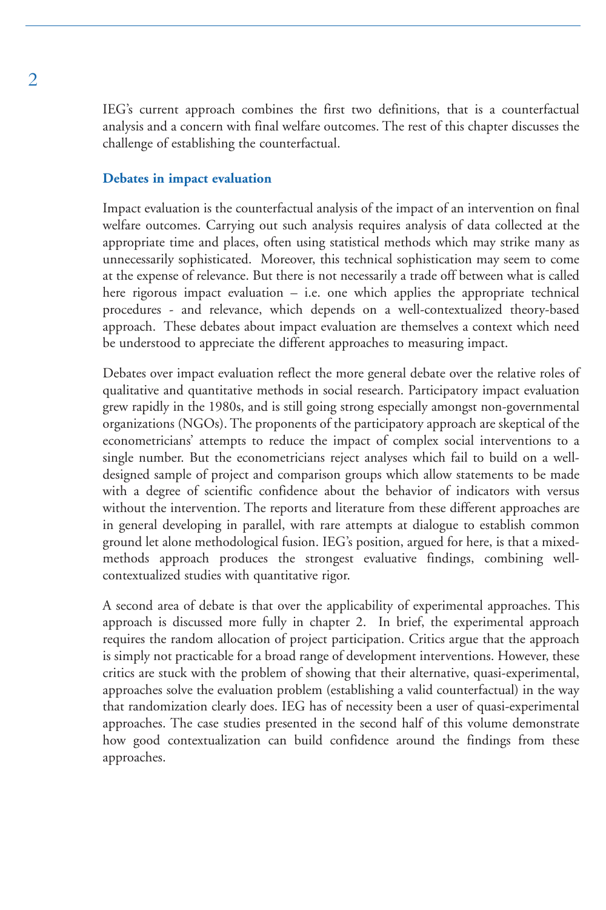IEG's current approach combines the first two definitions, that is a counterfactual analysis and a concern with final welfare outcomes. The rest of this chapter discusses the challenge of establishing the counterfactual.

## Debates in impact evaluation

Impact evaluation is the counterfactual analysis of the impact of an intervention on final welfare outcomes. Carrying out such analysis requires analysis of data collected at the appropriate time and places, often using statistical methods which may strike many as unnecessarily sophisticated. Moreover, this technical sophistication may seem to come at the expense of relevance. But there is not necessarily a trade off between what is called here rigorous impact evaluation – i.e. one which applies the appropriate technical procedures - and relevance, which depends on a well-contextualized theory-based approach. These debates about impact evaluation are themselves a context which need be understood to appreciate the different approaches to measuring impact.

Debates over impact evaluation reflect the more general debate over the relative roles of qualitative and quantitative methods in social research. Participatory impact evaluation grew rapidly in the 1980s, and is still going strong especially amongst non-governmental organizations (NGOs). The proponents of the participatory approach are skeptical of the econometricians' attempts to reduce the impact of complex social interventions to a single number. But the econometricians reject analyses which fail to build on a well-designed sample of project and comparison groups which allow statements to be made with a degree of scientific confidence about the behavior of indicators with versus without the intervention. The reports and literature from these different approaches are in general developing in parallel, with rare attempts at dialogue to establish common ground let alone methodological fusion. IEG's position, argued for here, is that a mixed-methods approach produces the strongest evaluative findings, combining well-contextualized studies with quantitative rigor.

A second area of debate is that over the applicability of experimental approaches. This approach is discussed more fully in chapter 2. In brief, the experimental approach requires the random allocation of project participation. Critics argue that the approach is simply not practicable for a broad range of development interventions. However, these critics are stuck with the problem of showing that their alternative, quasi-experimental, approaches solve the evaluation problem (establishing a valid counterfactual) in the way that randomization clearly does. IEG has of necessity been a user of quasi-experimental approaches. The case studies presented in the second half of this volume demonstrate how good contextualization can build confidence around the findings from these approaches.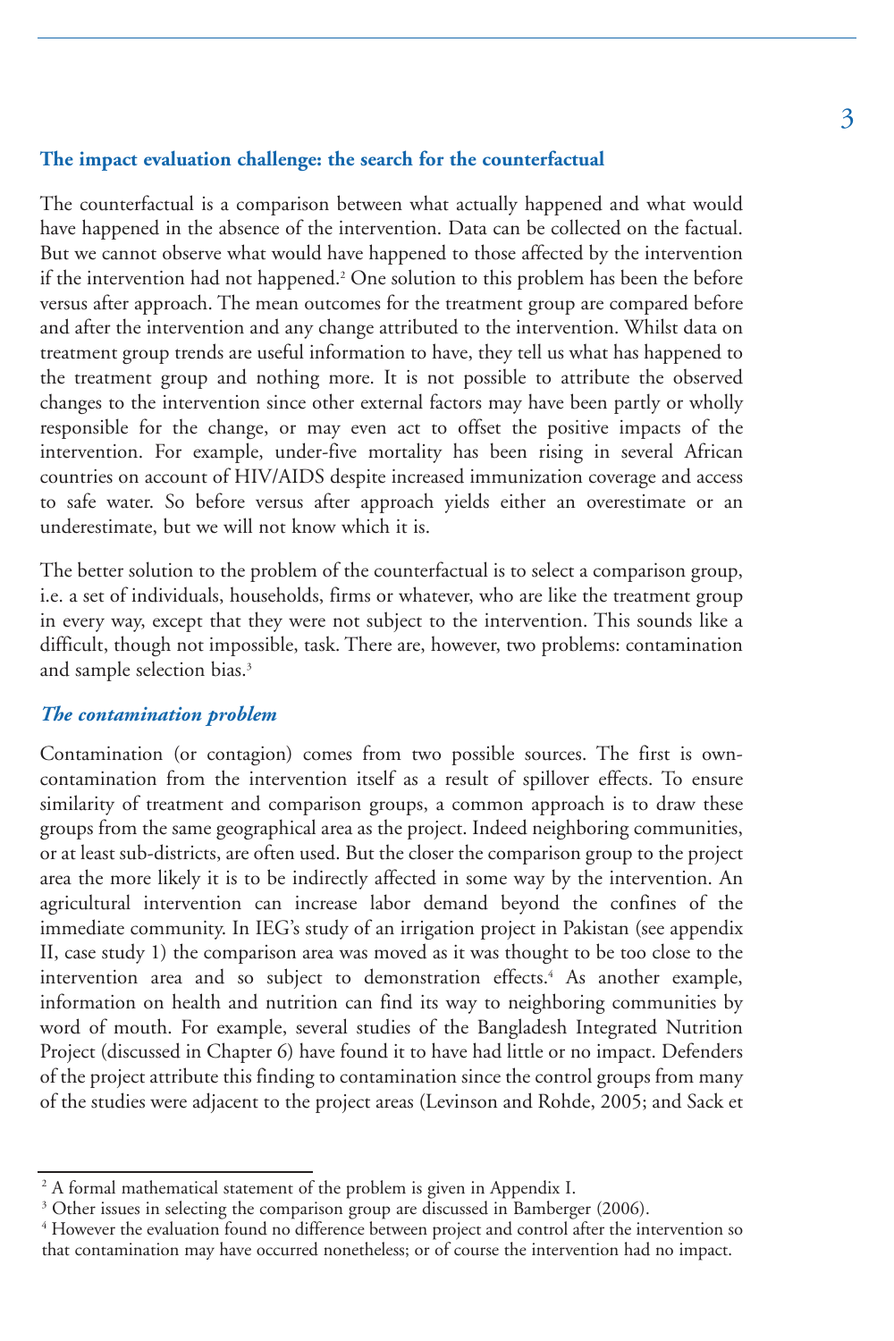### The impact evaluation challenge: the search for the counterfactual

The counterfactual is a comparison between what actually happened and what would have happened in the absence of the intervention. Data can be collected on the factual. But we cannot observe what would have happened to those affected by the intervention if the intervention had not happened.[2] One solution to this problem has been the before versus after approach. The mean outcomes for the treatment group are compared before and after the intervention and any change attributed to the intervention. Whilst data on treatment group trends are useful information to have, they tell us what has happened to the treatment group and nothing more. It is not possible to attribute the observed changes to the intervention since other external factors may have been partly or wholly responsible for the change, or may even act to offset the positive impacts of the intervention. For example, under-five mortality has been rising in several African countries on account of HIV/AIDS despite increased immunization coverage and access to safe water. So before versus after approach yields either an overestimate or an underestimate, but we will not know which it is.

The better solution to the problem of the counterfactual is to select a comparison group, i.e. a set of individuals, households, firms or whatever, who are like the treatment group in every way, except that they were not subject to the intervention. This sounds like a difficult, though not impossible, task. There are, however, two problems: contamination and sample selection bias.[3]

#### *The contamination problem*

Contamination (or contagion) comes from two possible sources. The first is own-contamination from the intervention itself as a result of spillover effects. To ensure similarity of treatment and comparison groups, a common approach is to draw these groups from the same geographical area as the project. Indeed neighboring communities, or at least sub-districts, are often used. But the closer the comparison group to the project area the more likely it is to be indirectly affected in some way by the intervention. An agricultural intervention can increase labor demand beyond the confines of the immediate community. In IEG's study of an irrigation project in Pakistan (see appendix II, case study 1) the comparison area was moved as it was thought to be too close to the intervention area and so subject to demonstration effects.[4] As another example, information on health and nutrition can find its way to neighboring communities by word of mouth. For example, several studies of the Bangladesh Integrated Nutrition Project (discussed in Chapter 6) have found it to have had little or no impact. Defenders of the project attribute this finding to contamination since the control groups from many of the studies were adjacent to the project areas (Levinson and Rohde, 2005; and Sack et

[2] A formal mathematical statement of the problem is given in Appendix I.

[3] Other issues in selecting the comparison group are discussed in Bamberger (2006).

[4] However the evaluation found no difference between project and control after the intervention so that contamination may have occurred nonetheless; or of course the intervention had no impact.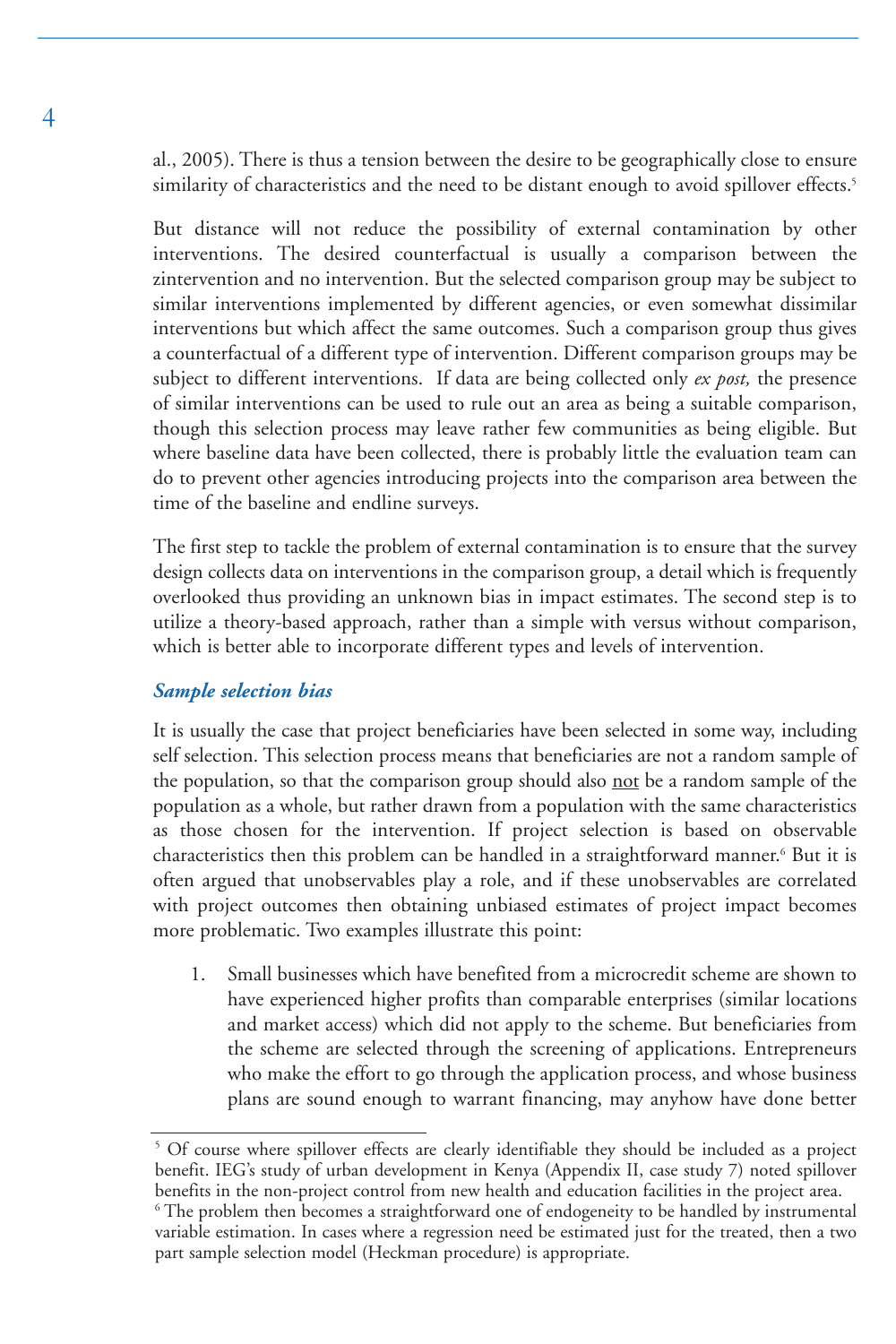al., 2005). There is thus a tension between the desire to be geographically close to ensure similarity of characteristics and the need to be distant enough to avoid spillover effects.[5]

But distance will not reduce the possibility of external contamination by other interventions. The desired counterfactual is usually a comparison between the zintervention and no intervention. But the selected comparison group may be subject to similar interventions implemented by different agencies, or even somewhat dissimilar interventions but which affect the same outcomes. Such a comparison group thus gives a counterfactual of a different type of intervention. Different comparison groups may be subject to different interventions. If data are being collected only *ex post,* the presence of similar interventions can be used to rule out an area as being a suitable comparison, though this selection process may leave rather few communities as being eligible. But where baseline data have been collected, there is probably little the evaluation team can do to prevent other agencies introducing projects into the comparison area between the time of the baseline and endline surveys.

The first step to tackle the problem of external contamination is to ensure that the survey design collects data on interventions in the comparison group, a detail which is frequently overlooked thus providing an unknown bias in impact estimates. The second step is to utilize a theory-based approach, rather than a simple with versus without comparison, which is better able to incorporate different types and levels of intervention.

### *Sample selection bias*

It is usually the case that project beneficiaries have been selected in some way, including self selection. This selection process means that beneficiaries are not a random sample of the population, so that the comparison group should also not be a random sample of the population as a whole, but rather drawn from a population with the same characteristics as those chosen for the intervention. If project selection is based on observable characteristics then this problem can be handled in a straightforward manner.[6] But it is often argued that unobservables play a role, and if these unobservables are correlated with project outcomes then obtaining unbiased estimates of project impact becomes more problematic. Two examples illustrate this point:

1. Small businesses which have benefited from a microcredit scheme are shown to have experienced higher profits than comparable enterprises (similar locations and market access) which did not apply to the scheme. But beneficiaries from the scheme are selected through the screening of applications. Entrepreneurs who make the effort to go through the application process, and whose business plans are sound enough to warrant financing, may anyhow have done better

---

[5] Of course where spillover effects are clearly identifiable they should be included as a project benefit. IEG's study of urban development in Kenya (Appendix II, case study 7) noted spillover benefits in the non-project control from new health and education facilities in the project area.

[6] The problem then becomes a straightforward one of endogeneity to be handled by instrumental variable estimation. In cases where a regression need be estimated just for the treated, then a two part sample selection model (Heckman procedure) is appropriate.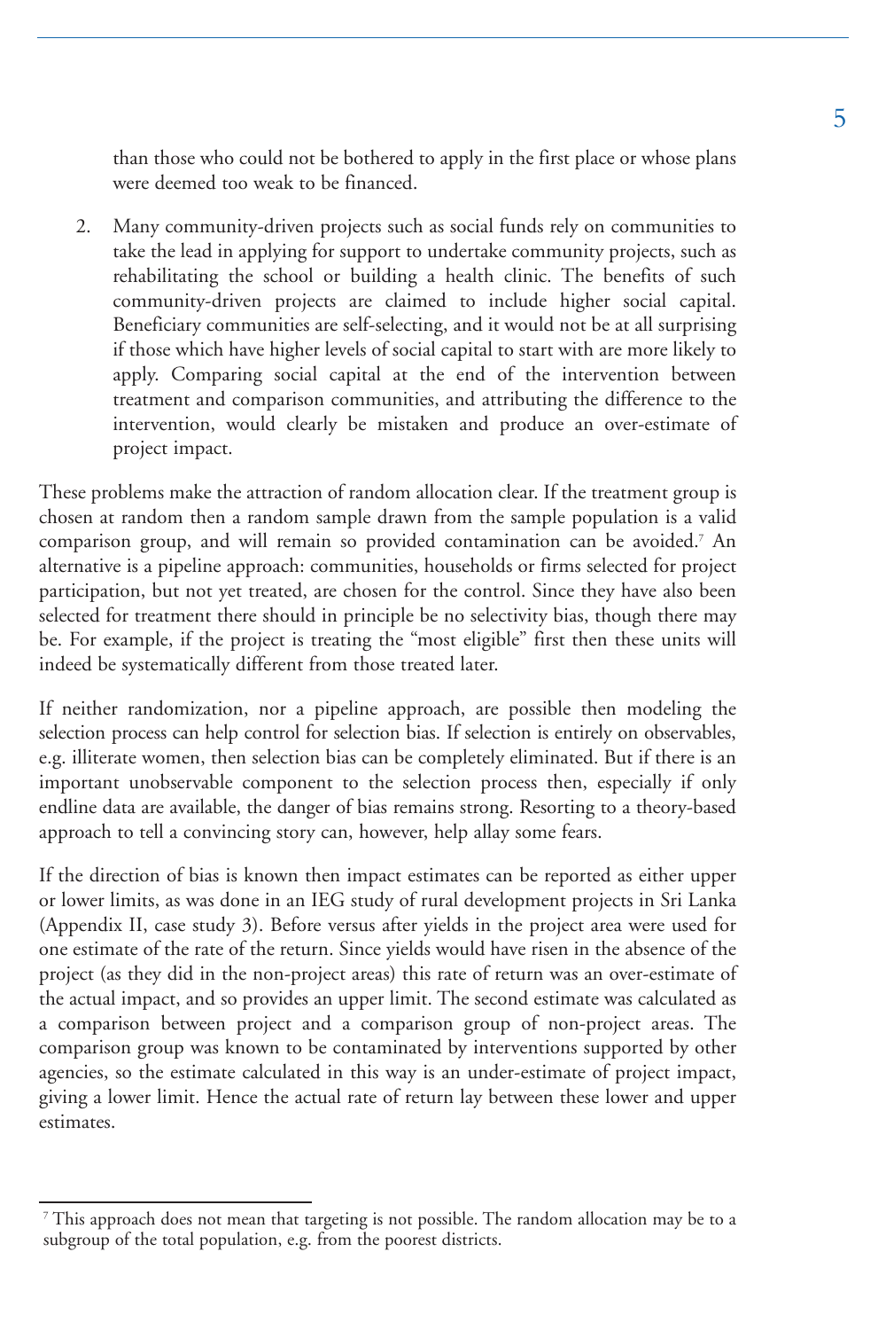than those who could not be bothered to apply in the first place or whose plans were deemed too weak to be financed.

2. Many community-driven projects such as social funds rely on communities to take the lead in applying for support to undertake community projects, such as rehabilitating the school or building a health clinic. The benefits of such community-driven projects are claimed to include higher social capital. Beneficiary communities are self-selecting, and it would not be at all surprising if those which have higher levels of social capital to start with are more likely to apply. Comparing social capital at the end of the intervention between treatment and comparison communities, and attributing the difference to the intervention, would clearly be mistaken and produce an over-estimate of project impact.

These problems make the attraction of random allocation clear. If the treatment group is chosen at random then a random sample drawn from the sample population is a valid comparison group, and will remain so provided contamination can be avoided.[7] An alternative is a pipeline approach: communities, households or firms selected for project participation, but not yet treated, are chosen for the control. Since they have also been selected for treatment there should in principle be no selectivity bias, though there may be. For example, if the project is treating the "most eligible" first then these units will indeed be systematically different from those treated later.

If neither randomization, nor a pipeline approach, are possible then modeling the selection process can help control for selection bias. If selection is entirely on observables, e.g. illiterate women, then selection bias can be completely eliminated. But if there is an important unobservable component to the selection process then, especially if only endline data are available, the danger of bias remains strong. Resorting to a theory-based approach to tell a convincing story can, however, help allay some fears.

If the direction of bias is known then impact estimates can be reported as either upper or lower limits, as was done in an IEG study of rural development projects in Sri Lanka (Appendix II, case study 3). Before versus after yields in the project area were used for one estimate of the rate of the return. Since yields would have risen in the absence of the project (as they did in the non-project areas) this rate of return was an over-estimate of the actual impact, and so provides an upper limit. The second estimate was calculated as a comparison between project and a comparison group of non-project areas. The comparison group was known to be contaminated by interventions supported by other agencies, so the estimate calculated in this way is an under-estimate of project impact, giving a lower limit. Hence the actual rate of return lay between these lower and upper estimates.

---

[7] This approach does not mean that targeting is not possible. The random allocation may be to a subgroup of the total population, e.g. from the poorest districts.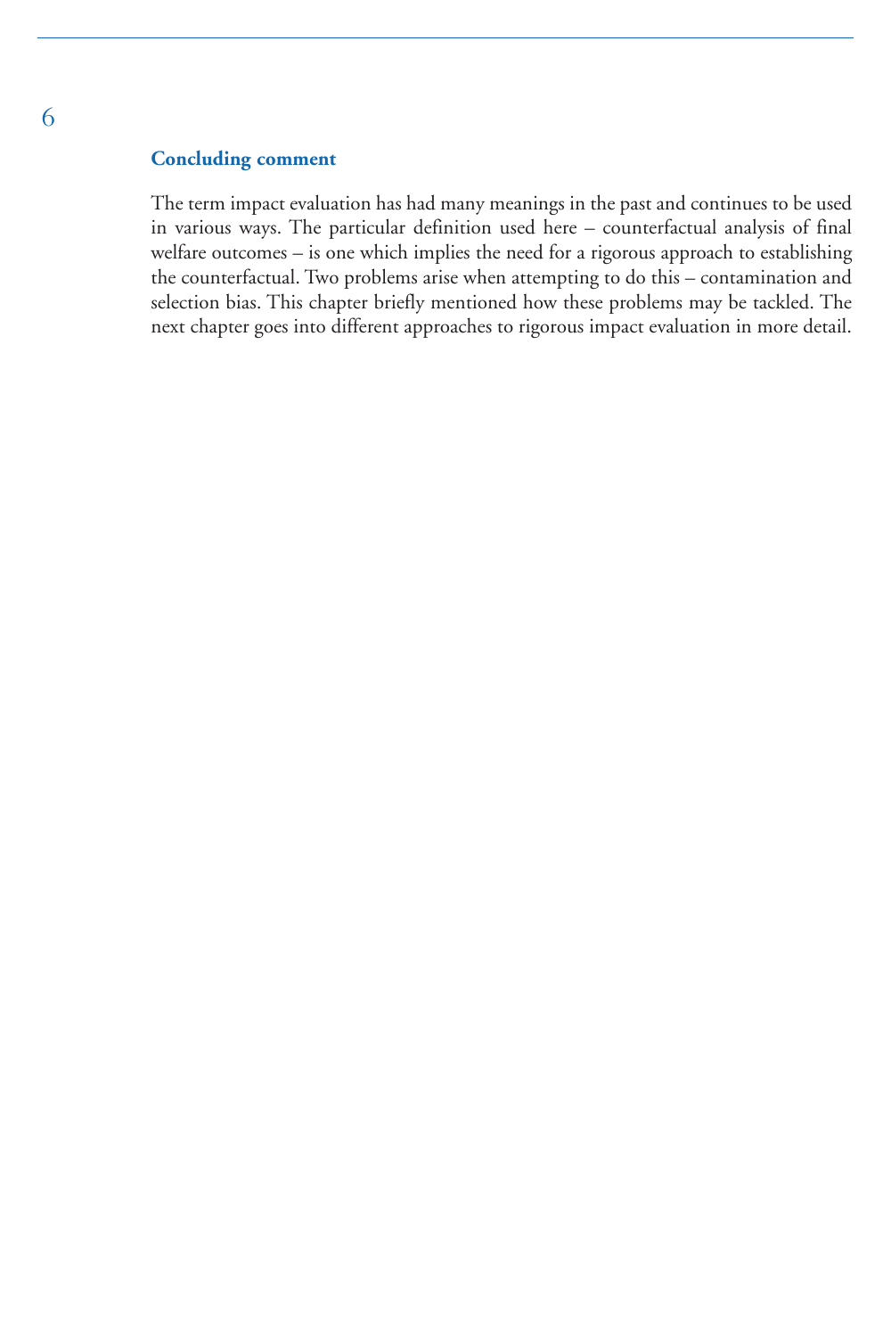### Concluding comment

The term impact evaluation has had many meanings in the past and continues to be used in various ways. The particular definition used here – counterfactual analysis of final welfare outcomes – is one which implies the need for a rigorous approach to establishing the counterfactual. Two problems arise when attempting to do this – contamination and selection bias. This chapter briefly mentioned how these problems may be tackled. The next chapter goes into different approaches to rigorous impact evaluation in more detail.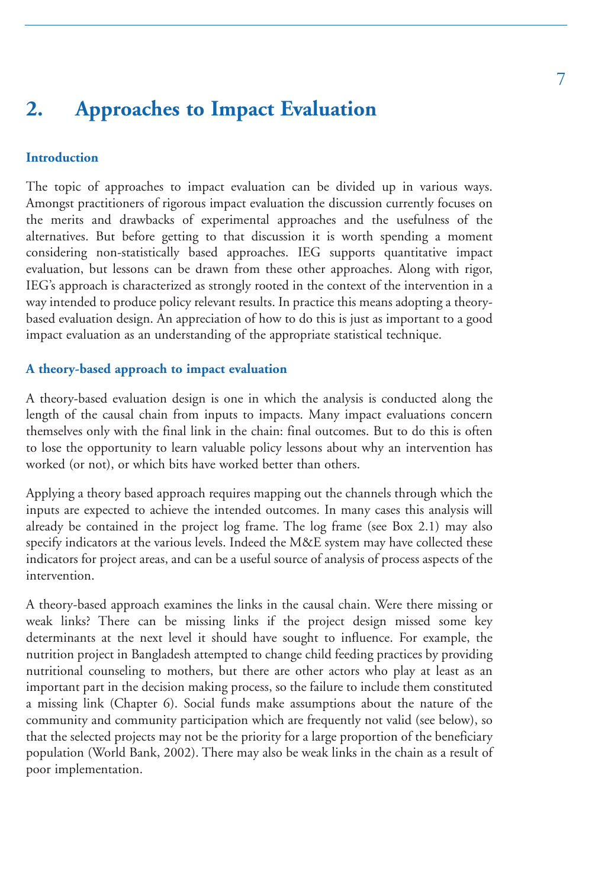# 2. Approaches to Impact Evaluation

## Introduction

The topic of approaches to impact evaluation can be divided up in various ways. Amongst practitioners of rigorous impact evaluation the discussion currently focuses on the merits and drawbacks of experimental approaches and the usefulness of the alternatives. But before getting to that discussion it is worth spending a moment considering non-statistically based approaches. IEG supports quantitative impact evaluation, but lessons can be drawn from these other approaches. Along with rigor, IEG's approach is characterized as strongly rooted in the context of the intervention in a way intended to produce policy relevant results. In practice this means adopting a theory-based evaluation design. An appreciation of how to do this is just as important to a good impact evaluation as an understanding of the appropriate statistical technique.

## A theory-based approach to impact evaluation

A theory-based evaluation design is one in which the analysis is conducted along the length of the causal chain from inputs to impacts. Many impact evaluations concern themselves only with the final link in the chain: final outcomes. But to do this is often to lose the opportunity to learn valuable policy lessons about why an intervention has worked (or not), or which bits have worked better than others.

Applying a theory based approach requires mapping out the channels through which the inputs are expected to achieve the intended outcomes. In many cases this analysis will already be contained in the project log frame. The log frame (see Box 2.1) may also specify indicators at the various levels. Indeed the M&E system may have collected these indicators for project areas, and can be a useful source of analysis of process aspects of the intervention.

A theory-based approach examines the links in the causal chain. Were there missing or weak links? There can be missing links if the project design missed some key determinants at the next level it should have sought to influence. For example, the nutrition project in Bangladesh attempted to change child feeding practices by providing nutritional counseling to mothers, but there are other actors who play at least as an important part in the decision making process, so the failure to include them constituted a missing link (Chapter 6). Social funds make assumptions about the nature of the community and community participation which are frequently not valid (see below), so that the selected projects may not be the priority for a large proportion of the beneficiary population (World Bank, 2002). There may also be weak links in the chain as a result of poor implementation.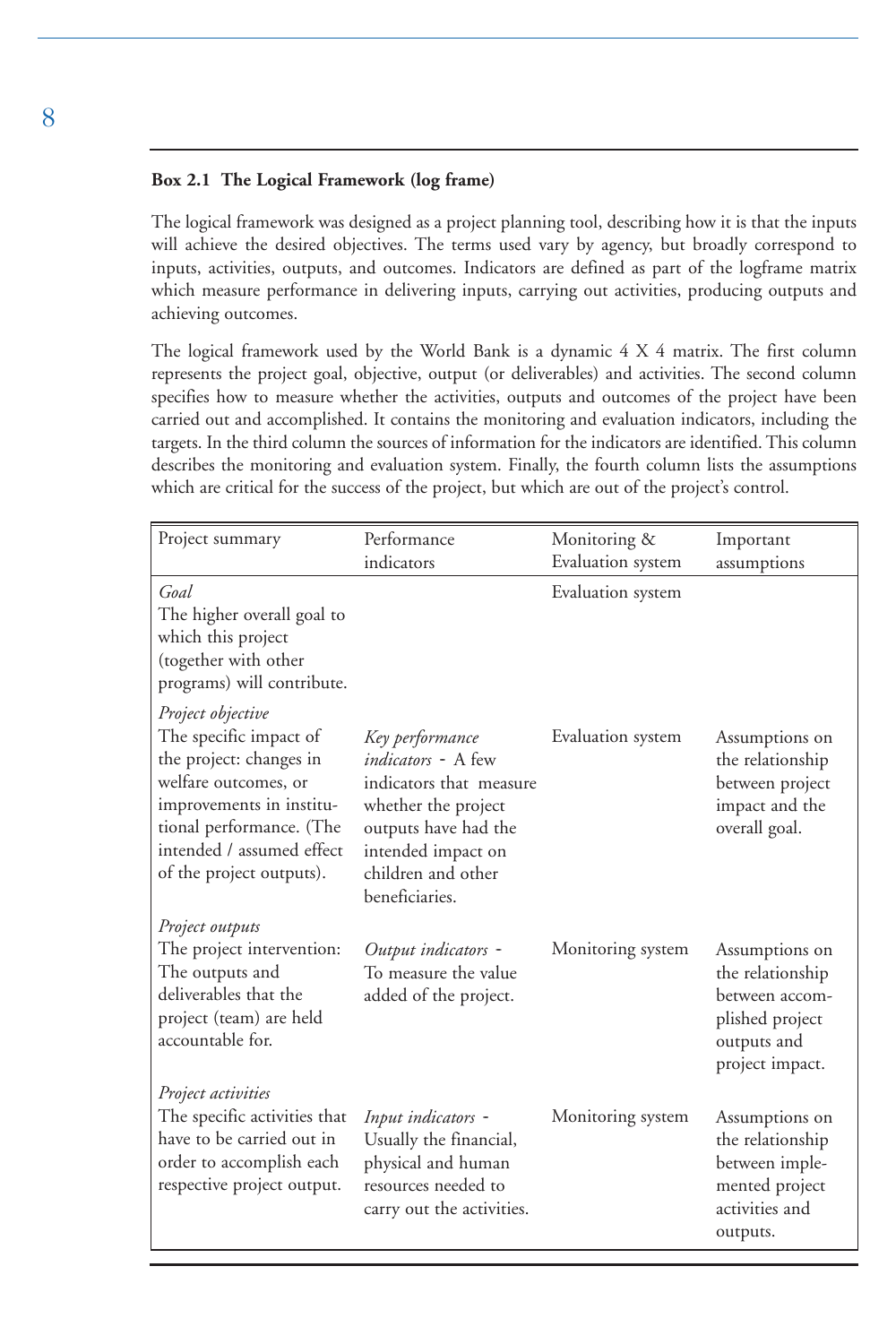**Box 2.1 The Logical Framework (log frame)**

The logical framework was designed as a project planning tool, describing how it is that the inputs will achieve the desired objectives. The terms used vary by agency, but broadly correspond to inputs, activities, outputs, and outcomes. Indicators are defined as part of the logframe matrix which measure performance in delivering inputs, carrying out activities, producing outputs and achieving outcomes.

The logical framework used by the World Bank is a dynamic 4 X 4 matrix. The first column represents the project goal, objective, output (or deliverables) and activities. The second column specifies how to measure whether the activities, outputs and outcomes of the project have been carried out and accomplished. It contains the monitoring and evaluation indicators, including the targets. In the third column the sources of information for the indicators are identified. This column describes the monitoring and evaluation system. Finally, the fourth column lists the assumptions which are critical for the success of the project, but which are out of the project's control.

| Project summary | Performance indicators | Monitoring & Evaluation system | Important assumptions |
|---|---|---|---|
| *Goal*<br>The higher overall goal to which this project (together with other programs) will contribute. | | Evaluation system | |
| *Project objective*<br>The specific impact of the project: changes in welfare outcomes, or improvements in institutional performance. (The intended / assumed effect of the project outputs). | *Key performance indicators* - A few indicators that measure whether the project outputs have had the intended impact on children and other beneficiaries. | Evaluation system | Assumptions on the relationship between project impact and the overall goal. |
| *Project outputs*<br>The project intervention: The outputs and deliverables that the project (team) are held accountable for. | *Output indicators* - To measure the value added of the project. | Monitoring system | Assumptions on the relationship between accomplished project outputs and project impact. |
| *Project activities*<br>The specific activities that have to be carried out in order to accomplish each respective project output. | *Input indicators* - Usually the financial, physical and human resources needed to carry out the activities. | Monitoring system | Assumptions on the relationship between implemented project activities and outputs. |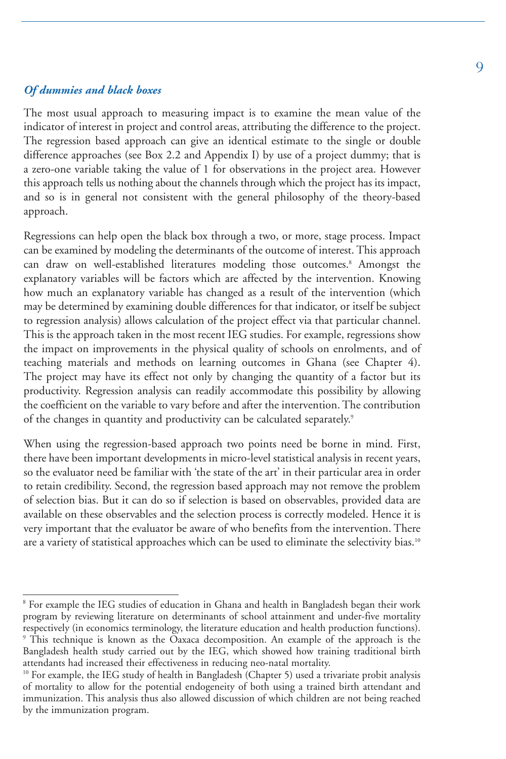### *Of dummies and black boxes*

The most usual approach to measuring impact is to examine the mean value of the indicator of interest in project and control areas, attributing the difference to the project. The regression based approach can give an identical estimate to the single or double difference approaches (see Box 2.2 and Appendix I) by use of a project dummy; that is a zero-one variable taking the value of 1 for observations in the project area. However this approach tells us nothing about the channels through which the project has its impact, and so is in general not consistent with the general philosophy of the theory-based approach.

Regressions can help open the black box through a two, or more, stage process. Impact can be examined by modeling the determinants of the outcome of interest. This approach can draw on well-established literatures modeling those outcomes.[8] Amongst the explanatory variables will be factors which are affected by the intervention. Knowing how much an explanatory variable has changed as a result of the intervention (which may be determined by examining double differences for that indicator, or itself be subject to regression analysis) allows calculation of the project effect via that particular channel. This is the approach taken in the most recent IEG studies. For example, regressions show the impact on improvements in the physical quality of schools on enrolments, and of teaching materials and methods on learning outcomes in Ghana (see Chapter 4). The project may have its effect not only by changing the quantity of a factor but its productivity. Regression analysis can readily accommodate this possibility by allowing the coefficient on the variable to vary before and after the intervention. The contribution of the changes in quantity and productivity can be calculated separately.[9]

When using the regression-based approach two points need be borne in mind. First, there have been important developments in micro-level statistical analysis in recent years, so the evaluator need be familiar with 'the state of the art' in their particular area in order to retain credibility. Second, the regression based approach may not remove the problem of selection bias. But it can do so if selection is based on observables, provided data are available on these observables and the selection process is correctly modeled. Hence it is very important that the evaluator be aware of who benefits from the intervention. There are a variety of statistical approaches which can be used to eliminate the selectivity bias.[10]

---

[8] For example the IEG studies of education in Ghana and health in Bangladesh began their work program by reviewing literature on determinants of school attainment and under-five mortality respectively (in economics terminology, the literature education and health production functions).

[9] This technique is known as the Oaxaca decomposition. An example of the approach is the Bangladesh health study carried out by the IEG, which showed how training traditional birth attendants had increased their effectiveness in reducing neo-natal mortality.

[10] For example, the IEG study of health in Bangladesh (Chapter 5) used a trivariate probit analysis of mortality to allow for the potential endogeneity of both using a trained birth attendant and immunization. This analysis thus also allowed discussion of which children are not being reached by the immunization program.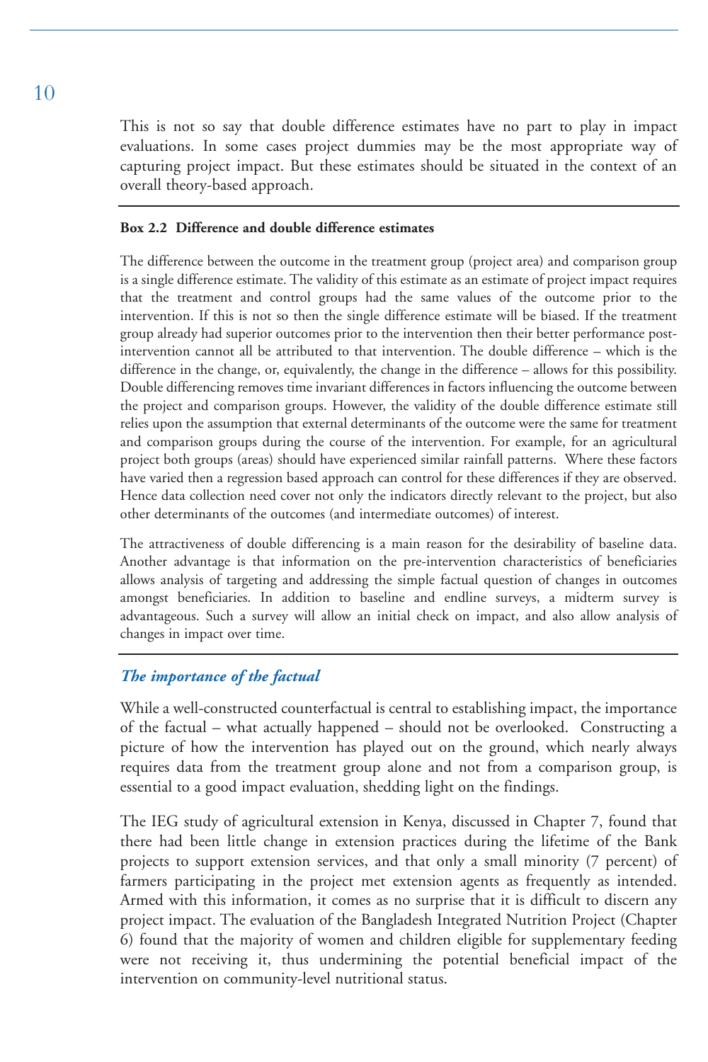This is not so say that double difference estimates have no part to play in impact evaluations. In some cases project dummies may be the most appropriate way of capturing project impact. But these estimates should be situated in the context of an overall theory-based approach.

---

**Box 2.2 Difference and double difference estimates**

The difference between the outcome in the treatment group (project area) and comparison group is a single difference estimate. The validity of this estimate as an estimate of project impact requires that the treatment and control groups had the same values of the outcome prior to the intervention. If this is not so then the single difference estimate will be biased. If the treatment group already had superior outcomes prior to the intervention then their better performance post-intervention cannot all be attributed to that intervention. The double difference – which is the difference in the change, or, equivalently, the change in the difference – allows for this possibility. Double differencing removes time invariant differences in factors influencing the outcome between the project and comparison groups. However, the validity of the double difference estimate still relies upon the assumption that external determinants of the outcome were the same for treatment and comparison groups during the course of the intervention. For example, for an agricultural project both groups (areas) should have experienced similar rainfall patterns. Where these factors have varied then a regression based approach can control for these differences if they are observed. Hence data collection need cover not only the indicators directly relevant to the project, but also other determinants of the outcomes (and intermediate outcomes) of interest.

The attractiveness of double differencing is a main reason for the desirability of baseline data. Another advantage is that information on the pre-intervention characteristics of beneficiaries allows analysis of targeting and addressing the simple factual question of changes in outcomes amongst beneficiaries. In addition to baseline and endline surveys, a midterm survey is advantageous. Such a survey will allow an initial check on impact, and also allow analysis of changes in impact over time.

---

### *The importance of the factual*

While a well-constructed counterfactual is central to establishing impact, the importance of the factual – what actually happened – should not be overlooked. Constructing a picture of how the intervention has played out on the ground, which nearly always requires data from the treatment group alone and not from a comparison group, is essential to a good impact evaluation, shedding light on the findings.

The IEG study of agricultural extension in Kenya, discussed in Chapter 7, found that there had been little change in extension practices during the lifetime of the Bank projects to support extension services, and that only a small minority (7 percent) of farmers participating in the project met extension agents as frequently as intended. Armed with this information, it comes as no surprise that it is difficult to discern any project impact. The evaluation of the Bangladesh Integrated Nutrition Project (Chapter 6) found that the majority of women and children eligible for supplementary feeding were not receiving it, thus undermining the potential beneficial impact of the intervention on community-level nutritional status.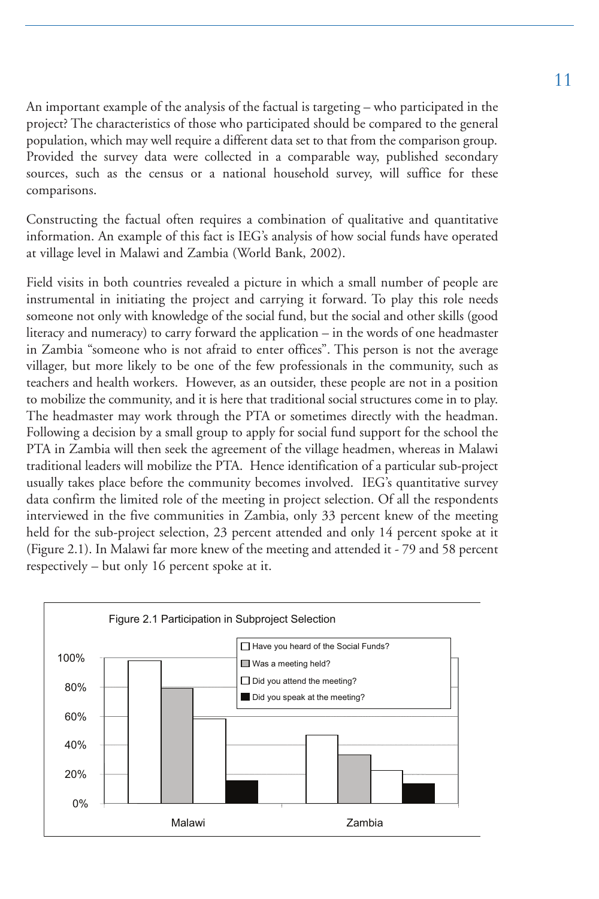An important example of the analysis of the factual is targeting – who participated in the project? The characteristics of those who participated should be compared to the general population, which may well require a different data set to that from the comparison group. Provided the survey data were collected in a comparable way, published secondary sources, such as the census or a national household survey, will suffice for these comparisons.

Constructing the factual often requires a combination of qualitative and quantitative information. An example of this fact is IEG's analysis of how social funds have operated at village level in Malawi and Zambia (World Bank, 2002).

Field visits in both countries revealed a picture in which a small number of people are instrumental in initiating the project and carrying it forward. To play this role needs someone not only with knowledge of the social fund, but the social and other skills (good literacy and numeracy) to carry forward the application – in the words of one headmaster in Zambia "someone who is not afraid to enter offices". This person is not the average villager, but more likely to be one of the few professionals in the community, such as teachers and health workers. However, as an outsider, these people are not in a position to mobilize the community, and it is here that traditional social structures come in to play. The headmaster may work through the PTA or sometimes directly with the headman. Following a decision by a small group to apply for social fund support for the school the PTA in Zambia will then seek the agreement of the village headmen, whereas in Malawi traditional leaders will mobilize the PTA. Hence identification of a particular sub-project usually takes place before the community becomes involved. IEG's quantitative survey data confirm the limited role of the meeting in project selection. Of all the respondents interviewed in the five communities in Zambia, only 33 percent knew of the meeting held for the sub-project selection, 23 percent attended and only 14 percent spoke at it (Figure 2.1). In Malawi far more knew of the meeting and attended it - 79 and 58 percent respectively – but only 16 percent spoke at it.

Figure 2.1 Participation in Subproject Selection

Have you heard of the Social Funds?
Was a meeting held?
Did you attend the meeting?
Did you speak at the meeting?

100%
80%
60%
40%
20%
0%

Malawi
Zambia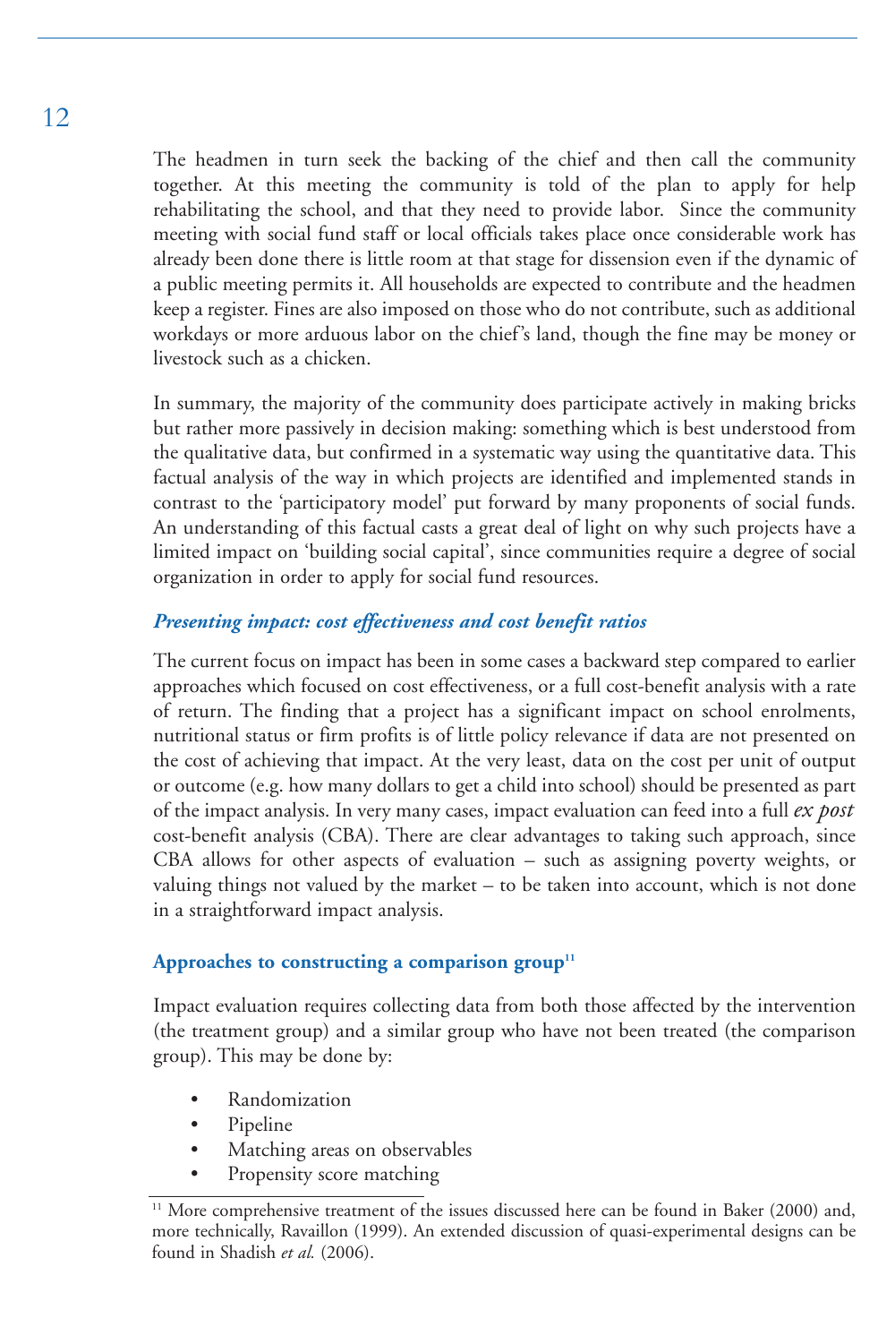The headmen in turn seek the backing of the chief and then call the community together. At this meeting the community is told of the plan to apply for help rehabilitating the school, and that they need to provide labor. Since the community meeting with social fund staff or local officials takes place once considerable work has already been done there is little room at that stage for dissension even if the dynamic of a public meeting permits it. All households are expected to contribute and the headmen keep a register. Fines are also imposed on those who do not contribute, such as additional workdays or more arduous labor on the chief's land, though the fine may be money or livestock such as a chicken.

In summary, the majority of the community does participate actively in making bricks but rather more passively in decision making: something which is best understood from the qualitative data, but confirmed in a systematic way using the quantitative data. This factual analysis of the way in which projects are identified and implemented stands in contrast to the 'participatory model' put forward by many proponents of social funds. An understanding of this factual casts a great deal of light on why such projects have a limited impact on 'building social capital', since communities require a degree of social organization in order to apply for social fund resources.

### *Presenting impact: cost effectiveness and cost benefit ratios*

The current focus on impact has been in some cases a backward step compared to earlier approaches which focused on cost effectiveness, or a full cost-benefit analysis with a rate of return. The finding that a project has a significant impact on school enrolments, nutritional status or firm profits is of little policy relevance if data are not presented on the cost of achieving that impact. At the very least, data on the cost per unit of output or outcome (e.g. how many dollars to get a child into school) should be presented as part of the impact analysis. In very many cases, impact evaluation can feed into a full *ex post* cost-benefit analysis (CBA). There are clear advantages to taking such approach, since CBA allows for other aspects of evaluation – such as assigning poverty weights, or valuing things not valued by the market – to be taken into account, which is not done in a straightforward impact analysis.

## Approaches to constructing a comparison group[11]

Impact evaluation requires collecting data from both those affected by the intervention (the treatment group) and a similar group who have not been treated (the comparison group). This may be done by:

- Randomization
- Pipeline
- Matching areas on observables
- Propensity score matching

[11] More comprehensive treatment of the issues discussed here can be found in Baker (2000) and, more technically, Ravaillon (1999). An extended discussion of quasi-experimental designs can be found in Shadish *et al.* (2006).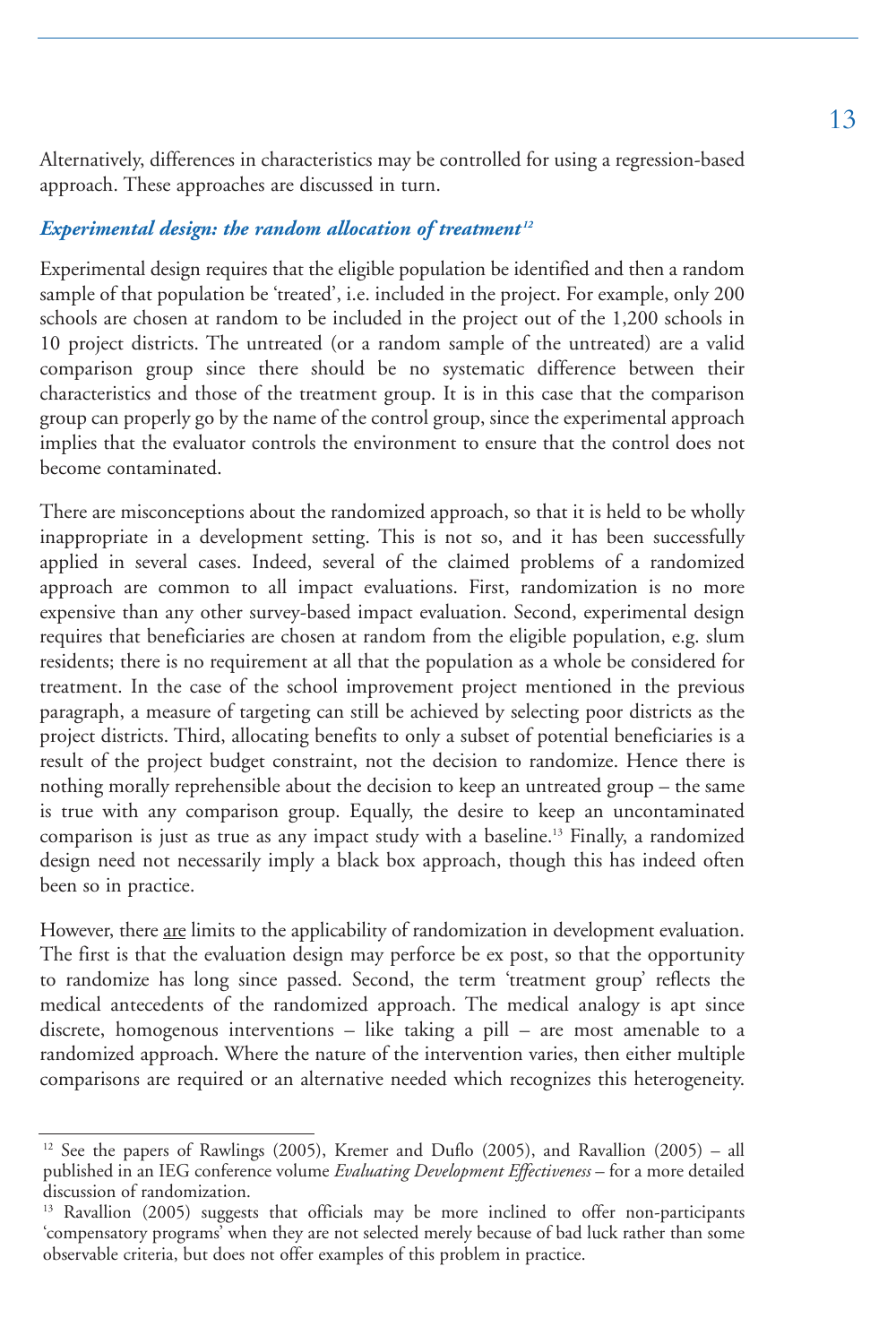Alternatively, differences in characteristics may be controlled for using a regression-based approach. These approaches are discussed in turn.

### *Experimental design: the random allocation of treatment*[12]

Experimental design requires that the eligible population be identified and then a random sample of that population be 'treated', i.e. included in the project. For example, only 200 schools are chosen at random to be included in the project out of the 1,200 schools in 10 project districts. The untreated (or a random sample of the untreated) are a valid comparison group since there should be no systematic difference between their characteristics and those of the treatment group. It is in this case that the comparison group can properly go by the name of the control group, since the experimental approach implies that the evaluator controls the environment to ensure that the control does not become contaminated.

There are misconceptions about the randomized approach, so that it is held to be wholly inappropriate in a development setting. This is not so, and it has been successfully applied in several cases. Indeed, several of the claimed problems of a randomized approach are common to all impact evaluations. First, randomization is no more expensive than any other survey-based impact evaluation. Second, experimental design requires that beneficiaries are chosen at random from the eligible population, e.g. slum residents; there is no requirement at all that the population as a whole be considered for treatment. In the case of the school improvement project mentioned in the previous paragraph, a measure of targeting can still be achieved by selecting poor districts as the project districts. Third, allocating benefits to only a subset of potential beneficiaries is a result of the project budget constraint, not the decision to randomize. Hence there is nothing morally reprehensible about the decision to keep an untreated group – the same is true with any comparison group. Equally, the desire to keep an uncontaminated comparison is just as true as any impact study with a baseline.[13] Finally, a randomized design need not necessarily imply a black box approach, though this has indeed often been so in practice.

However, there <u>are</u> limits to the applicability of randomization in development evaluation. The first is that the evaluation design may perforce be ex post, so that the opportunity to randomize has long since passed. Second, the term 'treatment group' reflects the medical antecedents of the randomized approach. The medical analogy is apt since discrete, homogenous interventions – like taking a pill – are most amenable to a randomized approach. Where the nature of the intervention varies, then either multiple comparisons are required or an alternative needed which recognizes this heterogeneity.

---

[12] See the papers of Rawlings (2005), Kremer and Duflo (2005), and Ravallion (2005) – all published in an IEG conference volume *Evaluating Development Effectiveness* – for a more detailed discussion of randomization.

[13] Ravallion (2005) suggests that officials may be more inclined to offer non-participants 'compensatory programs' when they are not selected merely because of bad luck rather than some observable criteria, but does not offer examples of this problem in practice.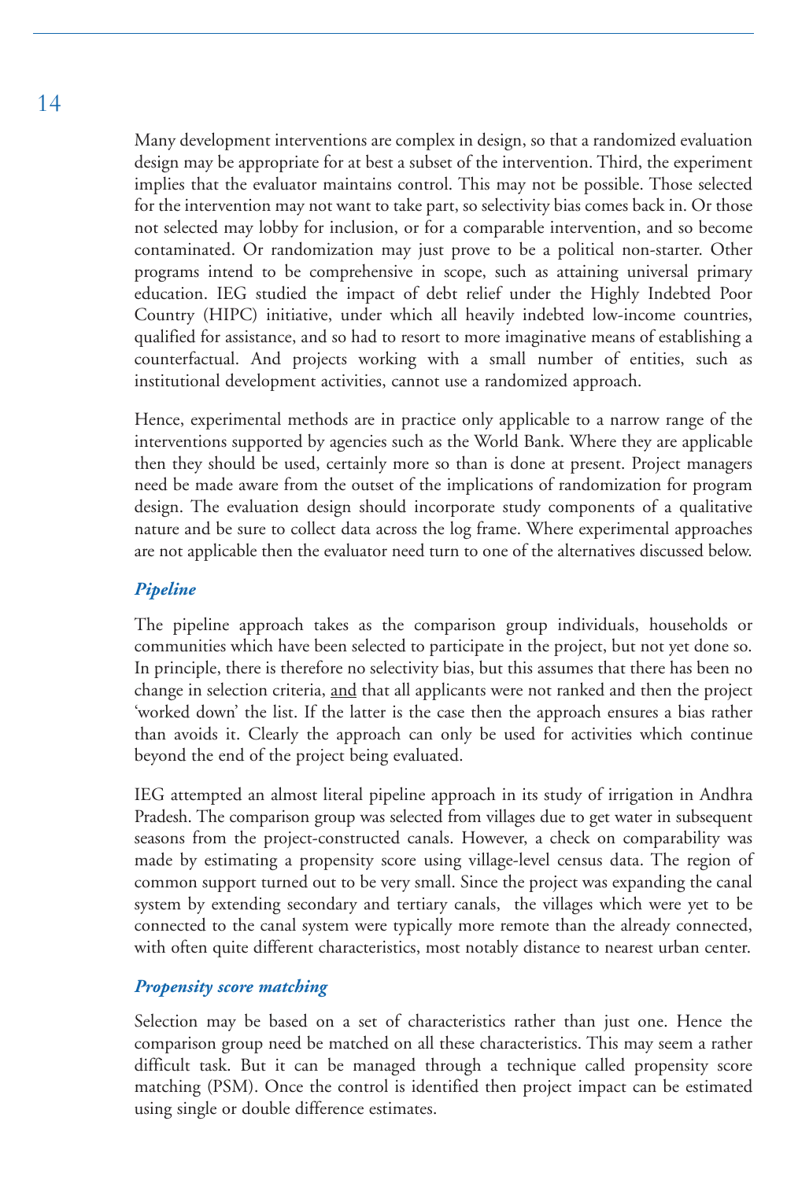Many development interventions are complex in design, so that a randomized evaluation design may be appropriate for at best a subset of the intervention. Third, the experiment implies that the evaluator maintains control. This may not be possible. Those selected for the intervention may not want to take part, so selectivity bias comes back in. Or those not selected may lobby for inclusion, or for a comparable intervention, and so become contaminated. Or randomization may just prove to be a political non-starter. Other programs intend to be comprehensive in scope, such as attaining universal primary education. IEG studied the impact of debt relief under the Highly Indebted Poor Country (HIPC) initiative, under which all heavily indebted low-income countries, qualified for assistance, and so had to resort to more imaginative means of establishing a counterfactual. And projects working with a small number of entities, such as institutional development activities, cannot use a randomized approach.

Hence, experimental methods are in practice only applicable to a narrow range of the interventions supported by agencies such as the World Bank. Where they are applicable then they should be used, certainly more so than is done at present. Project managers need be made aware from the outset of the implications of randomization for program design. The evaluation design should incorporate study components of a qualitative nature and be sure to collect data across the log frame. Where experimental approaches are not applicable then the evaluator need turn to one of the alternatives discussed below.

### *Pipeline*

The pipeline approach takes as the comparison group individuals, households or communities which have been selected to participate in the project, but not yet done so. In principle, there is therefore no selectivity bias, but this assumes that there has been no change in selection criteria, <u>and</u> that all applicants were not ranked and then the project 'worked down' the list. If the latter is the case then the approach ensures a bias rather than avoids it. Clearly the approach can only be used for activities which continue beyond the end of the project being evaluated.

IEG attempted an almost literal pipeline approach in its study of irrigation in Andhra Pradesh. The comparison group was selected from villages due to get water in subsequent seasons from the project-constructed canals. However, a check on comparability was made by estimating a propensity score using village-level census data. The region of common support turned out to be very small. Since the project was expanding the canal system by extending secondary and tertiary canals, the villages which were yet to be connected to the canal system were typically more remote than the already connected, with often quite different characteristics, most notably distance to nearest urban center.

### *Propensity score matching*

Selection may be based on a set of characteristics rather than just one. Hence the comparison group need be matched on all these characteristics. This may seem a rather difficult task. But it can be managed through a technique called propensity score matching (PSM). Once the control is identified then project impact can be estimated using single or double difference estimates.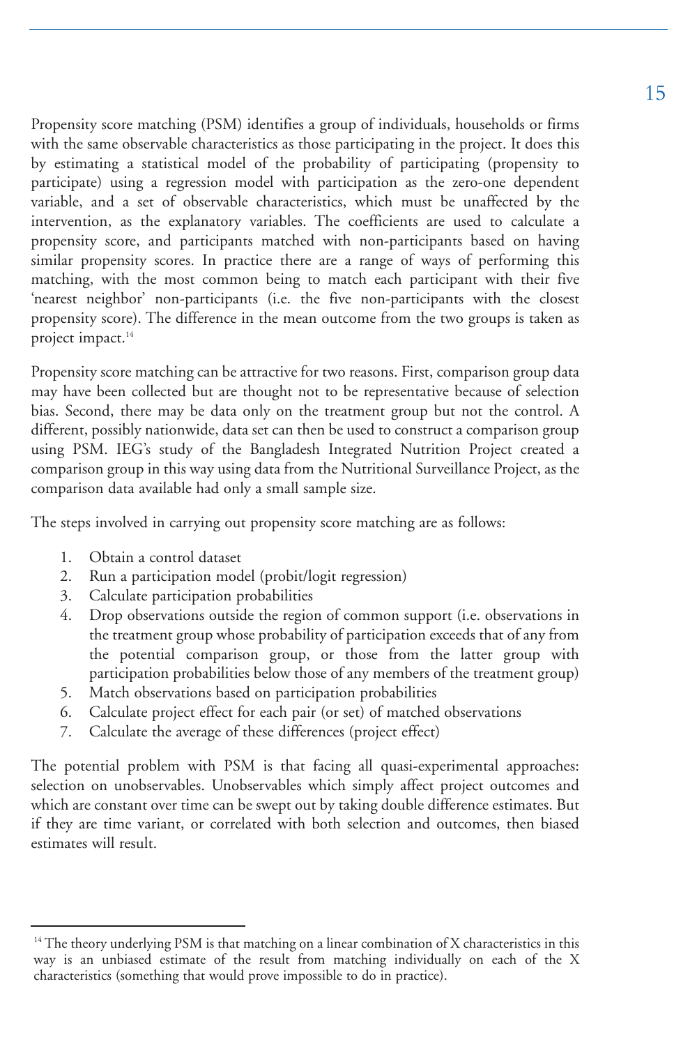Propensity score matching (PSM) identifies a group of individuals, households or firms with the same observable characteristics as those participating in the project. It does this by estimating a statistical model of the probability of participating (propensity to participate) using a regression model with participation as the zero-one dependent variable, and a set of observable characteristics, which must be unaffected by the intervention, as the explanatory variables. The coefficients are used to calculate a propensity score, and participants matched with non-participants based on having similar propensity scores. In practice there are a range of ways of performing this matching, with the most common being to match each participant with their five 'nearest neighbor' non-participants (i.e. the five non-participants with the closest propensity score). The difference in the mean outcome from the two groups is taken as project impact.[14]

Propensity score matching can be attractive for two reasons. First, comparison group data may have been collected but are thought not to be representative because of selection bias. Second, there may be data only on the treatment group but not the control. A different, possibly nationwide, data set can then be used to construct a comparison group using PSM. IEG's study of the Bangladesh Integrated Nutrition Project created a comparison group in this way using data from the Nutritional Surveillance Project, as the comparison data available had only a small sample size.

The steps involved in carrying out propensity score matching are as follows:

1. Obtain a control dataset
2. Run a participation model (probit/logit regression)
3. Calculate participation probabilities
4. Drop observations outside the region of common support (i.e. observations in the treatment group whose probability of participation exceeds that of any from the potential comparison group, or those from the latter group with participation probabilities below those of any members of the treatment group)
5. Match observations based on participation probabilities
6. Calculate project effect for each pair (or set) of matched observations
7. Calculate the average of these differences (project effect)

The potential problem with PSM is that facing all quasi-experimental approaches: selection on unobservables. Unobservables which simply affect project outcomes and which are constant over time can be swept out by taking double difference estimates. But if they are time variant, or correlated with both selection and outcomes, then biased estimates will result.

---

[14] The theory underlying PSM is that matching on a linear combination of X characteristics in this way is an unbiased estimate of the result from matching individually on each of the X characteristics (something that would prove impossible to do in practice).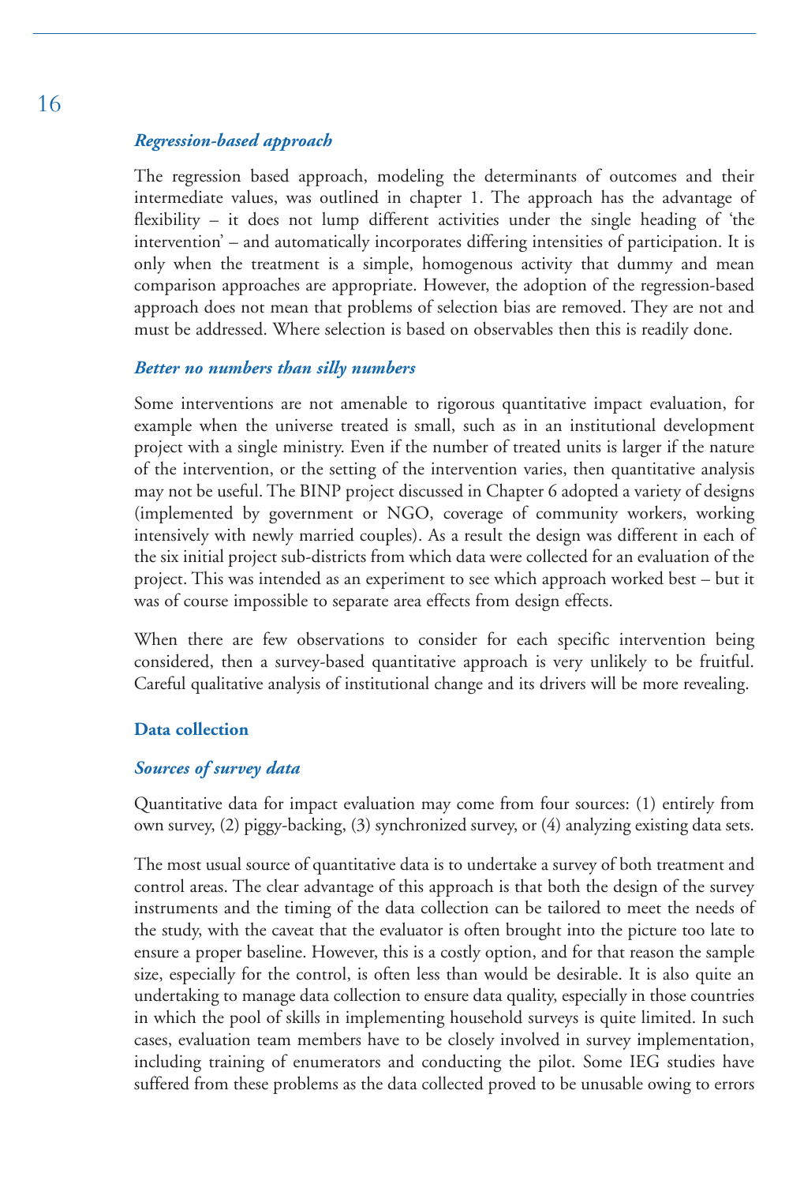### *Regression-based approach*

The regression based approach, modeling the determinants of outcomes and their intermediate values, was outlined in chapter 1. The approach has the advantage of flexibility – it does not lump different activities under the single heading of 'the intervention' – and automatically incorporates differing intensities of participation. It is only when the treatment is a simple, homogenous activity that dummy and mean comparison approaches are appropriate. However, the adoption of the regression-based approach does not mean that problems of selection bias are removed. They are not and must be addressed. Where selection is based on observables then this is readily done.

### *Better no numbers than silly numbers*

Some interventions are not amenable to rigorous quantitative impact evaluation, for example when the universe treated is small, such as in an institutional development project with a single ministry. Even if the number of treated units is larger if the nature of the intervention, or the setting of the intervention varies, then quantitative analysis may not be useful. The BINP project discussed in Chapter 6 adopted a variety of designs (implemented by government or NGO, coverage of community workers, working intensively with newly married couples). As a result the design was different in each of the six initial project sub-districts from which data were collected for an evaluation of the project. This was intended as an experiment to see which approach worked best – but it was of course impossible to separate area effects from design effects.

When there are few observations to consider for each specific intervention being considered, then a survey-based quantitative approach is very unlikely to be fruitful. Careful qualitative analysis of institutional change and its drivers will be more revealing.

## Data collection

### *Sources of survey data*

Quantitative data for impact evaluation may come from four sources: (1) entirely from own survey, (2) piggy-backing, (3) synchronized survey, or (4) analyzing existing data sets.

The most usual source of quantitative data is to undertake a survey of both treatment and control areas. The clear advantage of this approach is that both the design of the survey instruments and the timing of the data collection can be tailored to meet the needs of the study, with the caveat that the evaluator is often brought into the picture too late to ensure a proper baseline. However, this is a costly option, and for that reason the sample size, especially for the control, is often less than would be desirable. It is also quite an undertaking to manage data collection to ensure data quality, especially in those countries in which the pool of skills in implementing household surveys is quite limited. In such cases, evaluation team members have to be closely involved in survey implementation, including training of enumerators and conducting the pilot. Some IEG studies have suffered from these problems as the data collected proved to be unusable owing to errors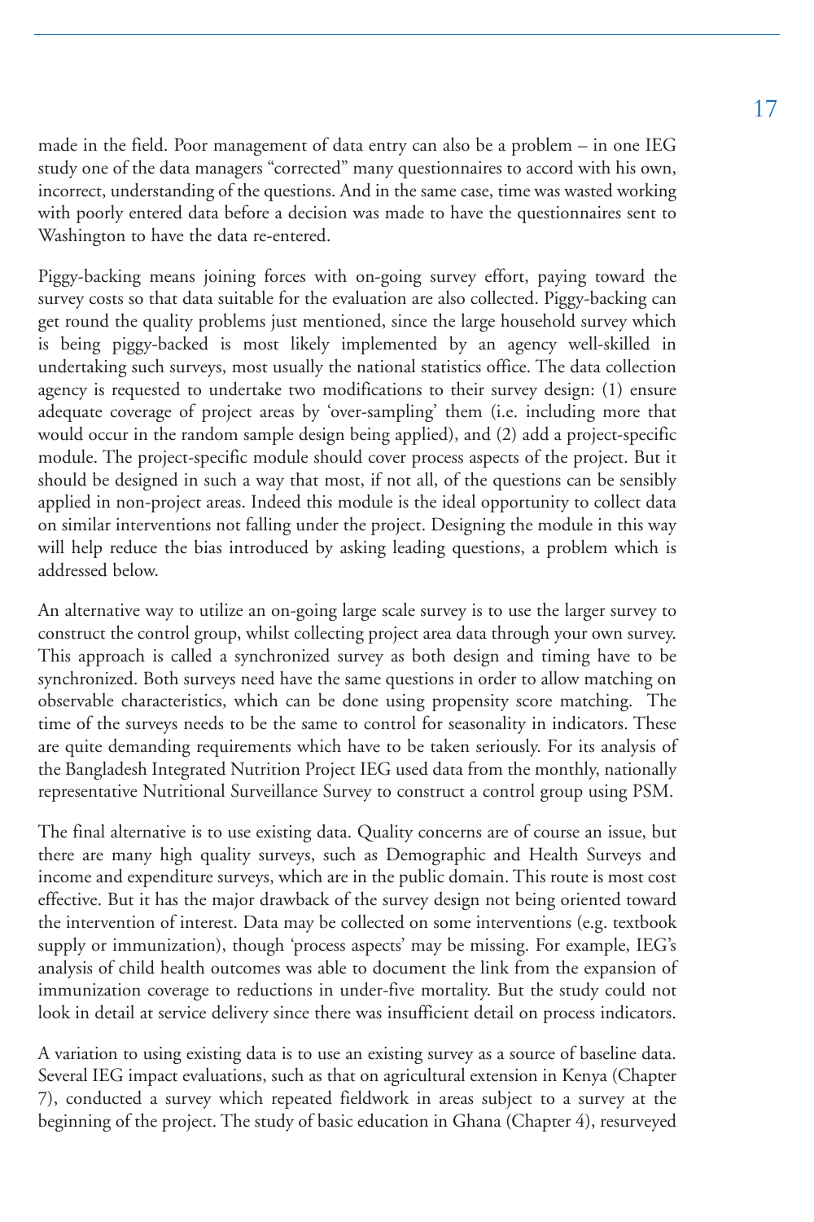made in the field. Poor management of data entry can also be a problem – in one IEG study one of the data managers "corrected" many questionnaires to accord with his own, incorrect, understanding of the questions. And in the same case, time was wasted working with poorly entered data before a decision was made to have the questionnaires sent to Washington to have the data re-entered.

Piggy-backing means joining forces with on-going survey effort, paying toward the survey costs so that data suitable for the evaluation are also collected. Piggy-backing can get round the quality problems just mentioned, since the large household survey which is being piggy-backed is most likely implemented by an agency well-skilled in undertaking such surveys, most usually the national statistics office. The data collection agency is requested to undertake two modifications to their survey design: (1) ensure adequate coverage of project areas by 'over-sampling' them (i.e. including more that would occur in the random sample design being applied), and (2) add a project-specific module. The project-specific module should cover process aspects of the project. But it should be designed in such a way that most, if not all, of the questions can be sensibly applied in non-project areas. Indeed this module is the ideal opportunity to collect data on similar interventions not falling under the project. Designing the module in this way will help reduce the bias introduced by asking leading questions, a problem which is addressed below.

An alternative way to utilize an on-going large scale survey is to use the larger survey to construct the control group, whilst collecting project area data through your own survey. This approach is called a synchronized survey as both design and timing have to be synchronized. Both surveys need have the same questions in order to allow matching on observable characteristics, which can be done using propensity score matching. The time of the surveys needs to be the same to control for seasonality in indicators. These are quite demanding requirements which have to be taken seriously. For its analysis of the Bangladesh Integrated Nutrition Project IEG used data from the monthly, nationally representative Nutritional Surveillance Survey to construct a control group using PSM.

The final alternative is to use existing data. Quality concerns are of course an issue, but there are many high quality surveys, such as Demographic and Health Surveys and income and expenditure surveys, which are in the public domain. This route is most cost effective. But it has the major drawback of the survey design not being oriented toward the intervention of interest. Data may be collected on some interventions (e.g. textbook supply or immunization), though 'process aspects' may be missing. For example, IEG's analysis of child health outcomes was able to document the link from the expansion of immunization coverage to reductions in under-five mortality. But the study could not look in detail at service delivery since there was insufficient detail on process indicators.

A variation to using existing data is to use an existing survey as a source of baseline data. Several IEG impact evaluations, such as that on agricultural extension in Kenya (Chapter 7), conducted a survey which repeated fieldwork in areas subject to a survey at the beginning of the project. The study of basic education in Ghana (Chapter 4), resurveyed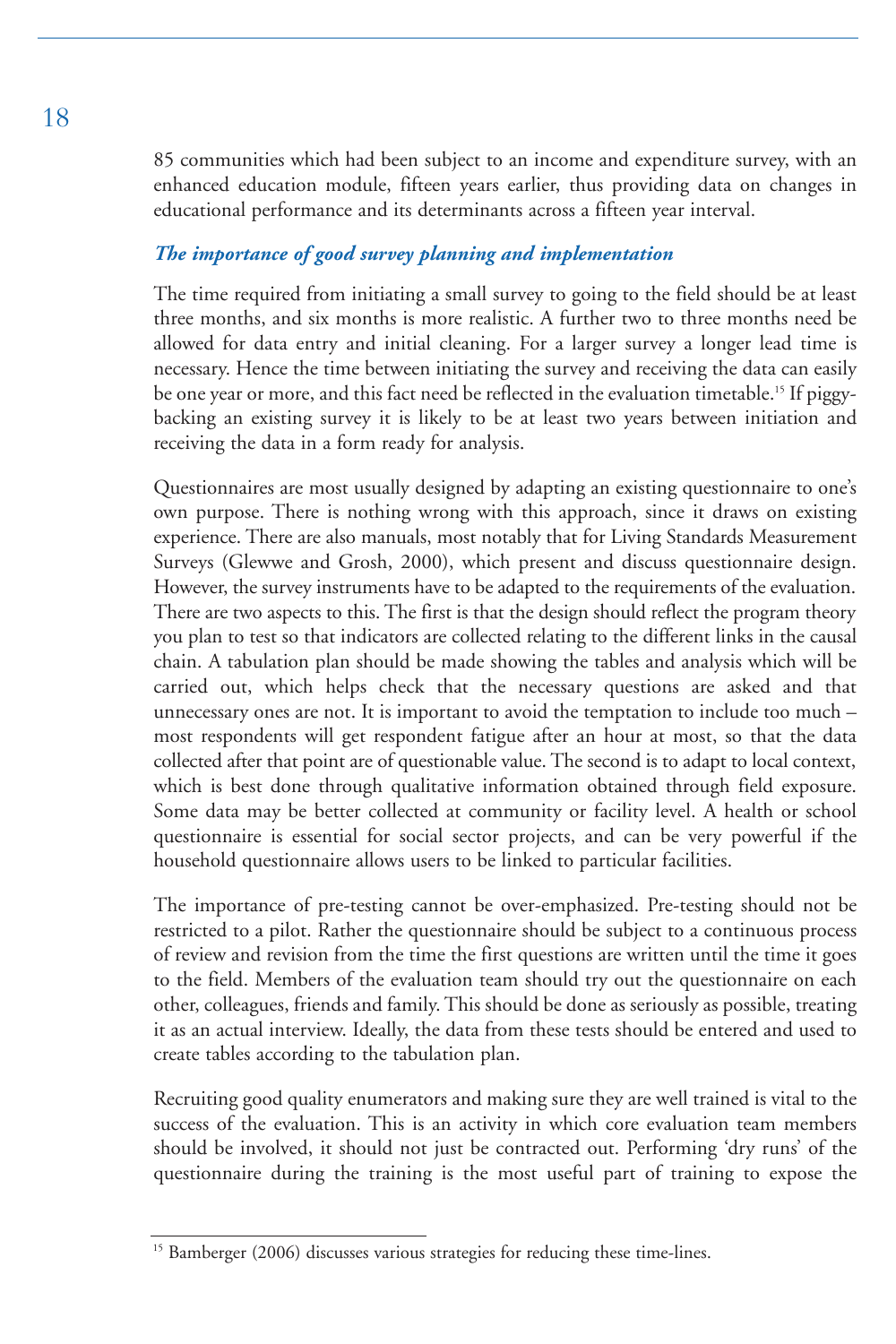85 communities which had been subject to an income and expenditure survey, with an enhanced education module, fifteen years earlier, thus providing data on changes in educational performance and its determinants across a fifteen year interval.

### *The importance of good survey planning and implementation*

The time required from initiating a small survey to going to the field should be at least three months, and six months is more realistic. A further two to three months need be allowed for data entry and initial cleaning. For a larger survey a longer lead time is necessary. Hence the time between initiating the survey and receiving the data can easily be one year or more, and this fact need be reflected in the evaluation timetable.[15] If piggy-backing an existing survey it is likely to be at least two years between initiation and receiving the data in a form ready for analysis.

Questionnaires are most usually designed by adapting an existing questionnaire to one's own purpose. There is nothing wrong with this approach, since it draws on existing experience. There are also manuals, most notably that for Living Standards Measurement Surveys (Glewwe and Grosh, 2000), which present and discuss questionnaire design. However, the survey instruments have to be adapted to the requirements of the evaluation. There are two aspects to this. The first is that the design should reflect the program theory you plan to test so that indicators are collected relating to the different links in the causal chain. A tabulation plan should be made showing the tables and analysis which will be carried out, which helps check that the necessary questions are asked and that unnecessary ones are not. It is important to avoid the temptation to include too much – most respondents will get respondent fatigue after an hour at most, so that the data collected after that point are of questionable value. The second is to adapt to local context, which is best done through qualitative information obtained through field exposure. Some data may be better collected at community or facility level. A health or school questionnaire is essential for social sector projects, and can be very powerful if the household questionnaire allows users to be linked to particular facilities.

The importance of pre-testing cannot be over-emphasized. Pre-testing should not be restricted to a pilot. Rather the questionnaire should be subject to a continuous process of review and revision from the time the first questions are written until the time it goes to the field. Members of the evaluation team should try out the questionnaire on each other, colleagues, friends and family. This should be done as seriously as possible, treating it as an actual interview. Ideally, the data from these tests should be entered and used to create tables according to the tabulation plan.

Recruiting good quality enumerators and making sure they are well trained is vital to the success of the evaluation. This is an activity in which core evaluation team members should be involved, it should not just be contracted out. Performing 'dry runs' of the questionnaire during the training is the most useful part of training to expose the

[15] Bamberger (2006) discusses various strategies for reducing these time-lines.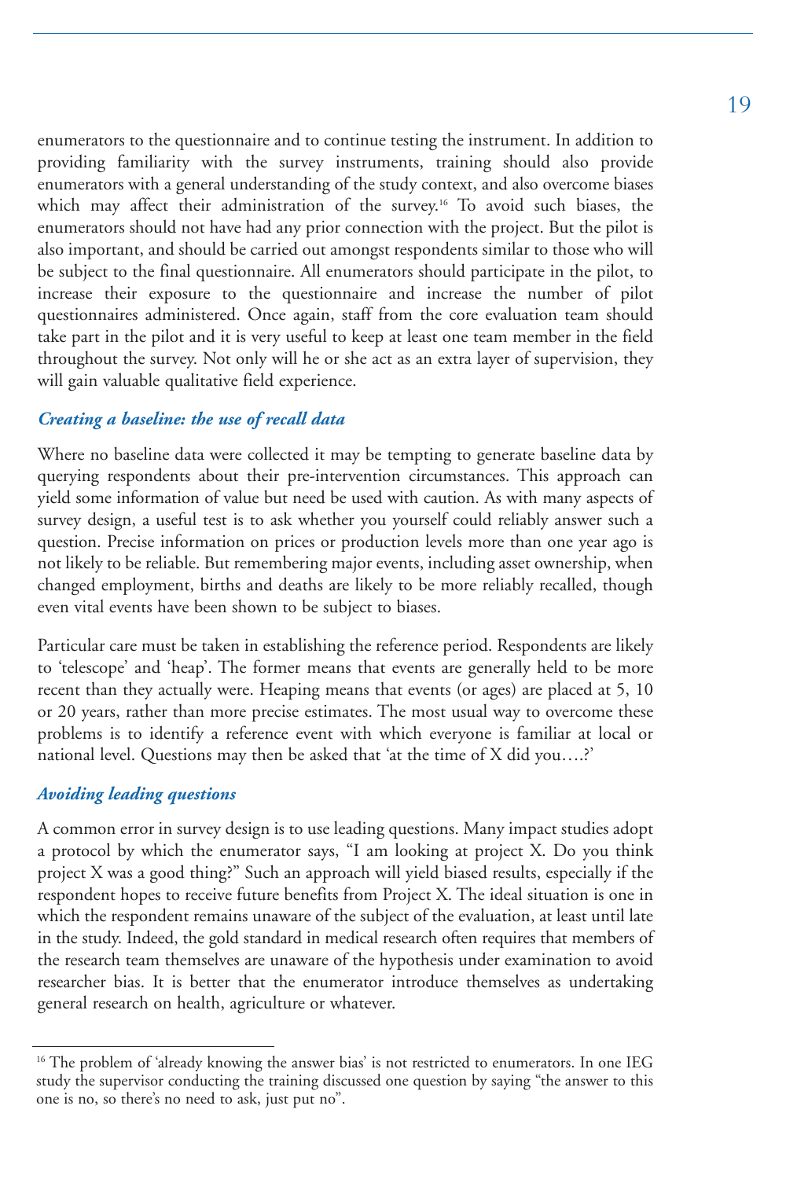enumerators to the questionnaire and to continue testing the instrument. In addition to providing familiarity with the survey instruments, training should also provide enumerators with a general understanding of the study context, and also overcome biases which may affect their administration of the survey.[16] To avoid such biases, the enumerators should not have had any prior connection with the project. But the pilot is also important, and should be carried out amongst respondents similar to those who will be subject to the final questionnaire. All enumerators should participate in the pilot, to increase their exposure to the questionnaire and increase the number of pilot questionnaires administered. Once again, staff from the core evaluation team should take part in the pilot and it is very useful to keep at least one team member in the field throughout the survey. Not only will he or she act as an extra layer of supervision, they will gain valuable qualitative field experience.

### *Creating a baseline: the use of recall data*

Where no baseline data were collected it may be tempting to generate baseline data by querying respondents about their pre-intervention circumstances. This approach can yield some information of value but need be used with caution. As with many aspects of survey design, a useful test is to ask whether you yourself could reliably answer such a question. Precise information on prices or production levels more than one year ago is not likely to be reliable. But remembering major events, including asset ownership, when changed employment, births and deaths are likely to be more reliably recalled, though even vital events have been shown to be subject to biases.

Particular care must be taken in establishing the reference period. Respondents are likely to 'telescope' and 'heap'. The former means that events are generally held to be more recent than they actually were. Heaping means that events (or ages) are placed at 5, 10 or 20 years, rather than more precise estimates. The most usual way to overcome these problems is to identify a reference event with which everyone is familiar at local or national level. Questions may then be asked that 'at the time of X did you….?'

### *Avoiding leading questions*

A common error in survey design is to use leading questions. Many impact studies adopt a protocol by which the enumerator says, "I am looking at project X. Do you think project X was a good thing?" Such an approach will yield biased results, especially if the respondent hopes to receive future benefits from Project X. The ideal situation is one in which the respondent remains unaware of the subject of the evaluation, at least until late in the study. Indeed, the gold standard in medical research often requires that members of the research team themselves are unaware of the hypothesis under examination to avoid researcher bias. It is better that the enumerator introduce themselves as undertaking general research on health, agriculture or whatever.

---

[16] The problem of 'already knowing the answer bias' is not restricted to enumerators. In one IEG study the supervisor conducting the training discussed one question by saying "the answer to this one is no, so there's no need to ask, just put no".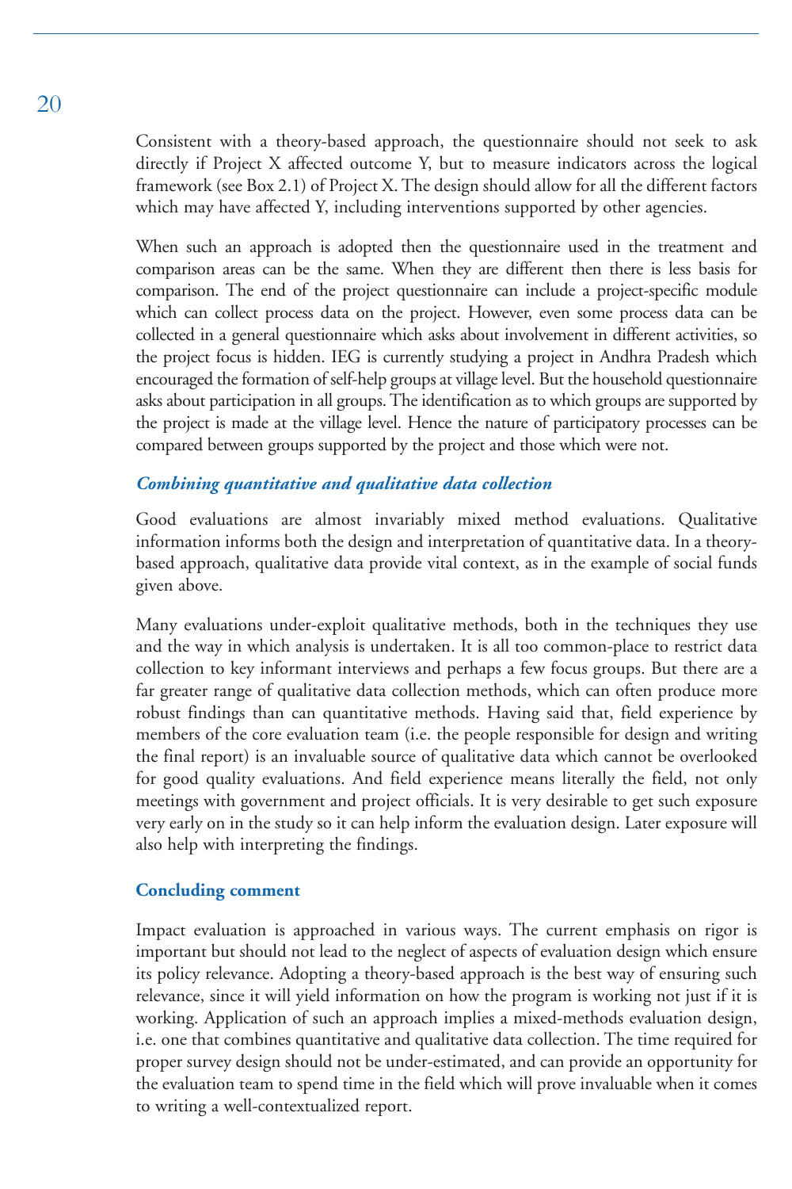Consistent with a theory-based approach, the questionnaire should not seek to ask directly if Project X affected outcome Y, but to measure indicators across the logical framework (see Box 2.1) of Project X. The design should allow for all the different factors which may have affected Y, including interventions supported by other agencies.

When such an approach is adopted then the questionnaire used in the treatment and comparison areas can be the same. When they are different then there is less basis for comparison. The end of the project questionnaire can include a project-specific module which can collect process data on the project. However, even some process data can be collected in a general questionnaire which asks about involvement in different activities, so the project focus is hidden. IEG is currently studying a project in Andhra Pradesh which encouraged the formation of self-help groups at village level. But the household questionnaire asks about participation in all groups. The identification as to which groups are supported by the project is made at the village level. Hence the nature of participatory processes can be compared between groups supported by the project and those which were not.

### *Combining quantitative and qualitative data collection*

Good evaluations are almost invariably mixed method evaluations. Qualitative information informs both the design and interpretation of quantitative data. In a theory-based approach, qualitative data provide vital context, as in the example of social funds given above.

Many evaluations under-exploit qualitative methods, both in the techniques they use and the way in which analysis is undertaken. It is all too common-place to restrict data collection to key informant interviews and perhaps a few focus groups. But there are a far greater range of qualitative data collection methods, which can often produce more robust findings than can quantitative methods. Having said that, field experience by members of the core evaluation team (i.e. the people responsible for design and writing the final report) is an invaluable source of qualitative data which cannot be overlooked for good quality evaluations. And field experience means literally the field, not only meetings with government and project officials. It is very desirable to get such exposure very early on in the study so it can help inform the evaluation design. Later exposure will also help with interpreting the findings.

### Concluding comment

Impact evaluation is approached in various ways. The current emphasis on rigor is important but should not lead to the neglect of aspects of evaluation design which ensure its policy relevance. Adopting a theory-based approach is the best way of ensuring such relevance, since it will yield information on how the program is working not just if it is working. Application of such an approach implies a mixed-methods evaluation design, i.e. one that combines quantitative and qualitative data collection. The time required for proper survey design should not be under-estimated, and can provide an opportunity for the evaluation team to spend time in the field which will prove invaluable when it comes to writing a well-contextualized report.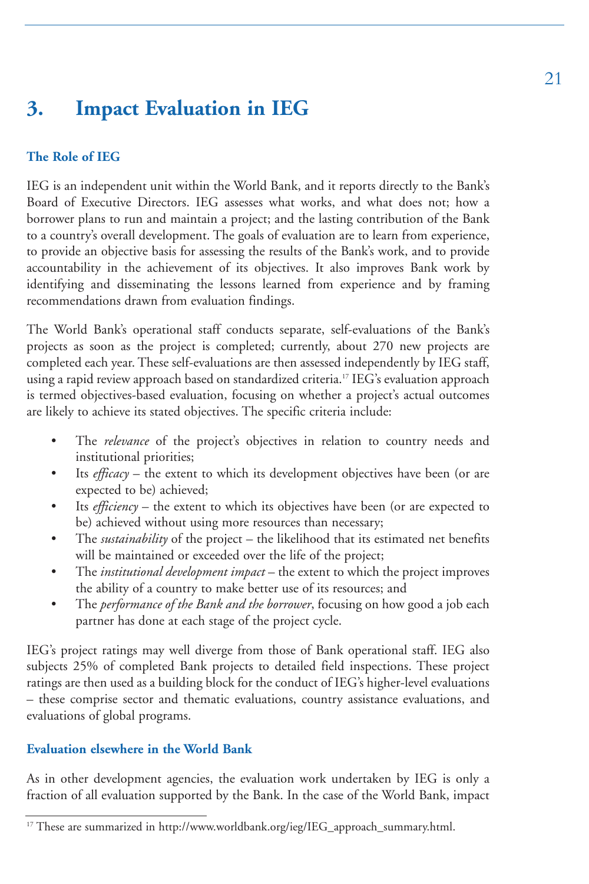# 3. Impact Evaluation in IEG

## The Role of IEG

IEG is an independent unit within the World Bank, and it reports directly to the Bank's Board of Executive Directors. IEG assesses what works, and what does not; how a borrower plans to run and maintain a project; and the lasting contribution of the Bank to a country's overall development. The goals of evaluation are to learn from experience, to provide an objective basis for assessing the results of the Bank's work, and to provide accountability in the achievement of its objectives. It also improves Bank work by identifying and disseminating the lessons learned from experience and by framing recommendations drawn from evaluation findings.

The World Bank's operational staff conducts separate, self-evaluations of the Bank's projects as soon as the project is completed; currently, about 270 new projects are completed each year. These self-evaluations are then assessed independently by IEG staff, using a rapid review approach based on standardized criteria.[17] IEG's evaluation approach is termed objectives-based evaluation, focusing on whether a project's actual outcomes are likely to achieve its stated objectives. The specific criteria include:

- The *relevance* of the project's objectives in relation to country needs and institutional priorities;
- Its *efficacy* – the extent to which its development objectives have been (or are expected to be) achieved;
- Its *efficiency* – the extent to which its objectives have been (or are expected to be) achieved without using more resources than necessary;
- The *sustainability* of the project – the likelihood that its estimated net benefits will be maintained or exceeded over the life of the project;
- The *institutional development impact* – the extent to which the project improves the ability of a country to make better use of its resources; and
- The *performance of the Bank and the borrower*, focusing on how good a job each partner has done at each stage of the project cycle.

IEG's project ratings may well diverge from those of Bank operational staff. IEG also subjects 25% of completed Bank projects to detailed field inspections. These project ratings are then used as a building block for the conduct of IEG's higher-level evaluations – these comprise sector and thematic evaluations, country assistance evaluations, and evaluations of global programs.

## Evaluation elsewhere in the World Bank

As in other development agencies, the evaluation work undertaken by IEG is only a fraction of all evaluation supported by the Bank. In the case of the World Bank, impact

[17] These are summarized in http://www.worldbank.org/ieg/IEG_approach_summary.html.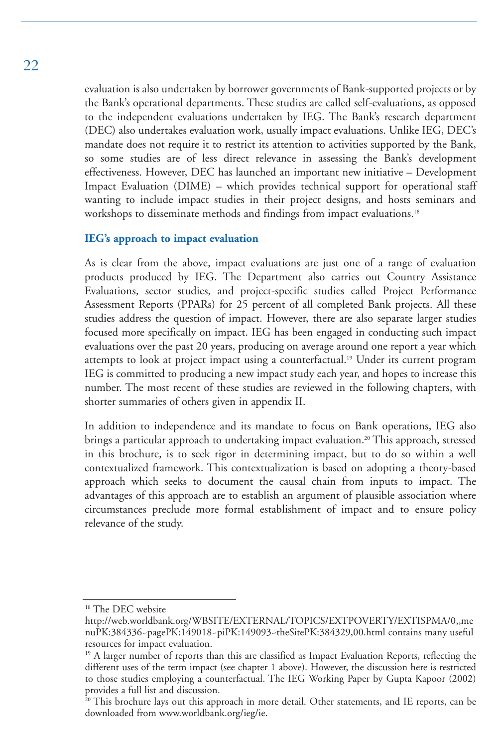evaluation is also undertaken by borrower governments of Bank-supported projects or by the Bank's operational departments. These studies are called self-evaluations, as opposed to the independent evaluations undertaken by IEG. The Bank's research department (DEC) also undertakes evaluation work, usually impact evaluations. Unlike IEG, DEC's mandate does not require it to restrict its attention to activities supported by the Bank, so some studies are of less direct relevance in assessing the Bank's development effectiveness. However, DEC has launched an important new initiative – Development Impact Evaluation (DIME) – which provides technical support for operational staff wanting to include impact studies in their project designs, and hosts seminars and workshops to disseminate methods and findings from impact evaluations.[18]

### IEG's approach to impact evaluation

As is clear from the above, impact evaluations are just one of a range of evaluation products produced by IEG. The Department also carries out Country Assistance Evaluations, sector studies, and project-specific studies called Project Performance Assessment Reports (PPARs) for 25 percent of all completed Bank projects. All these studies address the question of impact. However, there are also separate larger studies focused more specifically on impact. IEG has been engaged in conducting such impact evaluations over the past 20 years, producing on average around one report a year which attempts to look at project impact using a counterfactual.[19] Under its current program IEG is committed to producing a new impact study each year, and hopes to increase this number. The most recent of these studies are reviewed in the following chapters, with shorter summaries of others given in appendix II.

In addition to independence and its mandate to focus on Bank operations, IEG also brings a particular approach to undertaking impact evaluation.[20] This approach, stressed in this brochure, is to seek rigor in determining impact, but to do so within a well contextualized framework. This contextualization is based on adopting a theory-based approach which seeks to document the causal chain from inputs to impact. The advantages of this approach are to establish an argument of plausible association where circumstances preclude more formal establishment of impact and to ensure policy relevance of the study.

---

[18] The DEC website http://web.worldbank.org/WBSITE/EXTERNAL/TOPICS/EXTPOVERTY/EXTISPMA/0,,menuPK:384336~pagePK:149018~piPK:149093~theSitePK:384329,00.html contains many useful resources for impact evaluation.

[19] A larger number of reports than this are classified as Impact Evaluation Reports, reflecting the different uses of the term impact (see chapter 1 above). However, the discussion here is restricted to those studies employing a counterfactual. The IEG Working Paper by Gupta Kapoor (2002) provides a full list and discussion.

[20] This brochure lays out this approach in more detail. Other statements, and IE reports, can be downloaded from www.worldbank.org/ieg/ie.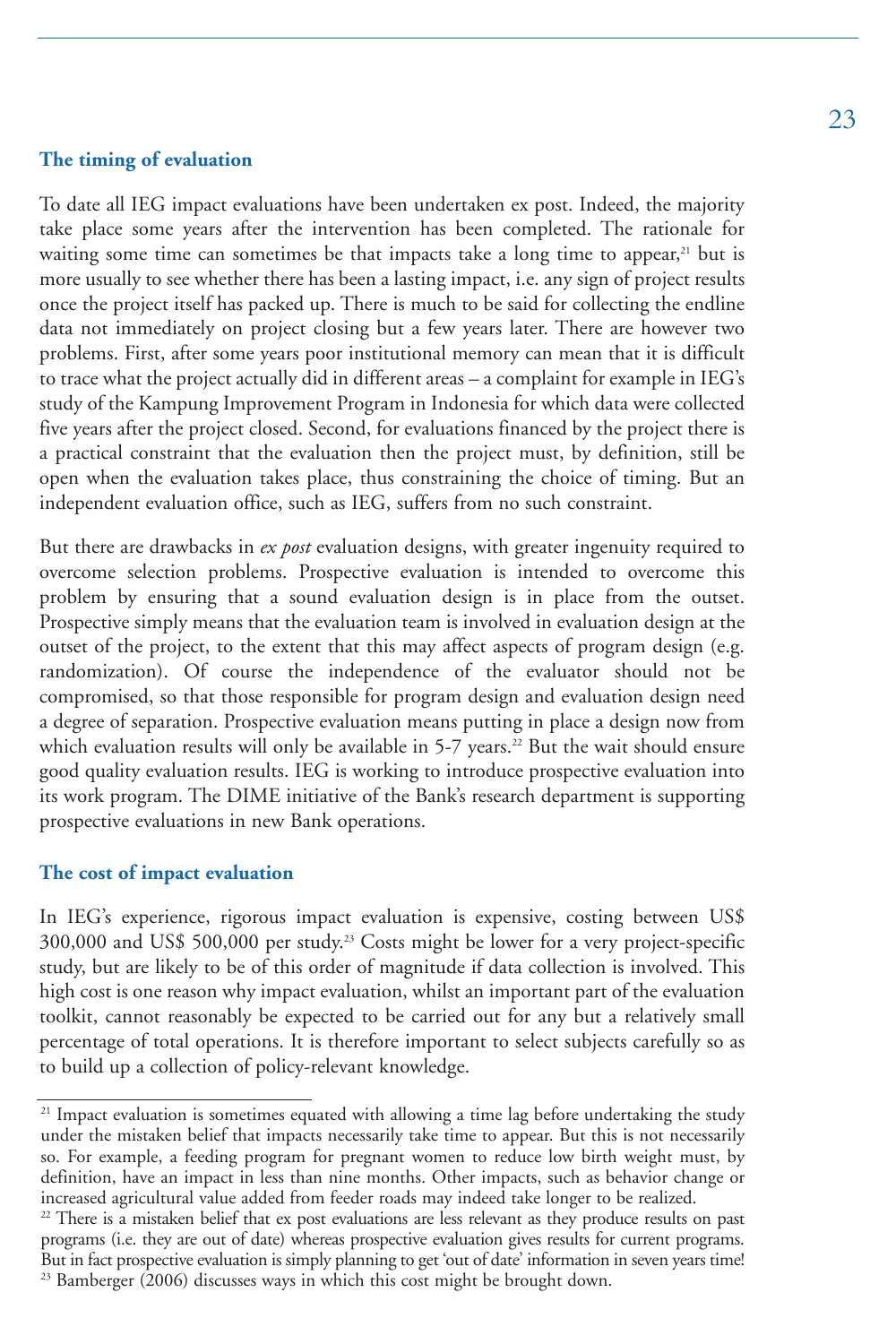## The timing of evaluation

To date all IEG impact evaluations have been undertaken ex post. Indeed, the majority take place some years after the intervention has been completed. The rationale for waiting some time can sometimes be that impacts take a long time to appear,[21] but is more usually to see whether there has been a lasting impact, i.e. any sign of project results once the project itself has packed up. There is much to be said for collecting the endline data not immediately on project closing but a few years later. There are however two problems. First, after some years poor institutional memory can mean that it is difficult to trace what the project actually did in different areas – a complaint for example in IEG's study of the Kampung Improvement Program in Indonesia for which data were collected five years after the project closed. Second, for evaluations financed by the project there is a practical constraint that the evaluation then the project must, by definition, still be open when the evaluation takes place, thus constraining the choice of timing. But an independent evaluation office, such as IEG, suffers from no such constraint.

But there are drawbacks in *ex post* evaluation designs, with greater ingenuity required to overcome selection problems. Prospective evaluation is intended to overcome this problem by ensuring that a sound evaluation design is in place from the outset. Prospective simply means that the evaluation team is involved in evaluation design at the outset of the project, to the extent that this may affect aspects of program design (e.g. randomization). Of course the independence of the evaluator should not be compromised, so that those responsible for program design and evaluation design need a degree of separation. Prospective evaluation means putting in place a design now from which evaluation results will only be available in 5-7 years.[22] But the wait should ensure good quality evaluation results. IEG is working to introduce prospective evaluation into its work program. The DIME initiative of the Bank's research department is supporting prospective evaluations in new Bank operations.

## The cost of impact evaluation

In IEG's experience, rigorous impact evaluation is expensive, costing between US$ 300,000 and US$ 500,000 per study.[23] Costs might be lower for a very project-specific study, but are likely to be of this order of magnitude if data collection is involved. This high cost is one reason why impact evaluation, whilst an important part of the evaluation toolkit, cannot reasonably be expected to be carried out for any but a relatively small percentage of total operations. It is therefore important to select subjects carefully so as to build up a collection of policy-relevant knowledge.

---

[21] Impact evaluation is sometimes equated with allowing a time lag before undertaking the study under the mistaken belief that impacts necessarily take time to appear. But this is not necessarily so. For example, a feeding program for pregnant women to reduce low birth weight must, by definition, have an impact in less than nine months. Other impacts, such as behavior change or increased agricultural value added from feeder roads may indeed take longer to be realized.

[22] There is a mistaken belief that ex post evaluations are less relevant as they produce results on past programs (i.e. they are out of date) whereas prospective evaluation gives results for current programs. But in fact prospective evaluation is simply planning to get 'out of date' information in seven years time!

[23] Bamberger (2006) discusses ways in which this cost might be brought down.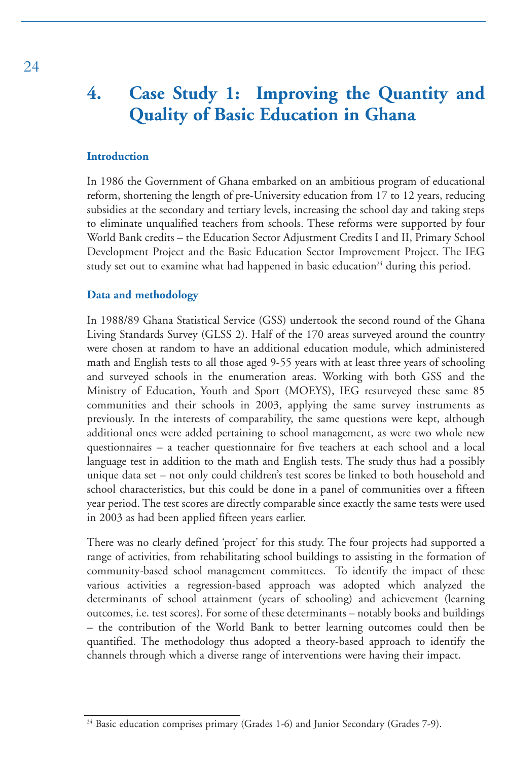# 4. Case Study 1: Improving the Quantity and Quality of Basic Education in Ghana

### Introduction

In 1986 the Government of Ghana embarked on an ambitious program of educational reform, shortening the length of pre-University education from 17 to 12 years, reducing subsidies at the secondary and tertiary levels, increasing the school day and taking steps to eliminate unqualified teachers from schools. These reforms were supported by four World Bank credits – the Education Sector Adjustment Credits I and II, Primary School Development Project and the Basic Education Sector Improvement Project. The IEG study set out to examine what had happened in basic education[24] during this period.

### Data and methodology

In 1988/89 Ghana Statistical Service (GSS) undertook the second round of the Ghana Living Standards Survey (GLSS 2). Half of the 170 areas surveyed around the country were chosen at random to have an additional education module, which administered math and English tests to all those aged 9-55 years with at least three years of schooling and surveyed schools in the enumeration areas. Working with both GSS and the Ministry of Education, Youth and Sport (MOEYS), IEG resurveyed these same 85 communities and their schools in 2003, applying the same survey instruments as previously. In the interests of comparability, the same questions were kept, although additional ones were added pertaining to school management, as were two whole new questionnaires – a teacher questionnaire for five teachers at each school and a local language test in addition to the math and English tests. The study thus had a possibly unique data set – not only could children's test scores be linked to both household and school characteristics, but this could be done in a panel of communities over a fifteen year period. The test scores are directly comparable since exactly the same tests were used in 2003 as had been applied fifteen years earlier.

There was no clearly defined 'project' for this study. The four projects had supported a range of activities, from rehabilitating school buildings to assisting in the formation of community-based school management committees. To identify the impact of these various activities a regression-based approach was adopted which analyzed the determinants of school attainment (years of schooling) and achievement (learning outcomes, i.e. test scores). For some of these determinants – notably books and buildings – the contribution of the World Bank to better learning outcomes could then be quantified. The methodology thus adopted a theory-based approach to identify the channels through which a diverse range of interventions were having their impact.

---

[24] Basic education comprises primary (Grades 1-6) and Junior Secondary (Grades 7-9).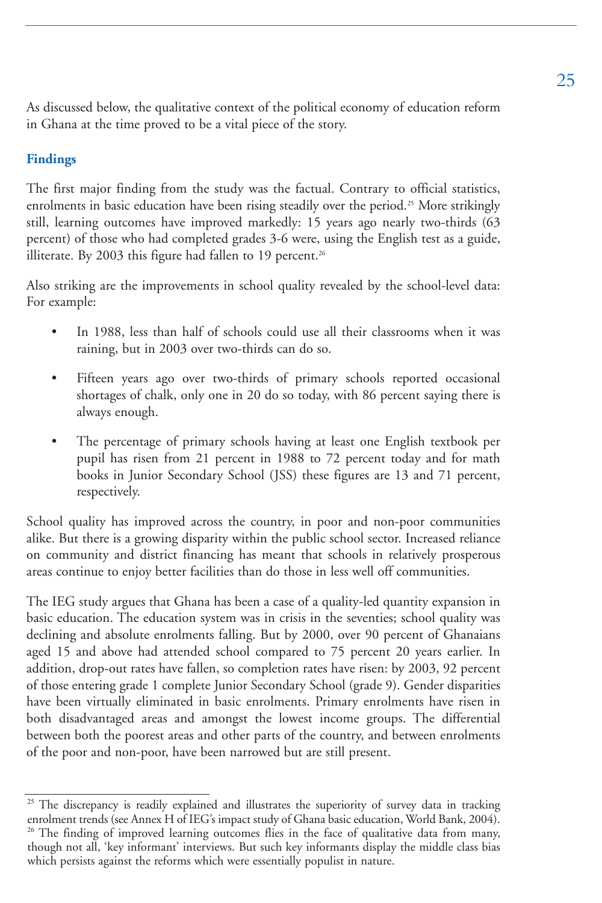As discussed below, the qualitative context of the political economy of education reform in Ghana at the time proved to be a vital piece of the story.

## Findings

The first major finding from the study was the factual. Contrary to official statistics, enrolments in basic education have been rising steadily over the period.[25] More strikingly still, learning outcomes have improved markedly: 15 years ago nearly two-thirds (63 percent) of those who had completed grades 3-6 were, using the English test as a guide, illiterate. By 2003 this figure had fallen to 19 percent.[26]

Also striking are the improvements in school quality revealed by the school-level data: For example:

- In 1988, less than half of schools could use all their classrooms when it was raining, but in 2003 over two-thirds can do so.
- Fifteen years ago over two-thirds of primary schools reported occasional shortages of chalk, only one in 20 do so today, with 86 percent saying there is always enough.
- The percentage of primary schools having at least one English textbook per pupil has risen from 21 percent in 1988 to 72 percent today and for math books in Junior Secondary School (JSS) these figures are 13 and 71 percent, respectively.

School quality has improved across the country, in poor and non-poor communities alike. But there is a growing disparity within the public school sector. Increased reliance on community and district financing has meant that schools in relatively prosperous areas continue to enjoy better facilities than do those in less well off communities.

The IEG study argues that Ghana has been a case of a quality-led quantity expansion in basic education. The education system was in crisis in the seventies; school quality was declining and absolute enrolments falling. But by 2000, over 90 percent of Ghanaians aged 15 and above had attended school compared to 75 percent 20 years earlier. In addition, drop-out rates have fallen, so completion rates have risen: by 2003, 92 percent of those entering grade 1 complete Junior Secondary School (grade 9). Gender disparities have been virtually eliminated in basic enrolments. Primary enrolments have risen in both disadvantaged areas and amongst the lowest income groups. The differential between both the poorest areas and other parts of the country, and between enrolments of the poor and non-poor, have been narrowed but are still present.

---

[25] The discrepancy is readily explained and illustrates the superiority of survey data in tracking enrolment trends (see Annex H of IEG's impact study of Ghana basic education, World Bank, 2004).

[26] The finding of improved learning outcomes flies in the face of qualitative data from many, though not all, 'key informant' interviews. But such key informants display the middle class bias which persists against the reforms which were essentially populist in nature.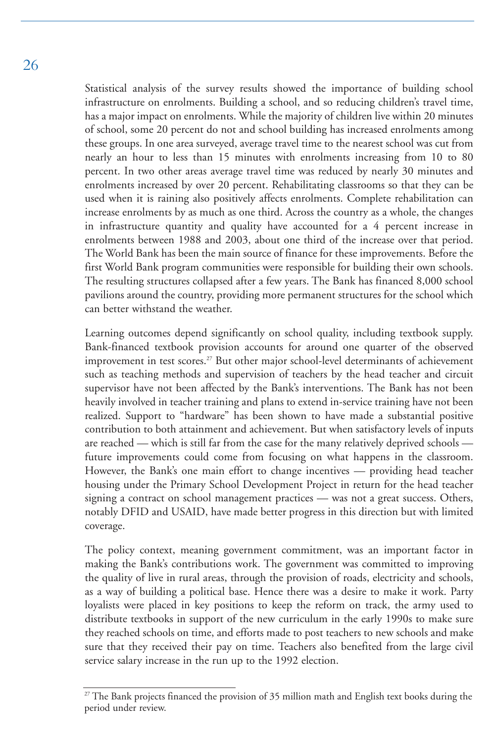Statistical analysis of the survey results showed the importance of building school infrastructure on enrolments. Building a school, and so reducing children's travel time, has a major impact on enrolments. While the majority of children live within 20 minutes of school, some 20 percent do not and school building has increased enrolments among these groups. In one area surveyed, average travel time to the nearest school was cut from nearly an hour to less than 15 minutes with enrolments increasing from 10 to 80 percent. In two other areas average travel time was reduced by nearly 30 minutes and enrolments increased by over 20 percent. Rehabilitating classrooms so that they can be used when it is raining also positively affects enrolments. Complete rehabilitation can increase enrolments by as much as one third. Across the country as a whole, the changes in infrastructure quantity and quality have accounted for a 4 percent increase in enrolments between 1988 and 2003, about one third of the increase over that period. The World Bank has been the main source of finance for these improvements. Before the first World Bank program communities were responsible for building their own schools. The resulting structures collapsed after a few years. The Bank has financed 8,000 school pavilions around the country, providing more permanent structures for the school which can better withstand the weather.

Learning outcomes depend significantly on school quality, including textbook supply. Bank-financed textbook provision accounts for around one quarter of the observed improvement in test scores.[27] But other major school-level determinants of achievement such as teaching methods and supervision of teachers by the head teacher and circuit supervisor have not been affected by the Bank's interventions. The Bank has not been heavily involved in teacher training and plans to extend in-service training have not been realized. Support to "hardware" has been shown to have made a substantial positive contribution to both attainment and achievement. But when satisfactory levels of inputs are reached — which is still far from the case for the many relatively deprived schools — future improvements could come from focusing on what happens in the classroom. However, the Bank's one main effort to change incentives — providing head teacher housing under the Primary School Development Project in return for the head teacher signing a contract on school management practices — was not a great success. Others, notably DFID and USAID, have made better progress in this direction but with limited coverage.

The policy context, meaning government commitment, was an important factor in making the Bank's contributions work. The government was committed to improving the quality of live in rural areas, through the provision of roads, electricity and schools, as a way of building a political base. Hence there was a desire to make it work. Party loyalists were placed in key positions to keep the reform on track, the army used to distribute textbooks in support of the new curriculum in the early 1990s to make sure they reached schools on time, and efforts made to post teachers to new schools and make sure that they received their pay on time. Teachers also benefited from the large civil service salary increase in the run up to the 1992 election.

[27] The Bank projects financed the provision of 35 million math and English text books during the period under review.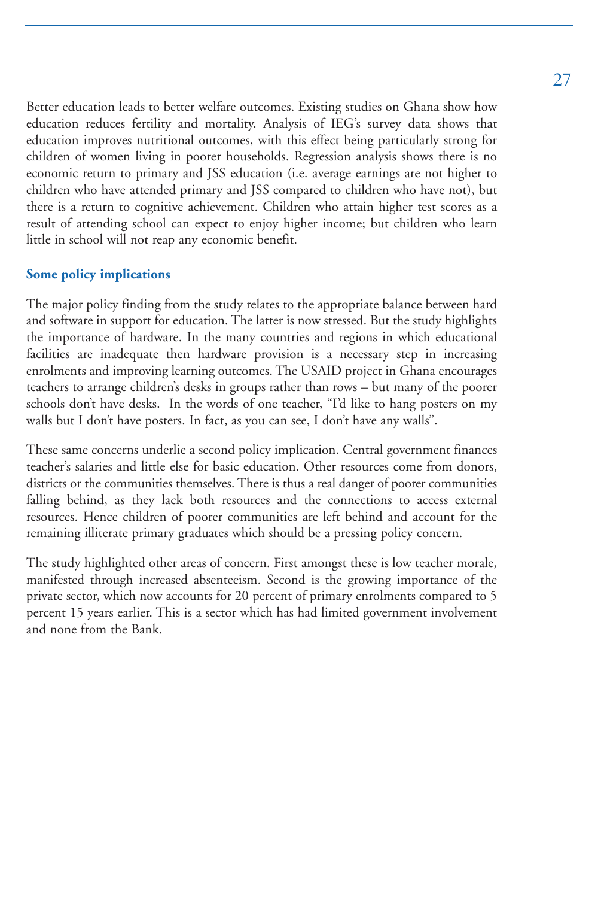Better education leads to better welfare outcomes. Existing studies on Ghana show how education reduces fertility and mortality. Analysis of IEG's survey data shows that education improves nutritional outcomes, with this effect being particularly strong for children of women living in poorer households. Regression analysis shows there is no economic return to primary and JSS education (i.e. average earnings are not higher to children who have attended primary and JSS compared to children who have not), but there is a return to cognitive achievement. Children who attain higher test scores as a result of attending school can expect to enjoy higher income; but children who learn little in school will not reap any economic benefit.

## Some policy implications

The major policy finding from the study relates to the appropriate balance between hard and software in support for education. The latter is now stressed. But the study highlights the importance of hardware. In the many countries and regions in which educational facilities are inadequate then hardware provision is a necessary step in increasing enrolments and improving learning outcomes. The USAID project in Ghana encourages teachers to arrange children's desks in groups rather than rows – but many of the poorer schools don't have desks. In the words of one teacher, "I'd like to hang posters on my walls but I don't have posters. In fact, as you can see, I don't have any walls".

These same concerns underlie a second policy implication. Central government finances teacher's salaries and little else for basic education. Other resources come from donors, districts or the communities themselves. There is thus a real danger of poorer communities falling behind, as they lack both resources and the connections to access external resources. Hence children of poorer communities are left behind and account for the remaining illiterate primary graduates which should be a pressing policy concern.

The study highlighted other areas of concern. First amongst these is low teacher morale, manifested through increased absenteeism. Second is the growing importance of the private sector, which now accounts for 20 percent of primary enrolments compared to 5 percent 15 years earlier. This is a sector which has had limited government involvement and none from the Bank.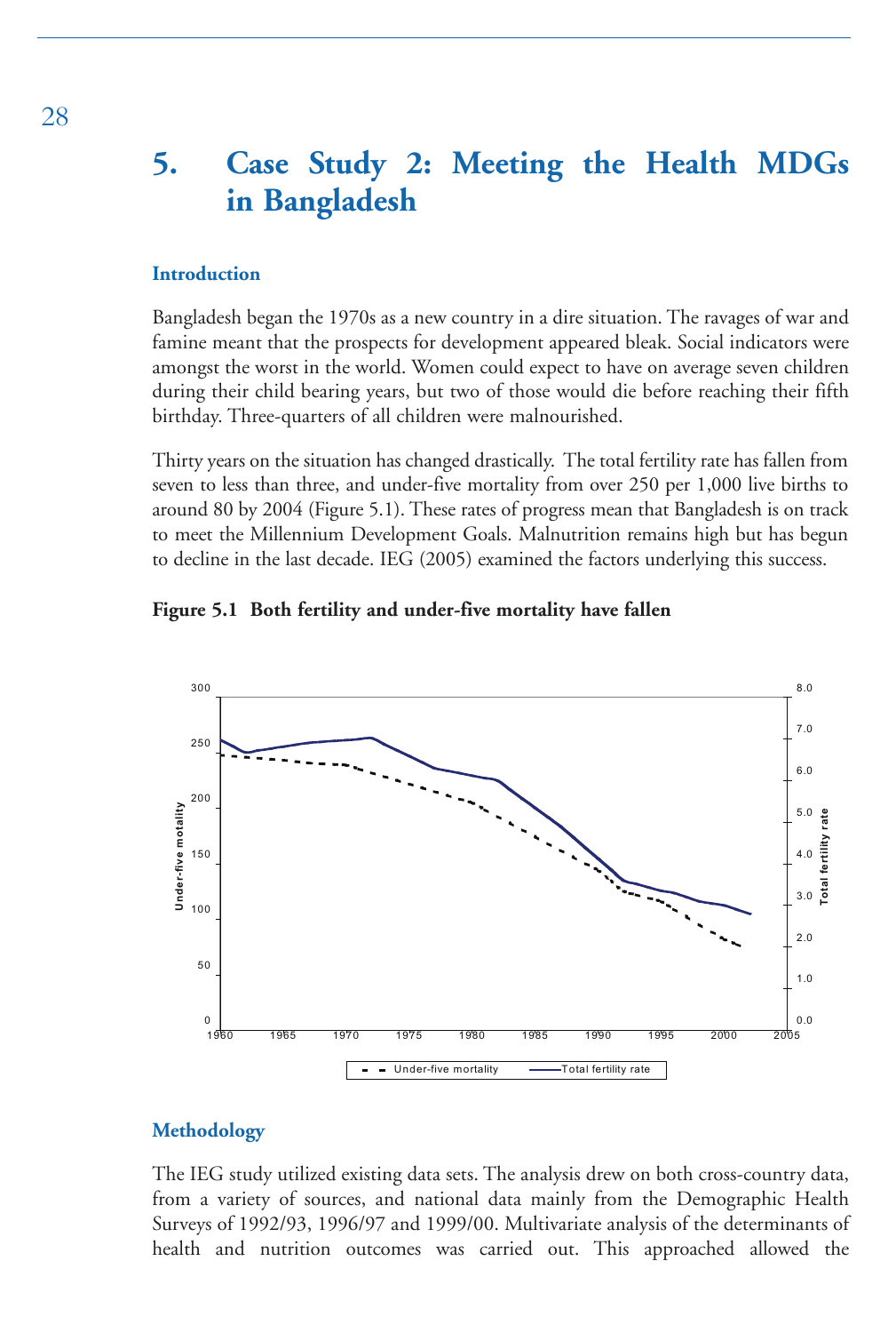## 5. Case Study 2: Meeting the Health MDGs in Bangladesh

### Introduction

Bangladesh began the 1970s as a new country in a dire situation. The ravages of war and famine meant that the prospects for development appeared bleak. Social indicators were amongst the worst in the world. Women could expect to have on average seven children during their child bearing years, but two of those would die before reaching their fifth birthday. Three-quarters of all children were malnourished.

Thirty years on the situation has changed drastically. The total fertility rate has fallen from seven to less than three, and under-five mortality from over 250 per 1,000 live births to around 80 by 2004 (Figure 5.1). These rates of progress mean that Bangladesh is on track to meet the Millennium Development Goals. Malnutrition remains high but has begun to decline in the last decade. IEG (2005) examined the factors underlying this success.

**Figure 5.1 Both fertility and under-five mortality have fallen**

Under-five motality
300
250
200
150
100
50
0

Total fertility rate
8.0
7.0
6.0
5.0
4.0
3.0
2.0
1.0
0.0

1960 1965 1970 1975 1980 1985 1990 1995 2000 2005

Under-five mortality
Total fertility rate

### Methodology

The IEG study utilized existing data sets. The analysis drew on both cross-country data, from a variety of sources, and national data mainly from the Demographic Health Surveys of 1992/93, 1996/97 and 1999/00. Multivariate analysis of the determinants of health and nutrition outcomes was carried out. This approached allowed the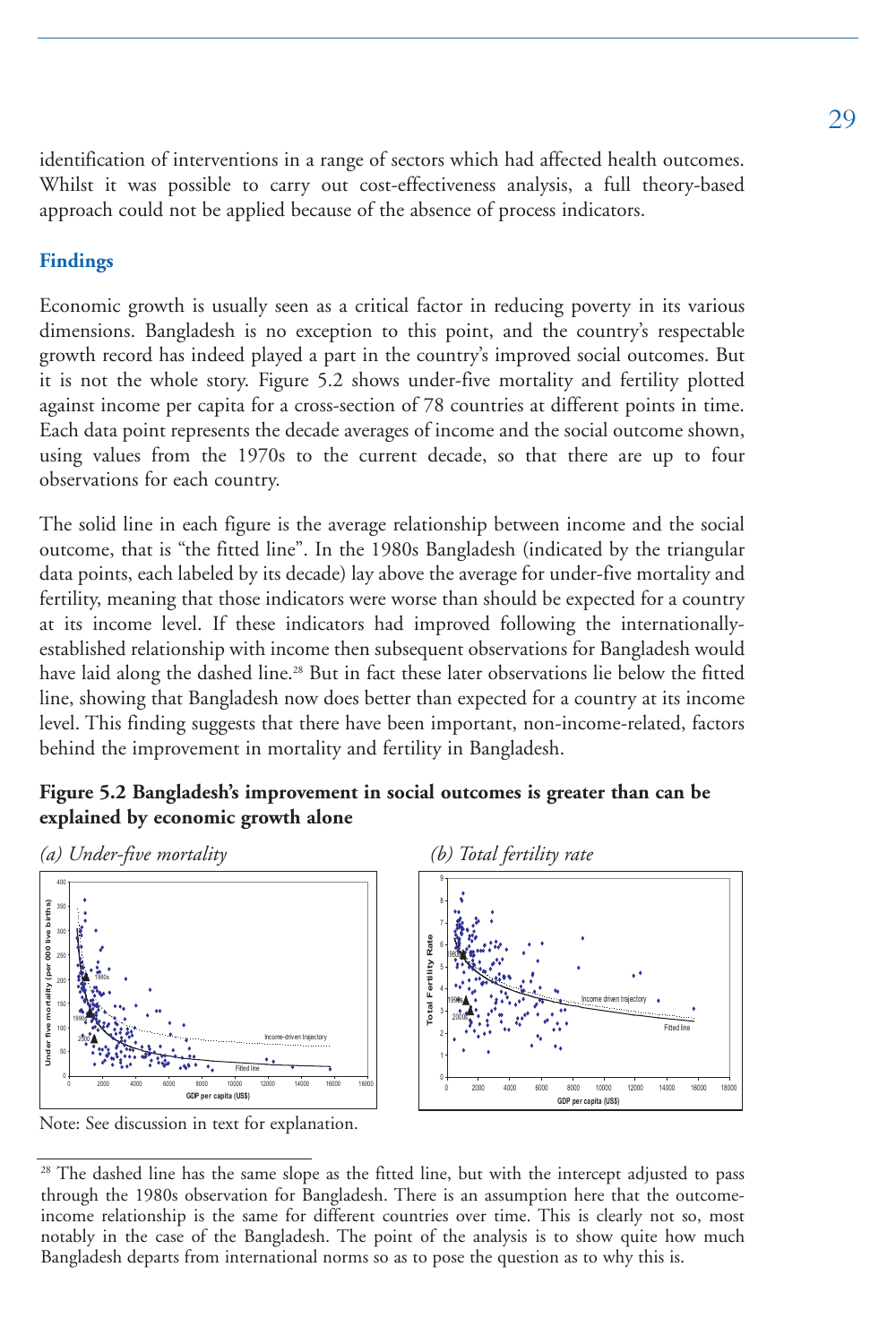identification of interventions in a range of sectors which had affected health outcomes. Whilst it was possible to carry out cost-effectiveness analysis, a full theory-based approach could not be applied because of the absence of process indicators.

## Findings

Economic growth is usually seen as a critical factor in reducing poverty in its various dimensions. Bangladesh is no exception to this point, and the country's respectable growth record has indeed played a part in the country's improved social outcomes. But it is not the whole story. Figure 5.2 shows under-five mortality and fertility plotted against income per capita for a cross-section of 78 countries at different points in time. Each data point represents the decade averages of income and the social outcome shown, using values from the 1970s to the current decade, so that there are up to four observations for each country.

The solid line in each figure is the average relationship between income and the social outcome, that is "the fitted line". In the 1980s Bangladesh (indicated by the triangular data points, each labeled by its decade) lay above the average for under-five mortality and fertility, meaning that those indicators were worse than should be expected for a country at its income level. If these indicators had improved following the internationally-established relationship with income then subsequent observations for Bangladesh would have laid along the dashed line.[28] But in fact these later observations lie below the fitted line, showing that Bangladesh now does better than expected for a country at its income level. This finding suggests that there have been important, non-income-related, factors behind the improvement in mortality and fertility in Bangladesh.

**Figure 5.2 Bangladesh's improvement in social outcomes is greater than can be explained by economic growth alone**

*(a) Under-five mortality*

Under five mortality (per 000 live births)

400
350
300
250
200
150
100
50
0

0 2000 4000 6000 8000 10000 12000 14000 16000 18000

GDP per capita (US$)

1980s
1990s
2000s
Income-driven trajectory
Fitted line

*(b) Total fertility rate*

Total Fertility Rate

9
8
7
6
5
4
3
2
1
0

0 2000 4000 6000 8000 10000 12000 14000 16000 18000

GDP per capita (US$)

1980s
1990s
2000s
Income driven trajectory
Fitted line

Note: See discussion in text for explanation.

[28] The dashed line has the same slope as the fitted line, but with the intercept adjusted to pass through the 1980s observation for Bangladesh. There is an assumption here that the outcome-income relationship is the same for different countries over time. This is clearly not so, most notably in the case of the Bangladesh. The point of the analysis is to show quite how much Bangladesh departs from international norms so as to pose the question as to why this is.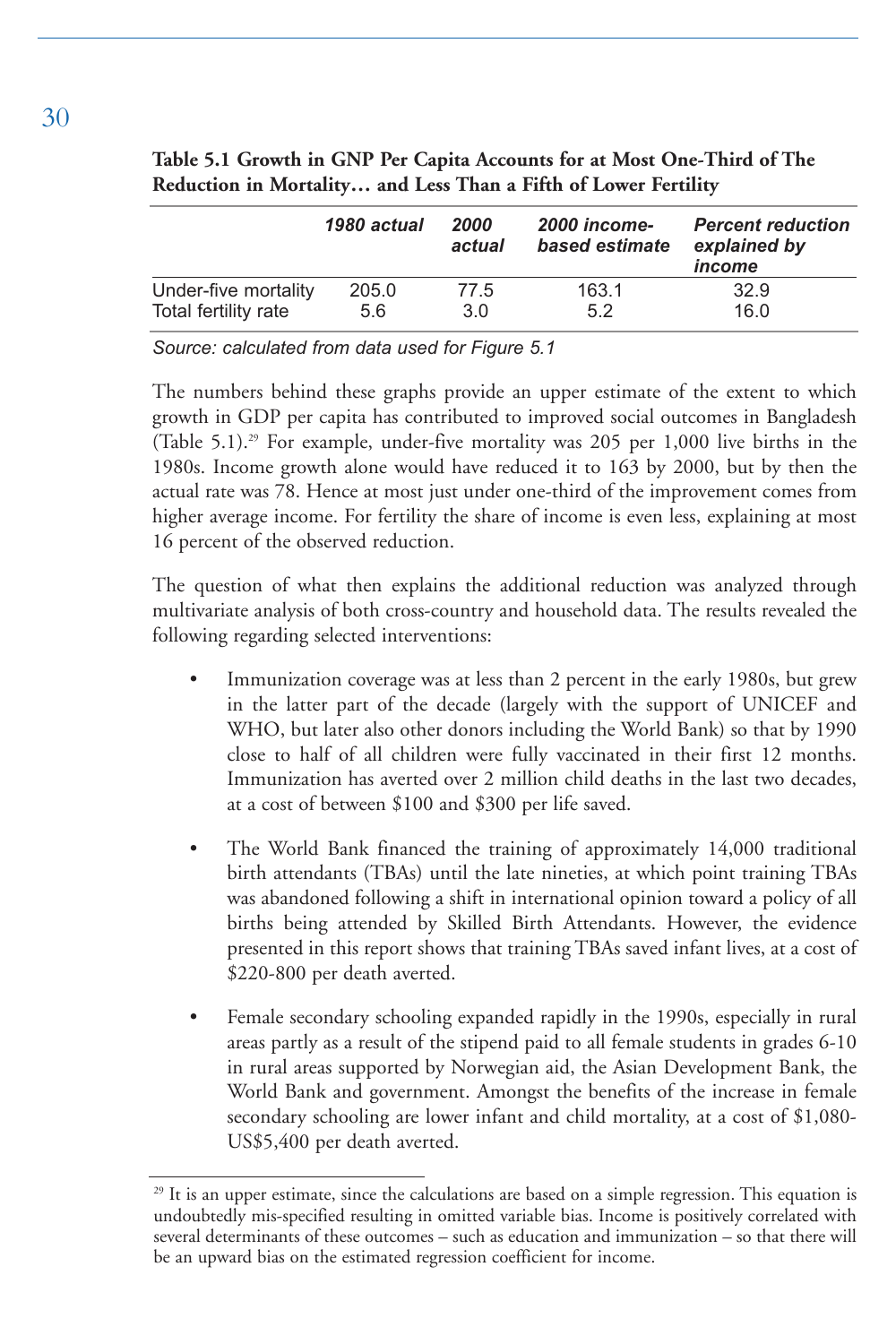**Table 5.1 Growth in GNP Per Capita Accounts for at Most One-Third of The Reduction in Mortality… and Less Than a Fifth of Lower Fertility**

| | *1980 actual* | *2000 actual* | *2000 income-based estimate* | *Percent reduction explained by income* |
|---|---|---|---|---|
| Under-five mortality | 205.0 | 77.5 | 163.1 | 32.9 |
| Total fertility rate | 5.6 | 3.0 | 5.2 | 16.0 |

*Source: calculated from data used for Figure 5.1*

The numbers behind these graphs provide an upper estimate of the extent to which growth in GDP per capita has contributed to improved social outcomes in Bangladesh (Table 5.1).[29] For example, under-five mortality was 205 per 1,000 live births in the 1980s. Income growth alone would have reduced it to 163 by 2000, but by then the actual rate was 78. Hence at most just under one-third of the improvement comes from higher average income. For fertility the share of income is even less, explaining at most 16 percent of the observed reduction.

The question of what then explains the additional reduction was analyzed through multivariate analysis of both cross-country and household data. The results revealed the following regarding selected interventions:

- Immunization coverage was at less than 2 percent in the early 1980s, but grew in the latter part of the decade (largely with the support of UNICEF and WHO, but later also other donors including the World Bank) so that by 1990 close to half of all children were fully vaccinated in their first 12 months. Immunization has averted over 2 million child deaths in the last two decades, at a cost of between $100 and $300 per life saved.

- The World Bank financed the training of approximately 14,000 traditional birth attendants (TBAs) until the late nineties, at which point training TBAs was abandoned following a shift in international opinion toward a policy of all births being attended by Skilled Birth Attendants. However, the evidence presented in this report shows that training TBAs saved infant lives, at a cost of $220-800 per death averted.

- Female secondary schooling expanded rapidly in the 1990s, especially in rural areas partly as a result of the stipend paid to all female students in grades 6-10 in rural areas supported by Norwegian aid, the Asian Development Bank, the World Bank and government. Amongst the benefits of the increase in female secondary schooling are lower infant and child mortality, at a cost of $1,080-US$5,400 per death averted.

[29] It is an upper estimate, since the calculations are based on a simple regression. This equation is undoubtedly mis-specified resulting in omitted variable bias. Income is positively correlated with several determinants of these outcomes – such as education and immunization – so that there will be an upward bias on the estimated regression coefficient for income.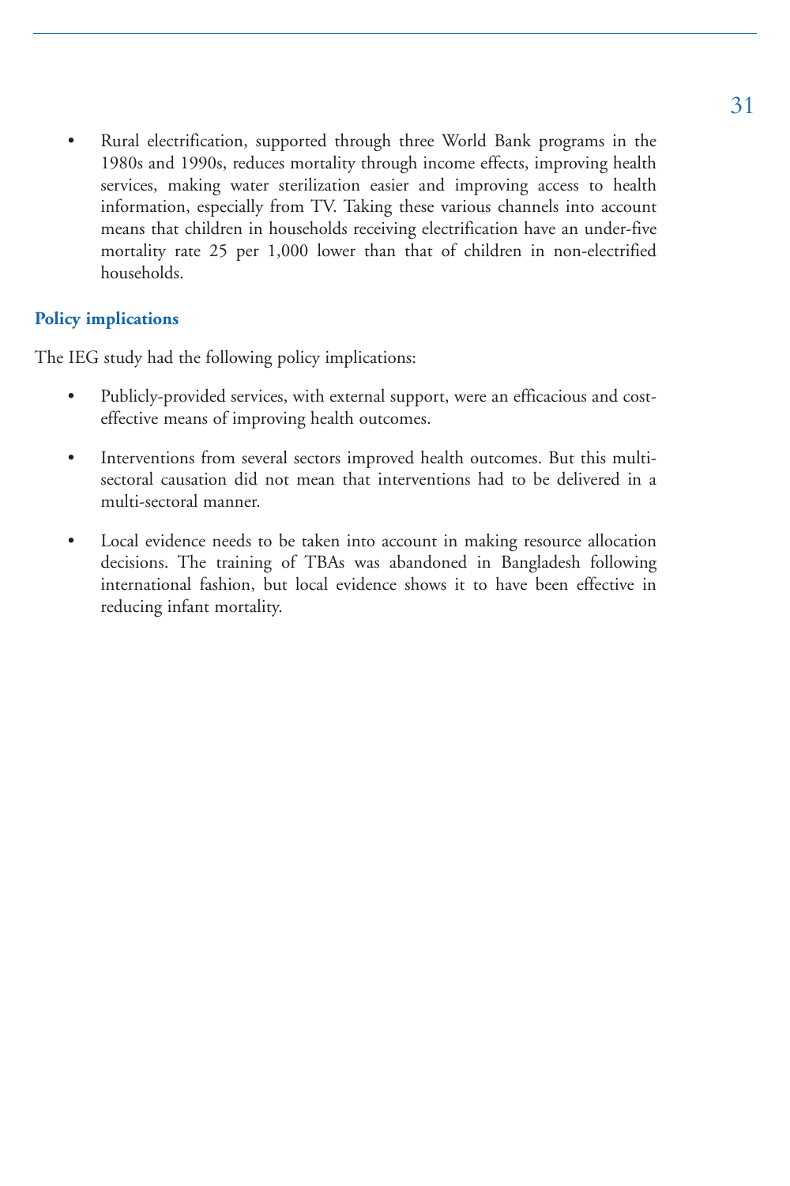- Rural electrification, supported through three World Bank programs in the 1980s and 1990s, reduces mortality through income effects, improving health services, making water sterilization easier and improving access to health information, especially from TV. Taking these various channels into account means that children in households receiving electrification have an under-five mortality rate 25 per 1,000 lower than that of children in non-electrified households.

### Policy implications

The IEG study had the following policy implications:

- Publicly-provided services, with external support, were an efficacious and cost-effective means of improving health outcomes.
- Interventions from several sectors improved health outcomes. But this multi-sectoral causation did not mean that interventions had to be delivered in a multi-sectoral manner.
- Local evidence needs to be taken into account in making resource allocation decisions. The training of TBAs was abandoned in Bangladesh following international fashion, but local evidence shows it to have been effective in reducing infant mortality.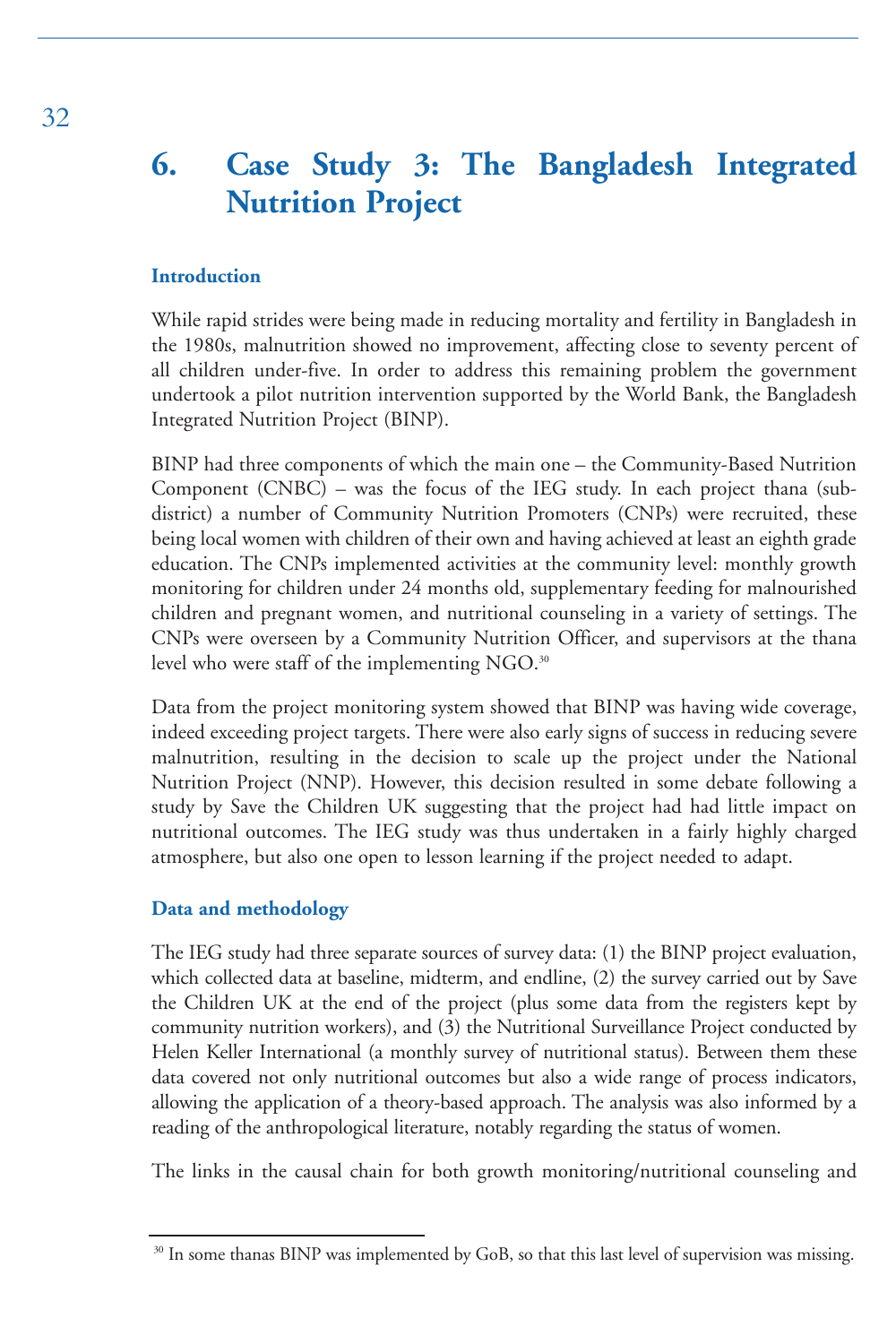# 6. Case Study 3: The Bangladesh Integrated Nutrition Project

### Introduction

While rapid strides were being made in reducing mortality and fertility in Bangladesh in the 1980s, malnutrition showed no improvement, affecting close to seventy percent of all children under-five. In order to address this remaining problem the government undertook a pilot nutrition intervention supported by the World Bank, the Bangladesh Integrated Nutrition Project (BINP).

BINP had three components of which the main one – the Community-Based Nutrition Component (CNBC) – was the focus of the IEG study. In each project thana (sub-district) a number of Community Nutrition Promoters (CNPs) were recruited, these being local women with children of their own and having achieved at least an eighth grade education. The CNPs implemented activities at the community level: monthly growth monitoring for children under 24 months old, supplementary feeding for malnourished children and pregnant women, and nutritional counseling in a variety of settings. The CNPs were overseen by a Community Nutrition Officer, and supervisors at the thana level who were staff of the implementing NGO.[30]

Data from the project monitoring system showed that BINP was having wide coverage, indeed exceeding project targets. There were also early signs of success in reducing severe malnutrition, resulting in the decision to scale up the project under the National Nutrition Project (NNP). However, this decision resulted in some debate following a study by Save the Children UK suggesting that the project had had little impact on nutritional outcomes. The IEG study was thus undertaken in a fairly highly charged atmosphere, but also one open to lesson learning if the project needed to adapt.

### Data and methodology

The IEG study had three separate sources of survey data: (1) the BINP project evaluation, which collected data at baseline, midterm, and endline, (2) the survey carried out by Save the Children UK at the end of the project (plus some data from the registers kept by community nutrition workers), and (3) the Nutritional Surveillance Project conducted by Helen Keller International (a monthly survey of nutritional status). Between them these data covered not only nutritional outcomes but also a wide range of process indicators, allowing the application of a theory-based approach. The analysis was also informed by a reading of the anthropological literature, notably regarding the status of women.

The links in the causal chain for both growth monitoring/nutritional counseling and

[30] In some thanas BINP was implemented by GoB, so that this last level of supervision was missing.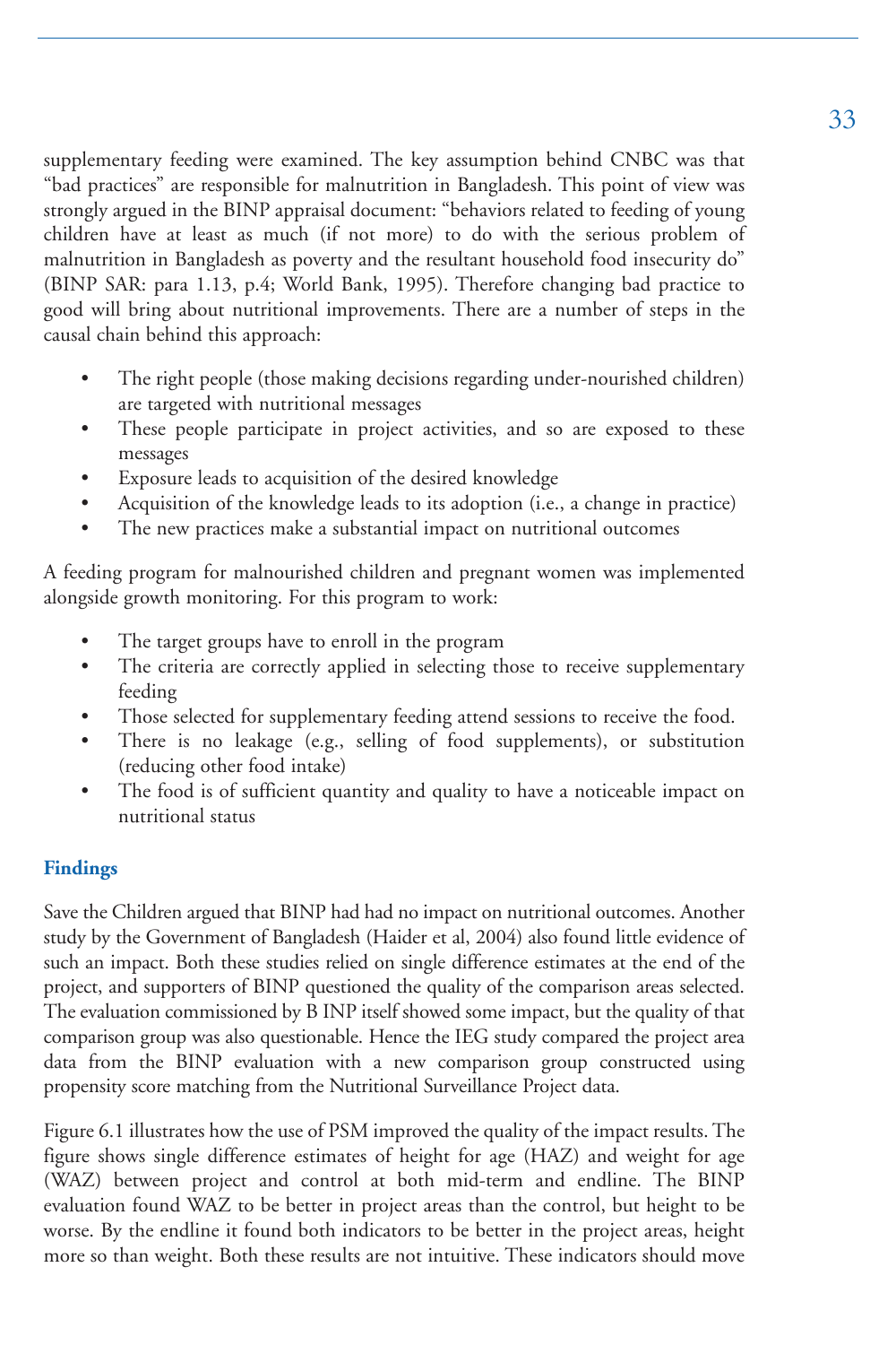supplementary feeding were examined. The key assumption behind CNBC was that "bad practices" are responsible for malnutrition in Bangladesh. This point of view was strongly argued in the BINP appraisal document: "behaviors related to feeding of young children have at least as much (if not more) to do with the serious problem of malnutrition in Bangladesh as poverty and the resultant household food insecurity do" (BINP SAR: para 1.13, p.4; World Bank, 1995). Therefore changing bad practice to good will bring about nutritional improvements. There are a number of steps in the causal chain behind this approach:

- The right people (those making decisions regarding under-nourished children) are targeted with nutritional messages
- These people participate in project activities, and so are exposed to these messages
- Exposure leads to acquisition of the desired knowledge
- Acquisition of the knowledge leads to its adoption (i.e., a change in practice)
- The new practices make a substantial impact on nutritional outcomes

A feeding program for malnourished children and pregnant women was implemented alongside growth monitoring. For this program to work:

- The target groups have to enroll in the program
- The criteria are correctly applied in selecting those to receive supplementary feeding
- Those selected for supplementary feeding attend sessions to receive the food.
- There is no leakage (e.g., selling of food supplements), or substitution (reducing other food intake)
- The food is of sufficient quantity and quality to have a noticeable impact on nutritional status

### Findings

Save the Children argued that BINP had had no impact on nutritional outcomes. Another study by the Government of Bangladesh (Haider et al, 2004) also found little evidence of such an impact. Both these studies relied on single difference estimates at the end of the project, and supporters of BINP questioned the quality of the comparison areas selected. The evaluation commissioned by B INP itself showed some impact, but the quality of that comparison group was also questionable. Hence the IEG study compared the project area data from the BINP evaluation with a new comparison group constructed using propensity score matching from the Nutritional Surveillance Project data.

Figure 6.1 illustrates how the use of PSM improved the quality of the impact results. The figure shows single difference estimates of height for age (HAZ) and weight for age (WAZ) between project and control at both mid-term and endline. The BINP evaluation found WAZ to be better in project areas than the control, but height to be worse. By the endline it found both indicators to be better in the project areas, height more so than weight. Both these results are not intuitive. These indicators should move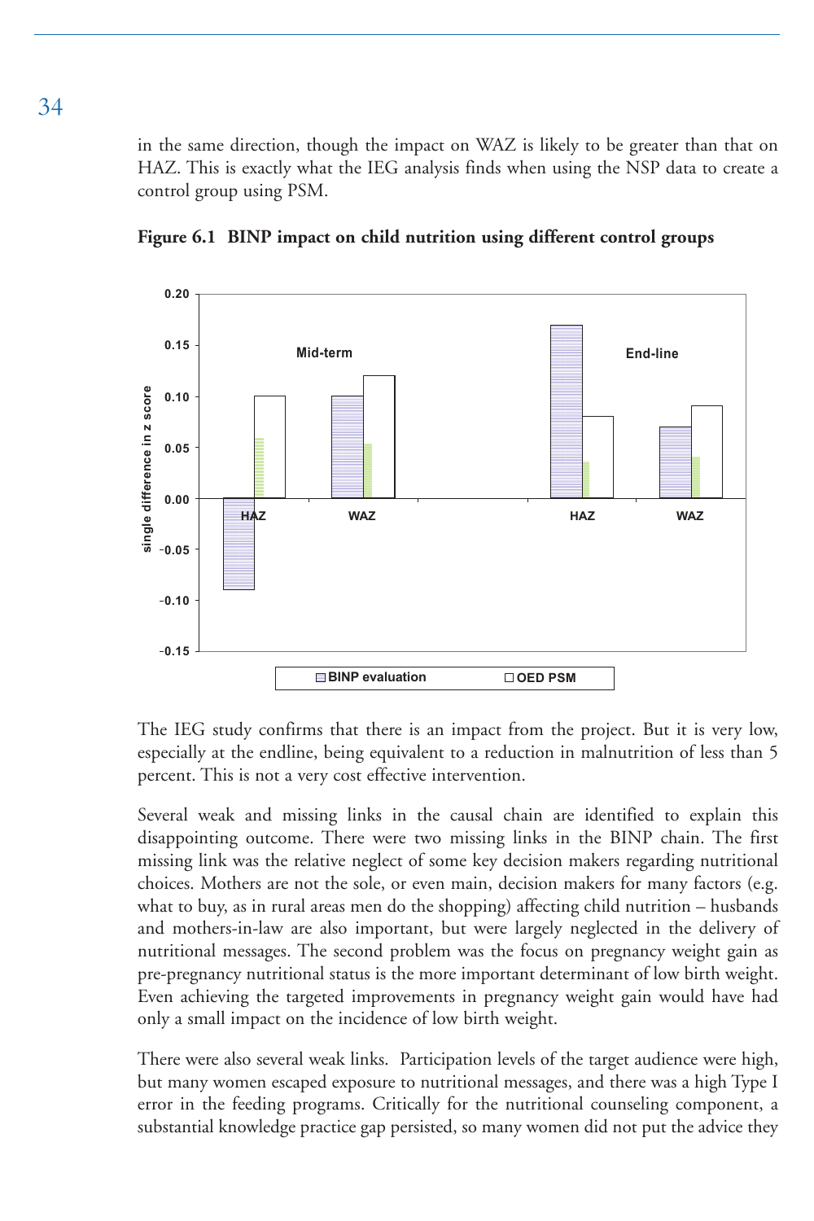in the same direction, though the impact on WAZ is likely to be greater than that on HAZ. This is exactly what the IEG analysis finds when using the NSP data to create a control group using PSM.

**Figure 6.1 BINP impact on child nutrition using different control groups**

0.20
0.15
0.10
0.05
0.00
-0.05
-0.10
-0.15

single difference in z score

Mid-term

End-line

HAZ
WAZ
HAZ
WAZ

BINP evaluation
OED PSM

The IEG study confirms that there is an impact from the project. But it is very low, especially at the endline, being equivalent to a reduction in malnutrition of less than 5 percent. This is not a very cost effective intervention.

Several weak and missing links in the causal chain are identified to explain this disappointing outcome. There were two missing links in the BINP chain. The first missing link was the relative neglect of some key decision makers regarding nutritional choices. Mothers are not the sole, or even main, decision makers for many factors (e.g. what to buy, as in rural areas men do the shopping) affecting child nutrition – husbands and mothers-in-law are also important, but were largely neglected in the delivery of nutritional messages. The second problem was the focus on pregnancy weight gain as pre-pregnancy nutritional status is the more important determinant of low birth weight. Even achieving the targeted improvements in pregnancy weight gain would have had only a small impact on the incidence of low birth weight.

There were also several weak links. Participation levels of the target audience were high, but many women escaped exposure to nutritional messages, and there was a high Type I error in the feeding programs. Critically for the nutritional counseling component, a substantial knowledge practice gap persisted, so many women did not put the advice they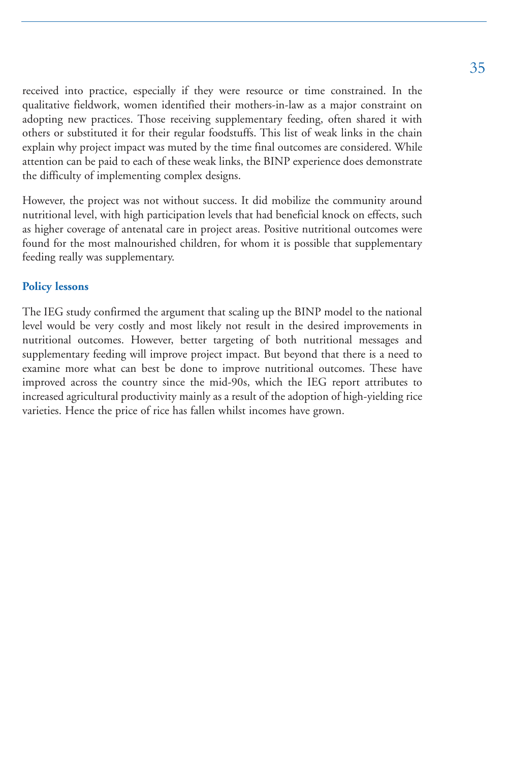received into practice, especially if they were resource or time constrained. In the qualitative fieldwork, women identified their mothers-in-law as a major constraint on adopting new practices. Those receiving supplementary feeding, often shared it with others or substituted it for their regular foodstuffs. This list of weak links in the chain explain why project impact was muted by the time final outcomes are considered. While attention can be paid to each of these weak links, the BINP experience does demonstrate the difficulty of implementing complex designs.

However, the project was not without success. It did mobilize the community around nutritional level, with high participation levels that had beneficial knock on effects, such as higher coverage of antenatal care in project areas. Positive nutritional outcomes were found for the most malnourished children, for whom it is possible that supplementary feeding really was supplementary.

### Policy lessons

The IEG study confirmed the argument that scaling up the BINP model to the national level would be very costly and most likely not result in the desired improvements in nutritional outcomes. However, better targeting of both nutritional messages and supplementary feeding will improve project impact. But beyond that there is a need to examine more what can best be done to improve nutritional outcomes. These have improved across the country since the mid-90s, which the IEG report attributes to increased agricultural productivity mainly as a result of the adoption of high-yielding rice varieties. Hence the price of rice has fallen whilst incomes have grown.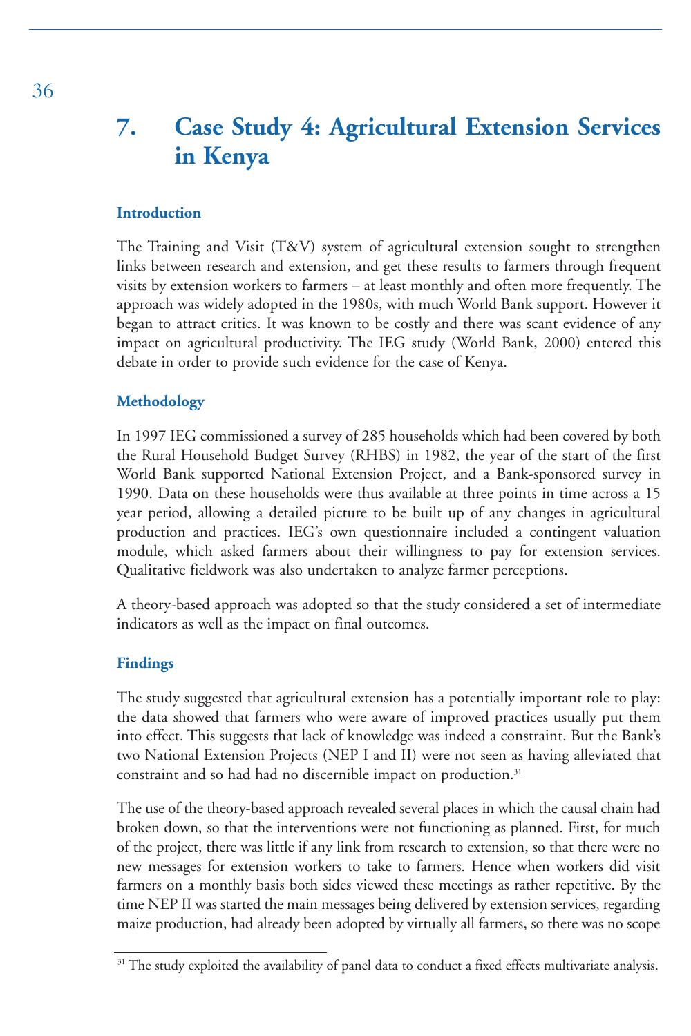# 7. Case Study 4: Agricultural Extension Services in Kenya

### Introduction

The Training and Visit (T&V) system of agricultural extension sought to strengthen links between research and extension, and get these results to farmers through frequent visits by extension workers to farmers – at least monthly and often more frequently. The approach was widely adopted in the 1980s, with much World Bank support. However it began to attract critics. It was known to be costly and there was scant evidence of any impact on agricultural productivity. The IEG study (World Bank, 2000) entered this debate in order to provide such evidence for the case of Kenya.

### Methodology

In 1997 IEG commissioned a survey of 285 households which had been covered by both the Rural Household Budget Survey (RHBS) in 1982, the year of the start of the first World Bank supported National Extension Project, and a Bank-sponsored survey in 1990. Data on these households were thus available at three points in time across a 15 year period, allowing a detailed picture to be built up of any changes in agricultural production and practices. IEG's own questionnaire included a contingent valuation module, which asked farmers about their willingness to pay for extension services. Qualitative fieldwork was also undertaken to analyze farmer perceptions.

A theory-based approach was adopted so that the study considered a set of intermediate indicators as well as the impact on final outcomes.

### Findings

The study suggested that agricultural extension has a potentially important role to play: the data showed that farmers who were aware of improved practices usually put them into effect. This suggests that lack of knowledge was indeed a constraint. But the Bank's two National Extension Projects (NEP I and II) were not seen as having alleviated that constraint and so had had no discernible impact on production.[31]

The use of the theory-based approach revealed several places in which the causal chain had broken down, so that the interventions were not functioning as planned. First, for much of the project, there was little if any link from research to extension, so that there were no new messages for extension workers to take to farmers. Hence when workers did visit farmers on a monthly basis both sides viewed these meetings as rather repetitive. By the time NEP II was started the main messages being delivered by extension services, regarding maize production, had already been adopted by virtually all farmers, so there was no scope

[31] The study exploited the availability of panel data to conduct a fixed effects multivariate analysis.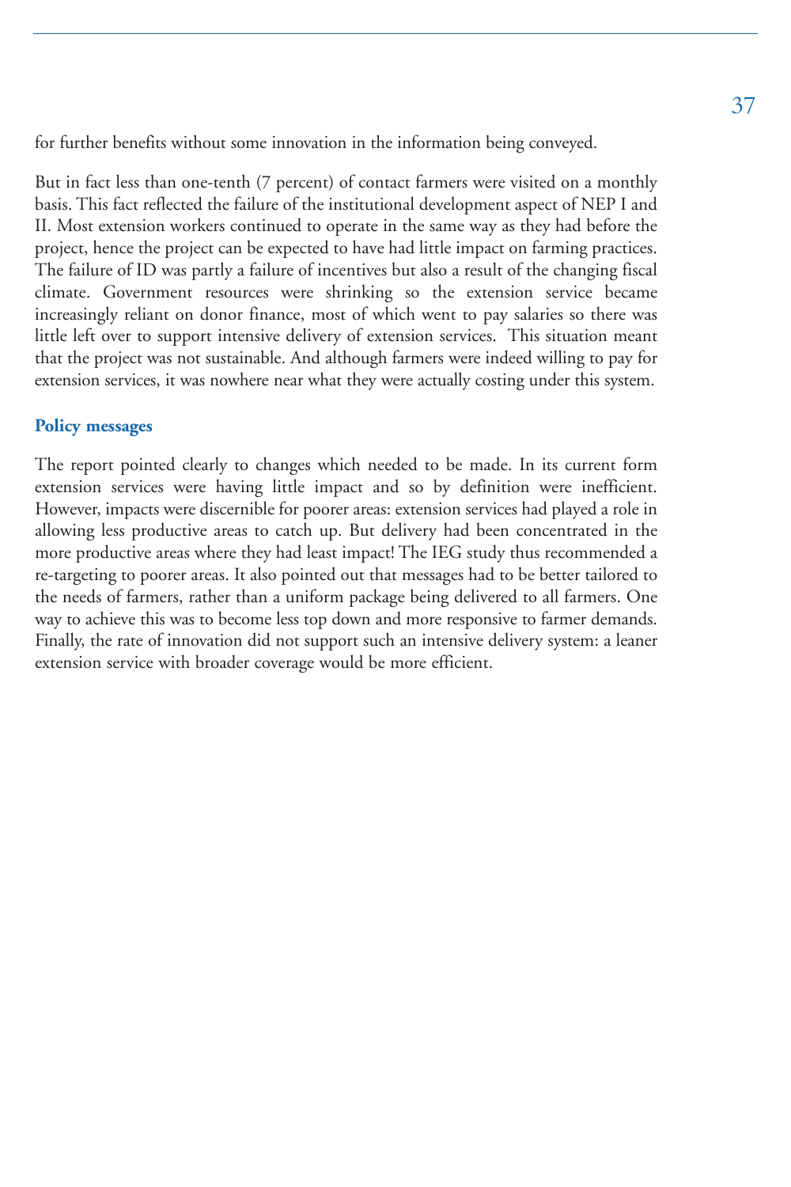for further benefits without some innovation in the information being conveyed.

But in fact less than one-tenth (7 percent) of contact farmers were visited on a monthly basis. This fact reflected the failure of the institutional development aspect of NEP I and II. Most extension workers continued to operate in the same way as they had before the project, hence the project can be expected to have had little impact on farming practices. The failure of ID was partly a failure of incentives but also a result of the changing fiscal climate. Government resources were shrinking so the extension service became increasingly reliant on donor finance, most of which went to pay salaries so there was little left over to support intensive delivery of extension services. This situation meant that the project was not sustainable. And although farmers were indeed willing to pay for extension services, it was nowhere near what they were actually costing under this system.

### Policy messages

The report pointed clearly to changes which needed to be made. In its current form extension services were having little impact and so by definition were inefficient. However, impacts were discernible for poorer areas: extension services had played a role in allowing less productive areas to catch up. But delivery had been concentrated in the more productive areas where they had least impact! The IEG study thus recommended a re-targeting to poorer areas. It also pointed out that messages had to be better tailored to the needs of farmers, rather than a uniform package being delivered to all farmers. One way to achieve this was to become less top down and more responsive to farmer demands. Finally, the rate of innovation did not support such an intensive delivery system: a leaner extension service with broader coverage would be more efficient.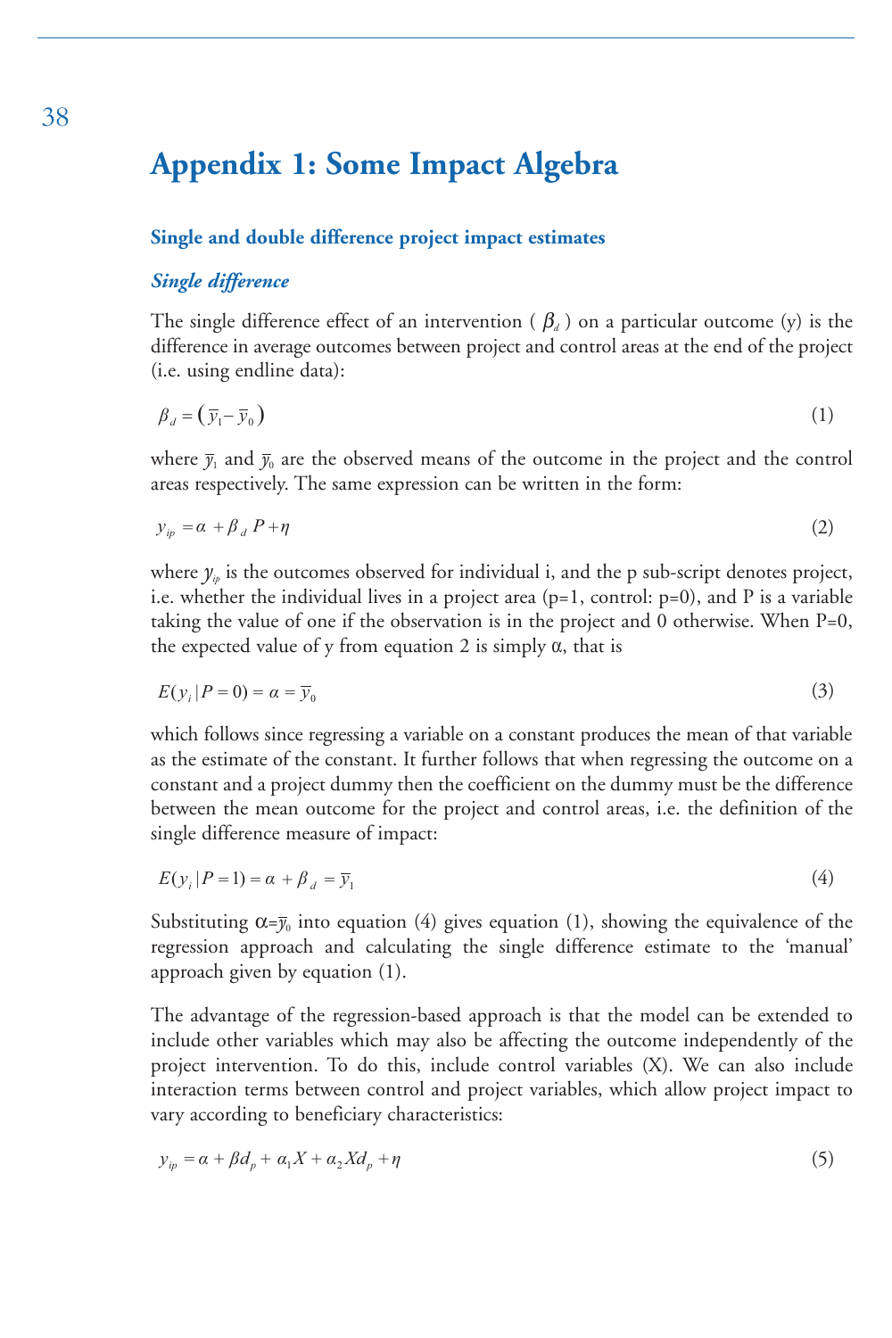# Appendix 1: Some Impact Algebra

### Single and double difference project impact estimates

#### *Single difference*

The single difference effect of an intervention ( $\beta_d$ ) on a particular outcome (y) is the difference in average outcomes between project and control areas at the end of the project (i.e. using endline data):

$$\beta_d = (\bar{y}_1 - \bar{y}_0) \tag{1}$$

where $\bar{y}_1$ and $\bar{y}_0$ are the observed means of the outcome in the project and the control areas respectively. The same expression can be written in the form:

$$y_{ip} = \alpha + \beta_d P + \eta \tag{2}$$

where $y_{ip}$ is the outcomes observed for individual i, and the p sub-script denotes project, i.e. whether the individual lives in a project area (p=1, control: p=0), and P is a variable taking the value of one if the observation is in the project and 0 otherwise. When P=0, the expected value of y from equation 2 is simply α, that is

$$E(y_i | P = 0) = \alpha = \bar{y}_0 \tag{3}$$

which follows since regressing a variable on a constant produces the mean of that variable as the estimate of the constant. It further follows that when regressing the outcome on a constant and a project dummy then the coefficient on the dummy must be the difference between the mean outcome for the project and control areas, i.e. the definition of the single difference measure of impact:

$$E(y_i | P = 1) = \alpha + \beta_d = \bar{y}_1 \tag{4}$$

Substituting $\alpha = \bar{y}_0$ into equation (4) gives equation (1), showing the equivalence of the regression approach and calculating the single difference estimate to the 'manual' approach given by equation (1).

The advantage of the regression-based approach is that the model can be extended to include other variables which may also be affecting the outcome independently of the project intervention. To do this, include control variables (X). We can also include interaction terms between control and project variables, which allow project impact to vary according to beneficiary characteristics:

$$y_{ip} = \alpha + \beta d_p + \alpha_1 X + \alpha_2 X d_p + \eta \tag{5}$$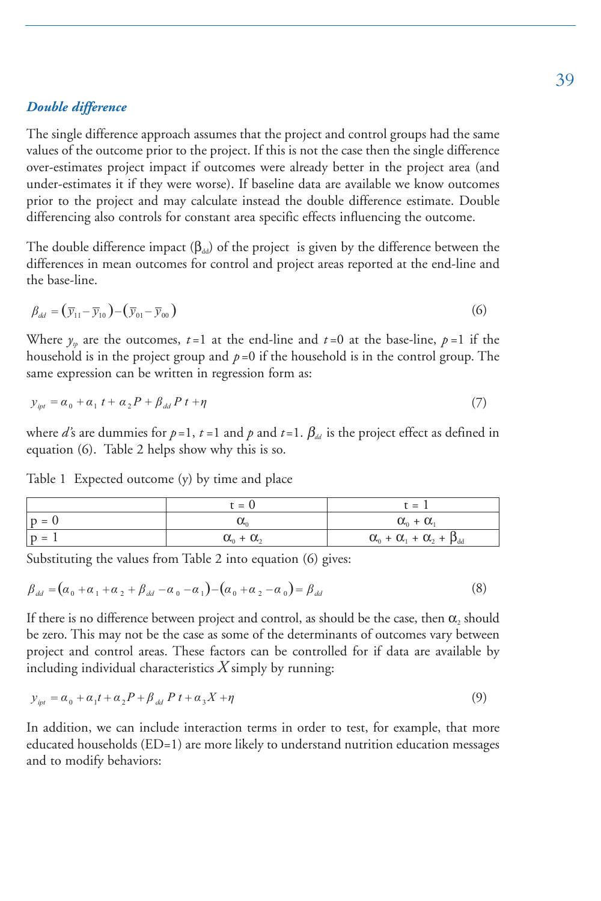### *Double difference*

The single difference approach assumes that the project and control groups had the same values of the outcome prior to the project. If this is not the case then the single difference over-estimates project impact if outcomes were already better in the project area (and under-estimates it if they were worse). If baseline data are available we know outcomes prior to the project and may calculate instead the double difference estimate. Double differencing also controls for constant area specific effects influencing the outcome.

The double difference impact ($\beta_{dd}$) of the project is given by the difference between the differences in mean outcomes for control and project areas reported at the end-line and the base-line.

$$\beta_{dd} = \left(\bar{y}_{11} - \bar{y}_{10}\right) - \left(\bar{y}_{01} - \bar{y}_{00}\right) \tag{6}$$

Where $y_{tp}$ are the outcomes, $t$=1 at the end-line and $t$=0 at the base-line, $p$=1 if the household is in the project group and $p$=0 if the household is in the control group. The same expression can be written in regression form as:

$$y_{ipt} = \alpha_0 + \alpha_1 t + \alpha_2 P + \beta_{dd} P\, t + \eta \tag{7}$$

where $d$'s are dummies for $p$=1, $t$=1 and $p$ and $t$=1. $\beta_{dd}$ is the project effect as defined in equation (6). Table 2 helps show why this is so.

Table 1 Expected outcome (y) by time and place

| | t = 0 | t = 1 |
|---|---|---|
| p = 0 | $\alpha_0$ | $\alpha_0 + \alpha_1$ |
| p = 1 | $\alpha_0 + \alpha_2$ | $\alpha_0 + \alpha_1 + \alpha_2 + \beta_{dd}$ |

Substituting the values from Table 2 into equation (6) gives:

$$\beta_{dd} = \left(\alpha_0 + \alpha_1 + \alpha_2 + \beta_{dd} - \alpha_0 - \alpha_1\right) - \left(\alpha_0 + \alpha_2 - \alpha_0\right) = \beta_{dd} \tag{8}$$

If there is no difference between project and control, as should be the case, then $\alpha_2$ should be zero. This may not be the case as some of the determinants of outcomes vary between project and control areas. These factors can be controlled for if data are available by including individual characteristics $X$ simply by running:

$$y_{ipt} = \alpha_0 + \alpha_1 t + \alpha_2 P + \beta_{dd} P\, t + \alpha_3 X + \eta \tag{9}$$

In addition, we can include interaction terms in order to test, for example, that more educated households (ED=1) are more likely to understand nutrition education messages and to modify behaviors: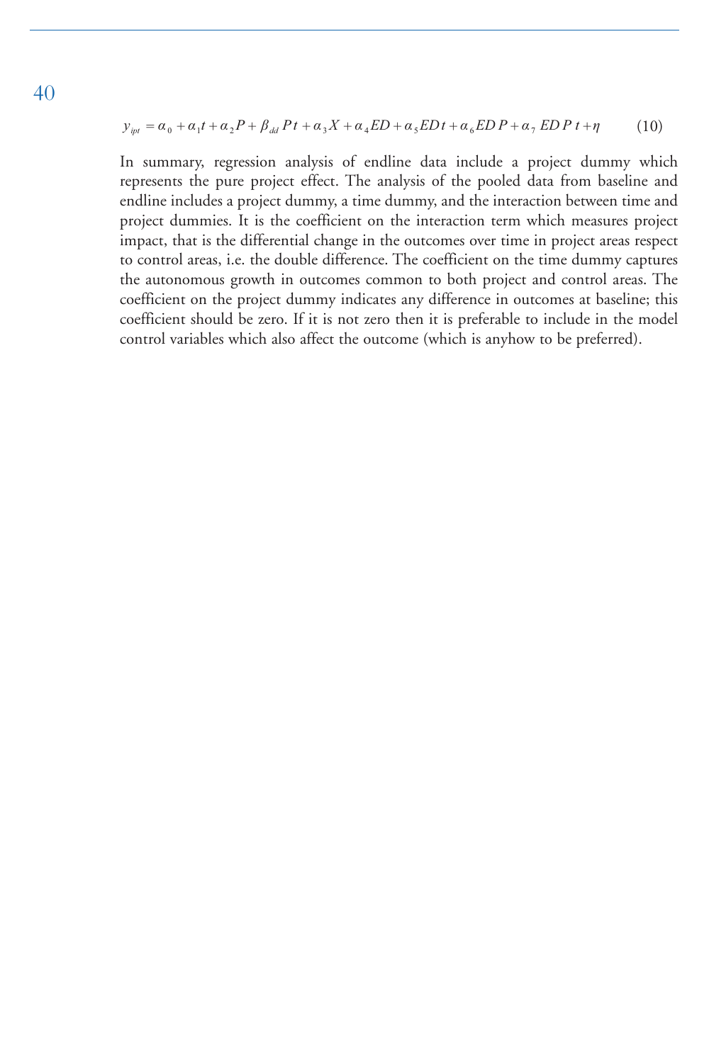$$y_{ipt} = \alpha_0 + \alpha_1 t + \alpha_2 P + \beta_{dd} P t + \alpha_3 X + \alpha_4 ED + \alpha_5 ED t + \alpha_6 ED P + \alpha_7 ED P t + \eta \qquad (10)$$

In summary, regression analysis of endline data include a project dummy which represents the pure project effect. The analysis of the pooled data from baseline and endline includes a project dummy, a time dummy, and the interaction between time and project dummies. It is the coefficient on the interaction term which measures project impact, that is the differential change in the outcomes over time in project areas respect to control areas, i.e. the double difference. The coefficient on the time dummy captures the autonomous growth in outcomes common to both project and control areas. The coefficient on the project dummy indicates any difference in outcomes at baseline; this coefficient should be zero. If it is not zero then it is preferable to include in the model control variables which also affect the outcome (which is anyhow to be preferred).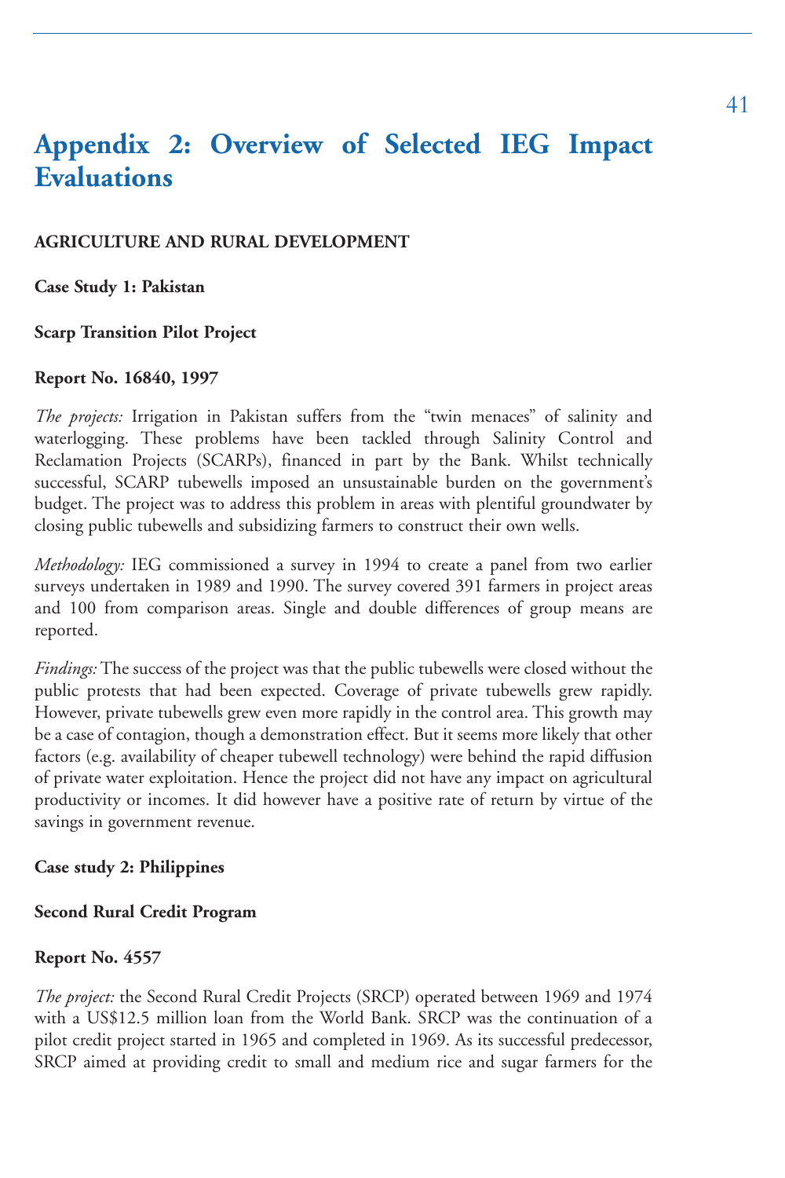# Appendix 2: Overview of Selected IEG Impact Evaluations

**AGRICULTURE AND RURAL DEVELOPMENT**

**Case Study 1: Pakistan**

**Scarp Transition Pilot Project**

**Report No. 16840, 1997**

*The projects:* Irrigation in Pakistan suffers from the "twin menaces" of salinity and waterlogging. These problems have been tackled through Salinity Control and Reclamation Projects (SCARPs), financed in part by the Bank. Whilst technically successful, SCARP tubewells imposed an unsustainable burden on the government's budget. The project was to address this problem in areas with plentiful groundwater by closing public tubewells and subsidizing farmers to construct their own wells.

*Methodology:* IEG commissioned a survey in 1994 to create a panel from two earlier surveys undertaken in 1989 and 1990. The survey covered 391 farmers in project areas and 100 from comparison areas. Single and double differences of group means are reported.

*Findings:* The success of the project was that the public tubewells were closed without the public protests that had been expected. Coverage of private tubewells grew rapidly. However, private tubewells grew even more rapidly in the control area. This growth may be a case of contagion, though a demonstration effect. But it seems more likely that other factors (e.g. availability of cheaper tubewell technology) were behind the rapid diffusion of private water exploitation. Hence the project did not have any impact on agricultural productivity or incomes. It did however have a positive rate of return by virtue of the savings in government revenue.

**Case study 2: Philippines**

**Second Rural Credit Program**

**Report No. 4557**

*The project:* the Second Rural Credit Projects (SRCP) operated between 1969 and 1974 with a US$12.5 million loan from the World Bank. SRCP was the continuation of a pilot credit project started in 1965 and completed in 1969. As its successful predecessor, SRCP aimed at providing credit to small and medium rice and sugar farmers for the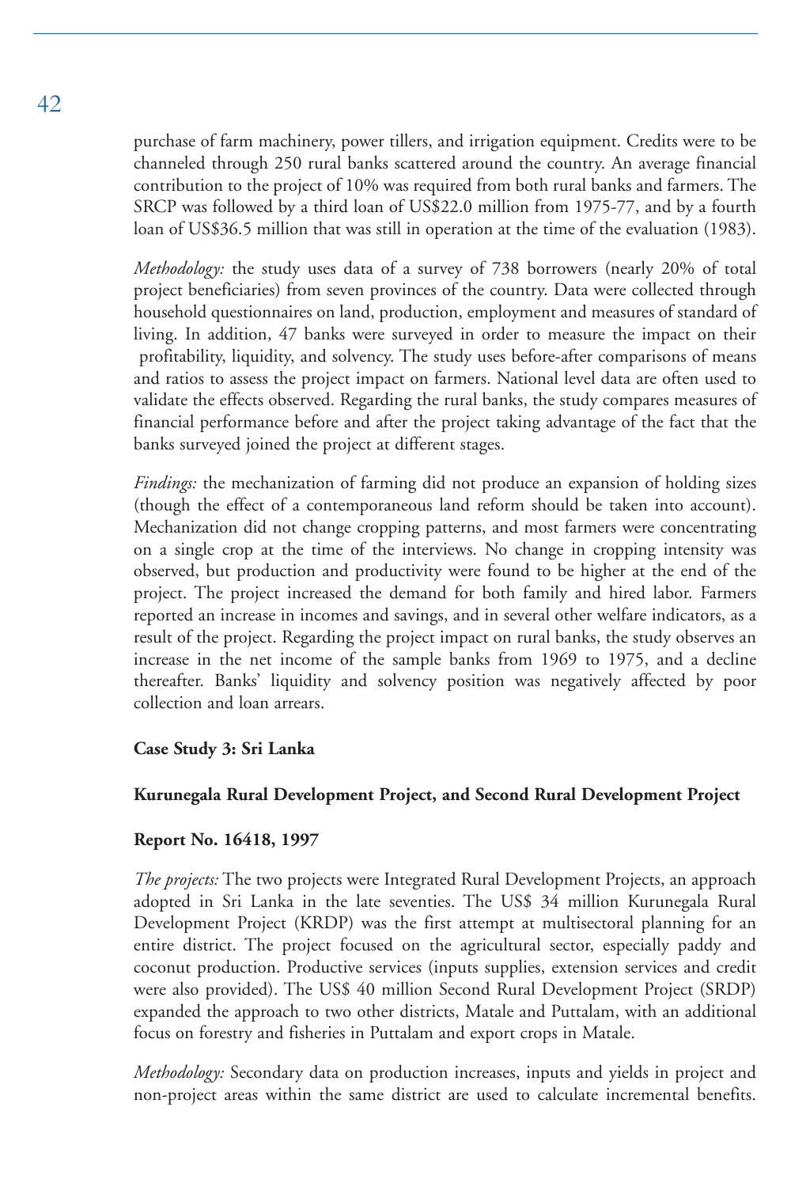purchase of farm machinery, power tillers, and irrigation equipment. Credits were to be channeled through 250 rural banks scattered around the country. An average financial contribution to the project of 10% was required from both rural banks and farmers. The SRCP was followed by a third loan of US$22.0 million from 1975-77, and by a fourth loan of US$36.5 million that was still in operation at the time of the evaluation (1983).

*Methodology:* the study uses data of a survey of 738 borrowers (nearly 20% of total project beneficiaries) from seven provinces of the country. Data were collected through household questionnaires on land, production, employment and measures of standard of living. In addition, 47 banks were surveyed in order to measure the impact on their profitability, liquidity, and solvency. The study uses before-after comparisons of means and ratios to assess the project impact on farmers. National level data are often used to validate the effects observed. Regarding the rural banks, the study compares measures of financial performance before and after the project taking advantage of the fact that the banks surveyed joined the project at different stages.

*Findings:* the mechanization of farming did not produce an expansion of holding sizes (though the effect of a contemporaneous land reform should be taken into account). Mechanization did not change cropping patterns, and most farmers were concentrating on a single crop at the time of the interviews. No change in cropping intensity was observed, but production and productivity were found to be higher at the end of the project. The project increased the demand for both family and hired labor. Farmers reported an increase in incomes and savings, and in several other welfare indicators, as a result of the project. Regarding the project impact on rural banks, the study observes an increase in the net income of the sample banks from 1969 to 1975, and a decline thereafter. Banks' liquidity and solvency position was negatively affected by poor collection and loan arrears.

**Case Study 3: Sri Lanka**

**Kurunegala Rural Development Project, and Second Rural Development Project**

**Report No. 16418, 1997**

*The projects:* The two projects were Integrated Rural Development Projects, an approach adopted in Sri Lanka in the late seventies. The US$ 34 million Kurunegala Rural Development Project (KRDP) was the first attempt at multisectoral planning for an entire district. The project focused on the agricultural sector, especially paddy and coconut production. Productive services (inputs supplies, extension services and credit were also provided). The US$ 40 million Second Rural Development Project (SRDP) expanded the approach to two other districts, Matale and Puttalam, with an additional focus on forestry and fisheries in Puttalam and export crops in Matale.

*Methodology:* Secondary data on production increases, inputs and yields in project and non-project areas within the same district are used to calculate incremental benefits.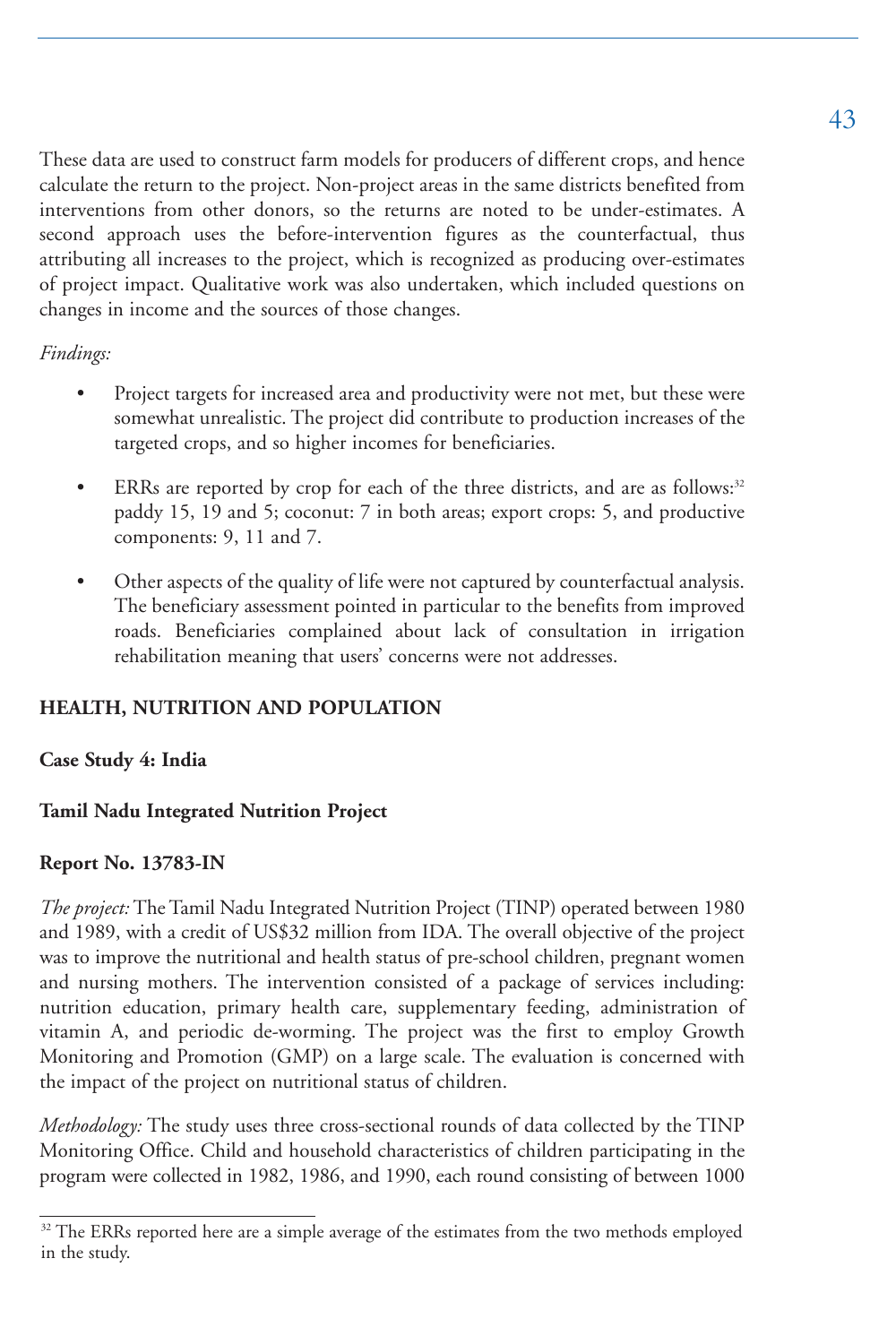These data are used to construct farm models for producers of different crops, and hence calculate the return to the project. Non-project areas in the same districts benefited from interventions from other donors, so the returns are noted to be under-estimates. A second approach uses the before-intervention figures as the counterfactual, thus attributing all increases to the project, which is recognized as producing over-estimates of project impact. Qualitative work was also undertaken, which included questions on changes in income and the sources of those changes.

*Findings:*

- Project targets for increased area and productivity were not met, but these were somewhat unrealistic. The project did contribute to production increases of the targeted crops, and so higher incomes for beneficiaries.
- ERRs are reported by crop for each of the three districts, and are as follows:[32] paddy 15, 19 and 5; coconut: 7 in both areas; export crops: 5, and productive components: 9, 11 and 7.
- Other aspects of the quality of life were not captured by counterfactual analysis. The beneficiary assessment pointed in particular to the benefits from improved roads. Beneficiaries complained about lack of consultation in irrigation rehabilitation meaning that users' concerns were not addresses.

**HEALTH, NUTRITION AND POPULATION**

**Case Study 4: India**

**Tamil Nadu Integrated Nutrition Project**

**Report No. 13783-IN**

*The project:* The Tamil Nadu Integrated Nutrition Project (TINP) operated between 1980 and 1989, with a credit of US$32 million from IDA. The overall objective of the project was to improve the nutritional and health status of pre-school children, pregnant women and nursing mothers. The intervention consisted of a package of services including: nutrition education, primary health care, supplementary feeding, administration of vitamin A, and periodic de-worming. The project was the first to employ Growth Monitoring and Promotion (GMP) on a large scale. The evaluation is concerned with the impact of the project on nutritional status of children.

*Methodology:* The study uses three cross-sectional rounds of data collected by the TINP Monitoring Office. Child and household characteristics of children participating in the program were collected in 1982, 1986, and 1990, each round consisting of between 1000

[32] The ERRs reported here are a simple average of the estimates from the two methods employed in the study.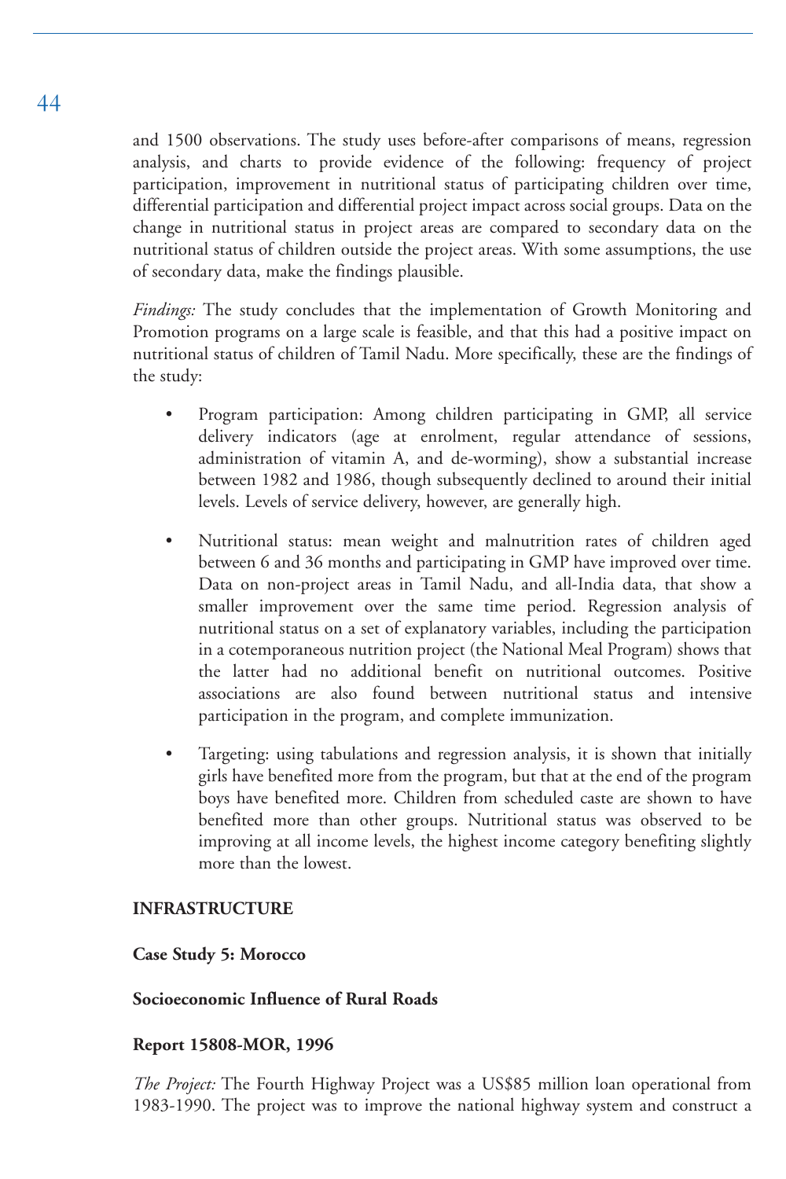and 1500 observations. The study uses before-after comparisons of means, regression analysis, and charts to provide evidence of the following: frequency of project participation, improvement in nutritional status of participating children over time, differential participation and differential project impact across social groups. Data on the change in nutritional status in project areas are compared to secondary data on the nutritional status of children outside the project areas. With some assumptions, the use of secondary data, make the findings plausible.

*Findings:* The study concludes that the implementation of Growth Monitoring and Promotion programs on a large scale is feasible, and that this had a positive impact on nutritional status of children of Tamil Nadu. More specifically, these are the findings of the study:

- Program participation: Among children participating in GMP, all service delivery indicators (age at enrolment, regular attendance of sessions, administration of vitamin A, and de-worming), show a substantial increase between 1982 and 1986, though subsequently declined to around their initial levels. Levels of service delivery, however, are generally high.
- Nutritional status: mean weight and malnutrition rates of children aged between 6 and 36 months and participating in GMP have improved over time. Data on non-project areas in Tamil Nadu, and all-India data, that show a smaller improvement over the same time period. Regression analysis of nutritional status on a set of explanatory variables, including the participation in a cotemporaneous nutrition project (the National Meal Program) shows that the latter had no additional benefit on nutritional outcomes. Positive associations are also found between nutritional status and intensive participation in the program, and complete immunization.
- Targeting: using tabulations and regression analysis, it is shown that initially girls have benefited more from the program, but that at the end of the program boys have benefited more. Children from scheduled caste are shown to have benefited more than other groups. Nutritional status was observed to be improving at all income levels, the highest income category benefiting slightly more than the lowest.

**INFRASTRUCTURE**

**Case Study 5: Morocco**

**Socioeconomic Influence of Rural Roads**

**Report 15808-MOR, 1996**

*The Project:* The Fourth Highway Project was a US$85 million loan operational from 1983-1990. The project was to improve the national highway system and construct a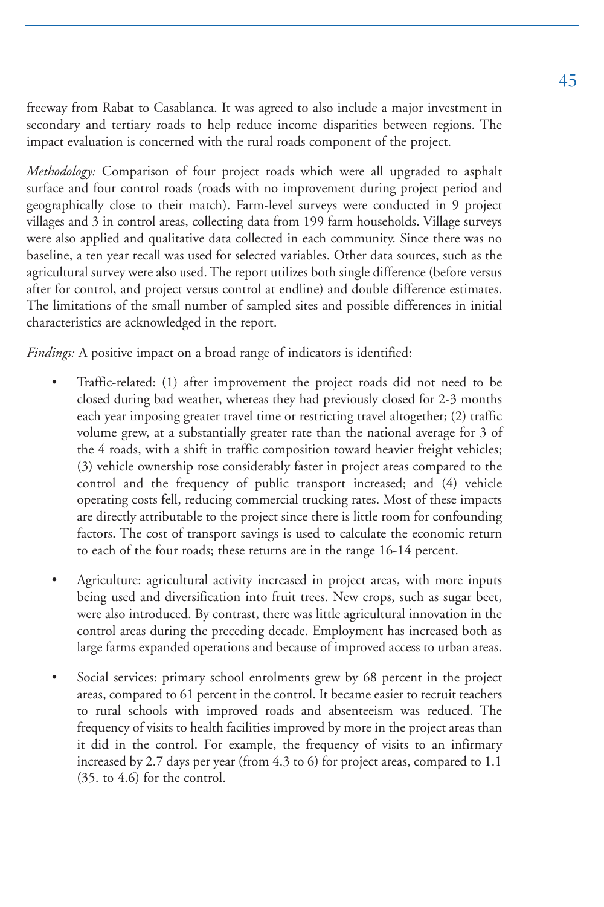freeway from Rabat to Casablanca. It was agreed to also include a major investment in secondary and tertiary roads to help reduce income disparities between regions. The impact evaluation is concerned with the rural roads component of the project.

*Methodology:* Comparison of four project roads which were all upgraded to asphalt surface and four control roads (roads with no improvement during project period and geographically close to their match). Farm-level surveys were conducted in 9 project villages and 3 in control areas, collecting data from 199 farm households. Village surveys were also applied and qualitative data collected in each community. Since there was no baseline, a ten year recall was used for selected variables. Other data sources, such as the agricultural survey were also used. The report utilizes both single difference (before versus after for control, and project versus control at endline) and double difference estimates. The limitations of the small number of sampled sites and possible differences in initial characteristics are acknowledged in the report.

*Findings:* A positive impact on a broad range of indicators is identified:

- Traffic-related: (1) after improvement the project roads did not need to be closed during bad weather, whereas they had previously closed for 2-3 months each year imposing greater travel time or restricting travel altogether; (2) traffic volume grew, at a substantially greater rate than the national average for 3 of the 4 roads, with a shift in traffic composition toward heavier freight vehicles; (3) vehicle ownership rose considerably faster in project areas compared to the control and the frequency of public transport increased; and (4) vehicle operating costs fell, reducing commercial trucking rates. Most of these impacts are directly attributable to the project since there is little room for confounding factors. The cost of transport savings is used to calculate the economic return to each of the four roads; these returns are in the range 16-14 percent.
- Agriculture: agricultural activity increased in project areas, with more inputs being used and diversification into fruit trees. New crops, such as sugar beet, were also introduced. By contrast, there was little agricultural innovation in the control areas during the preceding decade. Employment has increased both as large farms expanded operations and because of improved access to urban areas.
- Social services: primary school enrolments grew by 68 percent in the project areas, compared to 61 percent in the control. It became easier to recruit teachers to rural schools with improved roads and absenteeism was reduced. The frequency of visits to health facilities improved by more in the project areas than it did in the control. For example, the frequency of visits to an infirmary increased by 2.7 days per year (from 4.3 to 6) for project areas, compared to 1.1 (35. to 4.6) for the control.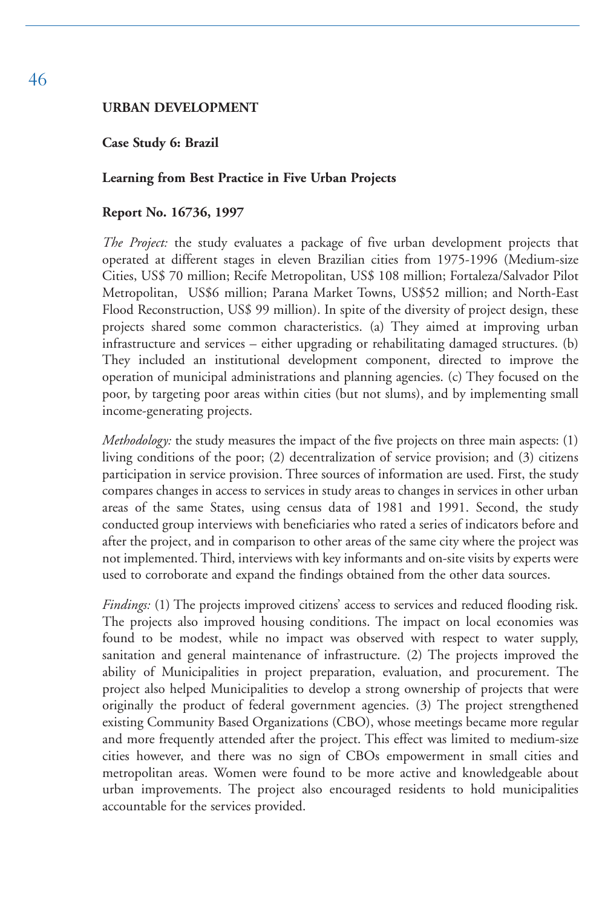**URBAN DEVELOPMENT**

**Case Study 6: Brazil**

**Learning from Best Practice in Five Urban Projects**

**Report No. 16736, 1997**

*The Project:* the study evaluates a package of five urban development projects that operated at different stages in eleven Brazilian cities from 1975-1996 (Medium-size Cities, US$ 70 million; Recife Metropolitan, US$ 108 million; Fortaleza/Salvador Pilot Metropolitan, US$6 million; Parana Market Towns, US$52 million; and North-East Flood Reconstruction, US$ 99 million). In spite of the diversity of project design, these projects shared some common characteristics. (a) They aimed at improving urban infrastructure and services – either upgrading or rehabilitating damaged structures. (b) They included an institutional development component, directed to improve the operation of municipal administrations and planning agencies. (c) They focused on the poor, by targeting poor areas within cities (but not slums), and by implementing small income-generating projects.

*Methodology:* the study measures the impact of the five projects on three main aspects: (1) living conditions of the poor; (2) decentralization of service provision; and (3) citizens participation in service provision. Three sources of information are used. First, the study compares changes in access to services in study areas to changes in services in other urban areas of the same States, using census data of 1981 and 1991. Second, the study conducted group interviews with beneficiaries who rated a series of indicators before and after the project, and in comparison to other areas of the same city where the project was not implemented. Third, interviews with key informants and on-site visits by experts were used to corroborate and expand the findings obtained from the other data sources.

*Findings:* (1) The projects improved citizens' access to services and reduced flooding risk. The projects also improved housing conditions. The impact on local economies was found to be modest, while no impact was observed with respect to water supply, sanitation and general maintenance of infrastructure. (2) The projects improved the ability of Municipalities in project preparation, evaluation, and procurement. The project also helped Municipalities to develop a strong ownership of projects that were originally the product of federal government agencies. (3) The project strengthened existing Community Based Organizations (CBO), whose meetings became more regular and more frequently attended after the project. This effect was limited to medium-size cities however, and there was no sign of CBOs empowerment in small cities and metropolitan areas. Women were found to be more active and knowledgeable about urban improvements. The project also encouraged residents to hold municipalities accountable for the services provided.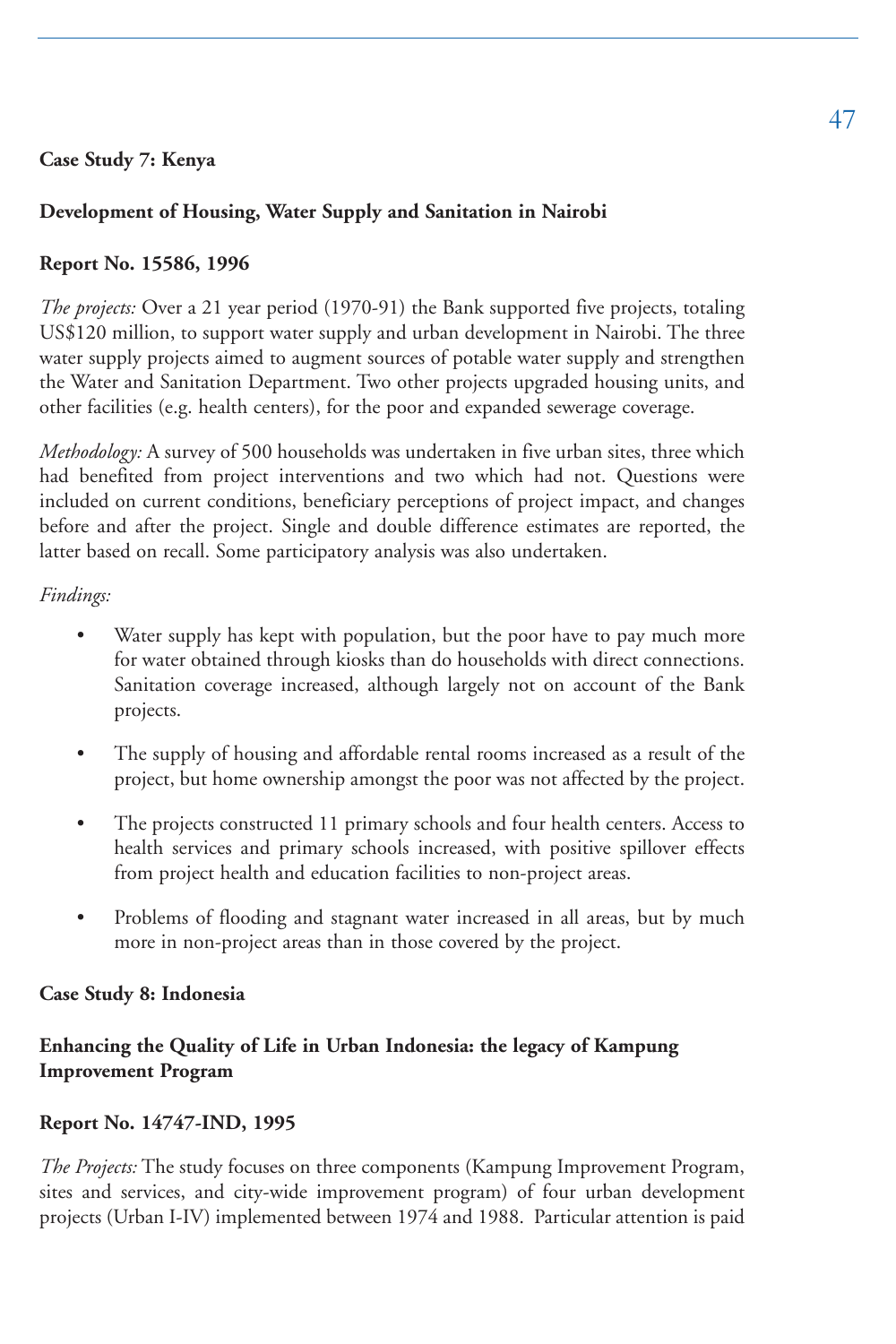**Case Study 7: Kenya**

**Development of Housing, Water Supply and Sanitation in Nairobi**

**Report No. 15586, 1996**

*The projects:* Over a 21 year period (1970-91) the Bank supported five projects, totaling US$120 million, to support water supply and urban development in Nairobi. The three water supply projects aimed to augment sources of potable water supply and strengthen the Water and Sanitation Department. Two other projects upgraded housing units, and other facilities (e.g. health centers), for the poor and expanded sewerage coverage.

*Methodology:* A survey of 500 households was undertaken in five urban sites, three which had benefited from project interventions and two which had not. Questions were included on current conditions, beneficiary perceptions of project impact, and changes before and after the project. Single and double difference estimates are reported, the latter based on recall. Some participatory analysis was also undertaken.

*Findings:*

- Water supply has kept with population, but the poor have to pay much more for water obtained through kiosks than do households with direct connections. Sanitation coverage increased, although largely not on account of the Bank projects.
- The supply of housing and affordable rental rooms increased as a result of the project, but home ownership amongst the poor was not affected by the project.
- The projects constructed 11 primary schools and four health centers. Access to health services and primary schools increased, with positive spillover effects from project health and education facilities to non-project areas.
- Problems of flooding and stagnant water increased in all areas, but by much more in non-project areas than in those covered by the project.

**Case Study 8: Indonesia**

**Enhancing the Quality of Life in Urban Indonesia: the legacy of Kampung Improvement Program**

**Report No. 14747-IND, 1995**

*The Projects:* The study focuses on three components (Kampung Improvement Program, sites and services, and city-wide improvement program) of four urban development projects (Urban I-IV) implemented between 1974 and 1988. Particular attention is paid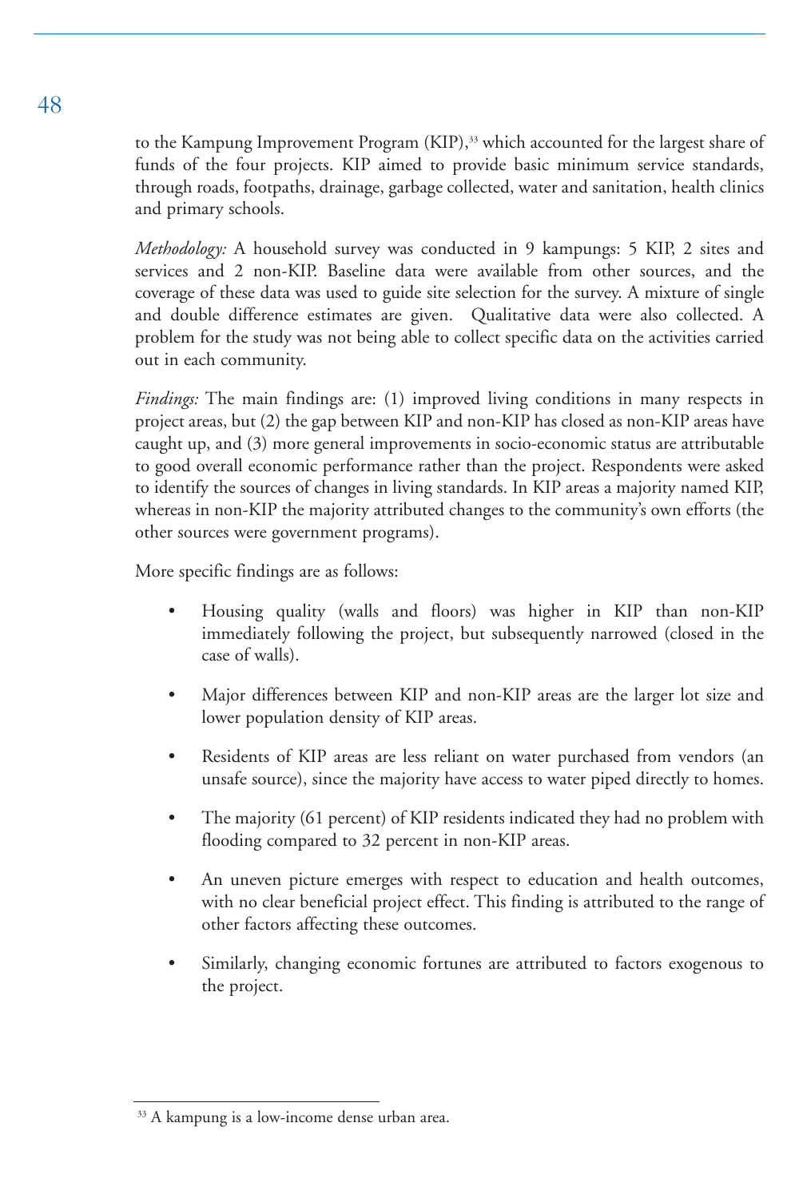to the Kampung Improvement Program (KIP),[33] which accounted for the largest share of funds of the four projects. KIP aimed to provide basic minimum service standards, through roads, footpaths, drainage, garbage collected, water and sanitation, health clinics and primary schools.

*Methodology:* A household survey was conducted in 9 kampungs: 5 KIP, 2 sites and services and 2 non-KIP. Baseline data were available from other sources, and the coverage of these data was used to guide site selection for the survey. A mixture of single and double difference estimates are given. Qualitative data were also collected. A problem for the study was not being able to collect specific data on the activities carried out in each community.

*Findings:* The main findings are: (1) improved living conditions in many respects in project areas, but (2) the gap between KIP and non-KIP has closed as non-KIP areas have caught up, and (3) more general improvements in socio-economic status are attributable to good overall economic performance rather than the project. Respondents were asked to identify the sources of changes in living standards. In KIP areas a majority named KIP, whereas in non-KIP the majority attributed changes to the community's own efforts (the other sources were government programs).

More specific findings are as follows:

- Housing quality (walls and floors) was higher in KIP than non-KIP immediately following the project, but subsequently narrowed (closed in the case of walls).
- Major differences between KIP and non-KIP areas are the larger lot size and lower population density of KIP areas.
- Residents of KIP areas are less reliant on water purchased from vendors (an unsafe source), since the majority have access to water piped directly to homes.
- The majority (61 percent) of KIP residents indicated they had no problem with flooding compared to 32 percent in non-KIP areas.
- An uneven picture emerges with respect to education and health outcomes, with no clear beneficial project effect. This finding is attributed to the range of other factors affecting these outcomes.
- Similarly, changing economic fortunes are attributed to factors exogenous to the project.

[33] A kampung is a low-income dense urban area.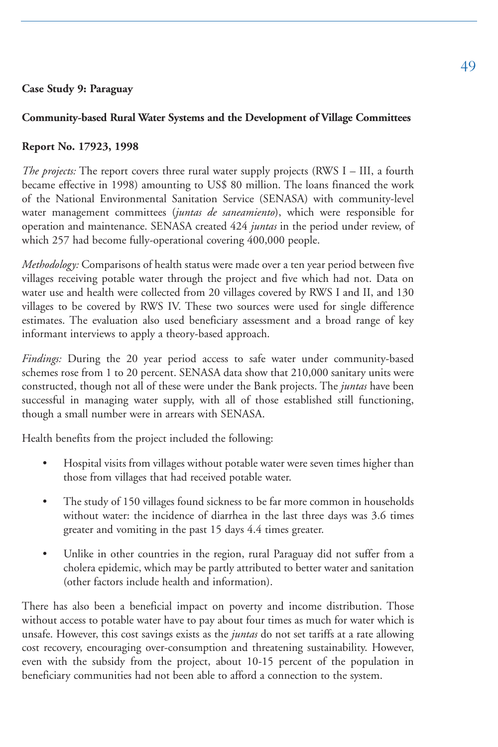**Case Study 9: Paraguay**

**Community-based Rural Water Systems and the Development of Village Committees**

**Report No. 17923, 1998**

*The projects:* The report covers three rural water supply projects (RWS I – III, a fourth became effective in 1998) amounting to US$ 80 million. The loans financed the work of the National Environmental Sanitation Service (SENASA) with community-level water management committees (*juntas de saneamiento*), which were responsible for operation and maintenance. SENASA created 424 *juntas* in the period under review, of which 257 had become fully-operational covering 400,000 people.

*Methodology:* Comparisons of health status were made over a ten year period between five villages receiving potable water through the project and five which had not. Data on water use and health were collected from 20 villages covered by RWS I and II, and 130 villages to be covered by RWS IV. These two sources were used for single difference estimates. The evaluation also used beneficiary assessment and a broad range of key informant interviews to apply a theory-based approach.

*Findings:* During the 20 year period access to safe water under community-based schemes rose from 1 to 20 percent. SENASA data show that 210,000 sanitary units were constructed, though not all of these were under the Bank projects. The *juntas* have been successful in managing water supply, with all of those established still functioning, though a small number were in arrears with SENASA.

Health benefits from the project included the following:

- Hospital visits from villages without potable water were seven times higher than those from villages that had received potable water.
- The study of 150 villages found sickness to be far more common in households without water: the incidence of diarrhea in the last three days was 3.6 times greater and vomiting in the past 15 days 4.4 times greater.
- Unlike in other countries in the region, rural Paraguay did not suffer from a cholera epidemic, which may be partly attributed to better water and sanitation (other factors include health and information).

There has also been a beneficial impact on poverty and income distribution. Those without access to potable water have to pay about four times as much for water which is unsafe. However, this cost savings exists as the *juntas* do not set tariffs at a rate allowing cost recovery, encouraging over-consumption and threatening sustainability. However, even with the subsidy from the project, about 10-15 percent of the population in beneficiary communities had not been able to afford a connection to the system.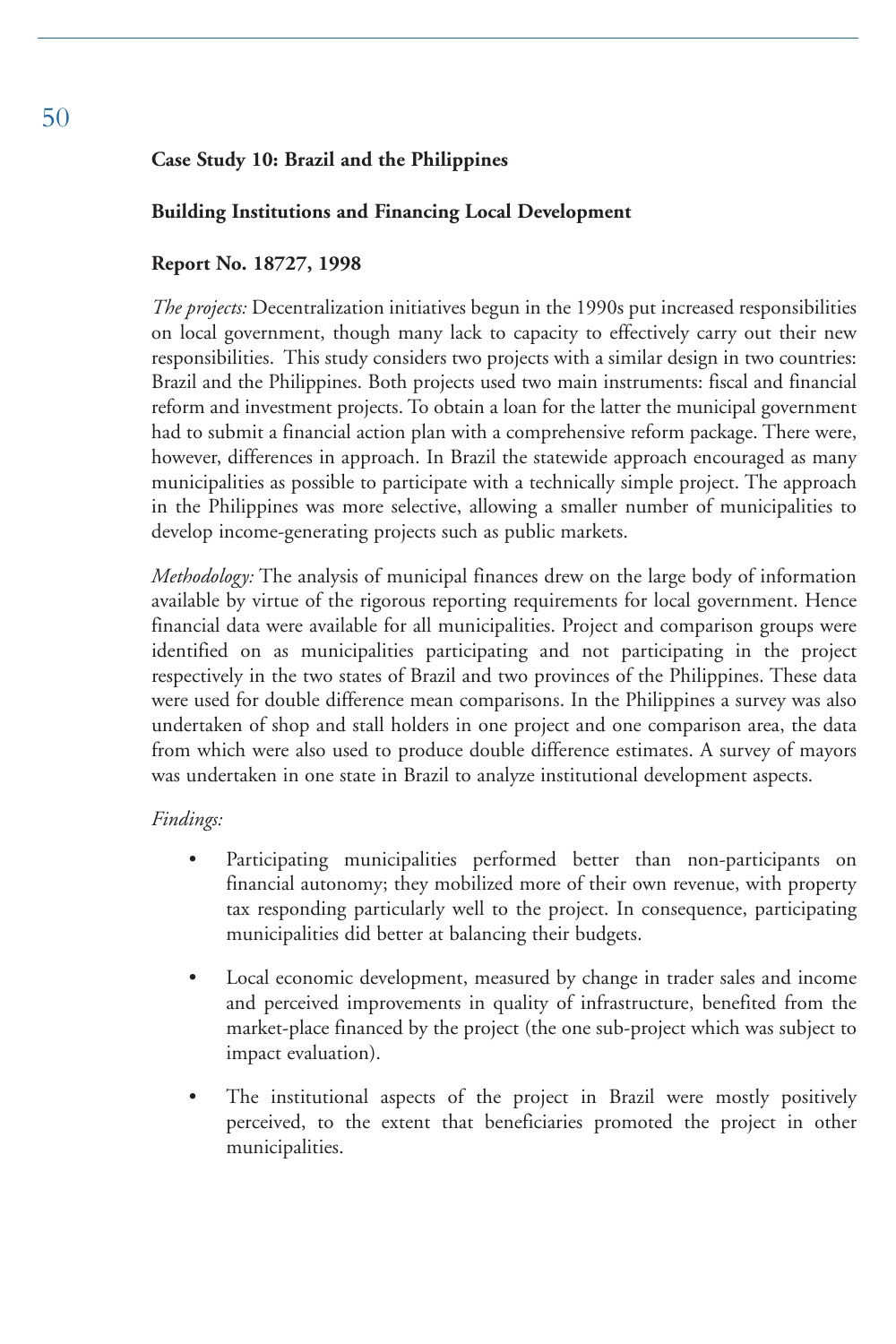**Case Study 10: Brazil and the Philippines**

**Building Institutions and Financing Local Development**

**Report No. 18727, 1998**

*The projects:* Decentralization initiatives begun in the 1990s put increased responsibilities on local government, though many lack to capacity to effectively carry out their new responsibilities. This study considers two projects with a similar design in two countries: Brazil and the Philippines. Both projects used two main instruments: fiscal and financial reform and investment projects. To obtain a loan for the latter the municipal government had to submit a financial action plan with a comprehensive reform package. There were, however, differences in approach. In Brazil the statewide approach encouraged as many municipalities as possible to participate with a technically simple project. The approach in the Philippines was more selective, allowing a smaller number of municipalities to develop income-generating projects such as public markets.

*Methodology:* The analysis of municipal finances drew on the large body of information available by virtue of the rigorous reporting requirements for local government. Hence financial data were available for all municipalities. Project and comparison groups were identified on as municipalities participating and not participating in the project respectively in the two states of Brazil and two provinces of the Philippines. These data were used for double difference mean comparisons. In the Philippines a survey was also undertaken of shop and stall holders in one project and one comparison area, the data from which were also used to produce double difference estimates. A survey of mayors was undertaken in one state in Brazil to analyze institutional development aspects.

*Findings:*

- Participating municipalities performed better than non-participants on financial autonomy; they mobilized more of their own revenue, with property tax responding particularly well to the project. In consequence, participating municipalities did better at balancing their budgets.
- Local economic development, measured by change in trader sales and income and perceived improvements in quality of infrastructure, benefited from the market-place financed by the project (the one sub-project which was subject to impact evaluation).
- The institutional aspects of the project in Brazil were mostly positively perceived, to the extent that beneficiaries promoted the project in other municipalities.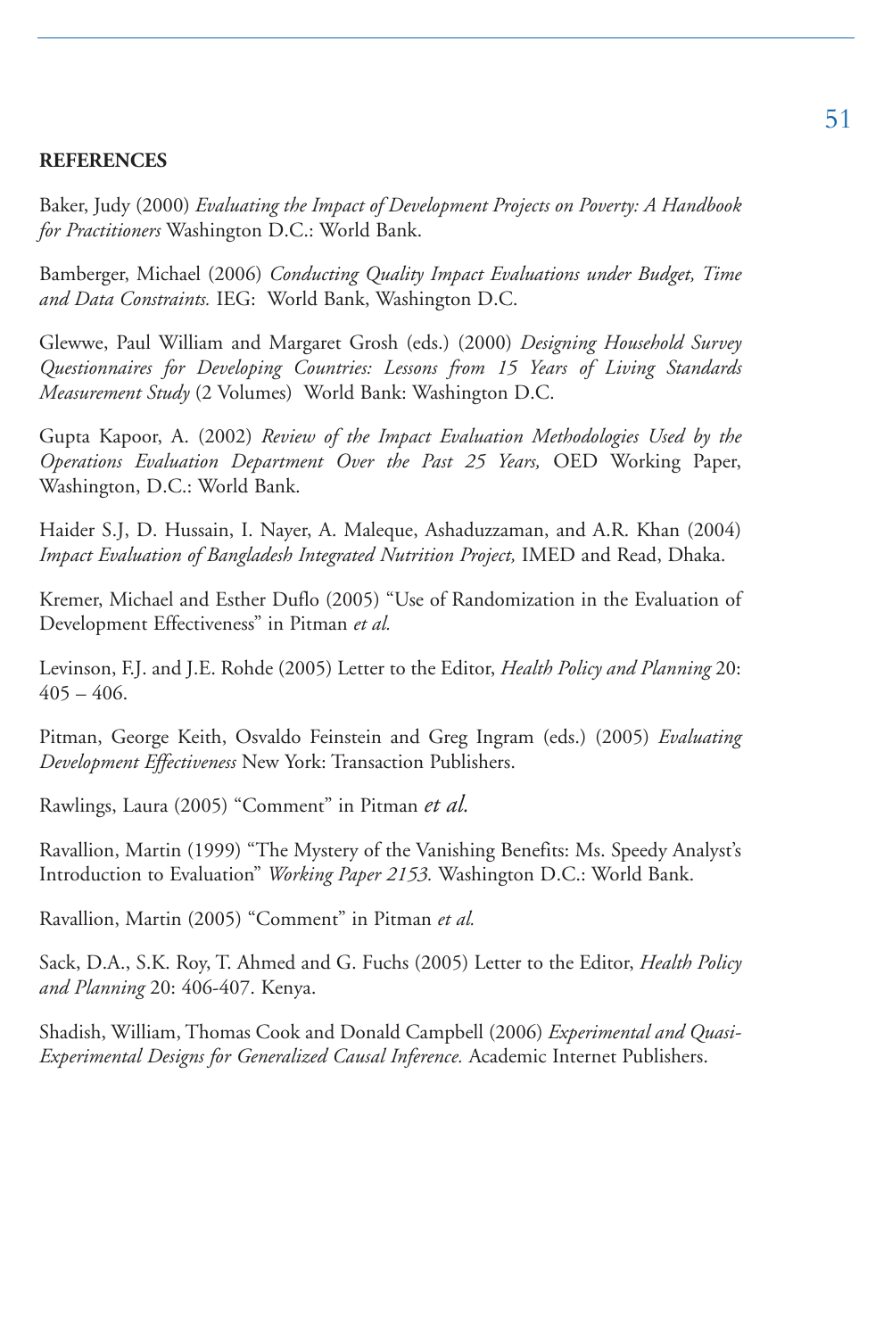**REFERENCES**

Baker, Judy (2000) *Evaluating the Impact of Development Projects on Poverty: A Handbook for Practitioners* Washington D.C.: World Bank.

Bamberger, Michael (2006) *Conducting Quality Impact Evaluations under Budget, Time and Data Constraints.* IEG: World Bank, Washington D.C.

Glewwe, Paul William and Margaret Grosh (eds.) (2000) *Designing Household Survey Questionnaires for Developing Countries: Lessons from 15 Years of Living Standards Measurement Study* (2 Volumes) World Bank: Washington D.C.

Gupta Kapoor, A. (2002) *Review of the Impact Evaluation Methodologies Used by the Operations Evaluation Department Over the Past 25 Years,* OED Working Paper, Washington, D.C.: World Bank.

Haider S.J, D. Hussain, I. Nayer, A. Maleque, Ashaduzzaman, and A.R. Khan (2004) *Impact Evaluation of Bangladesh Integrated Nutrition Project,* IMED and Read, Dhaka.

Kremer, Michael and Esther Duflo (2005) "Use of Randomization in the Evaluation of Development Effectiveness" in Pitman *et al.*

Levinson, F.J. and J.E. Rohde (2005) Letter to the Editor, *Health Policy and Planning* 20: 405 – 406.

Pitman, George Keith, Osvaldo Feinstein and Greg Ingram (eds.) (2005) *Evaluating Development Effectiveness* New York: Transaction Publishers.

Rawlings, Laura (2005) "Comment" in Pitman *et al.*

Ravallion, Martin (1999) "The Mystery of the Vanishing Benefits: Ms. Speedy Analyst's Introduction to Evaluation" *Working Paper 2153.* Washington D.C.: World Bank.

Ravallion, Martin (2005) "Comment" in Pitman *et al.*

Sack, D.A., S.K. Roy, T. Ahmed and G. Fuchs (2005) Letter to the Editor, *Health Policy and Planning* 20: 406-407. Kenya.

Shadish, William, Thomas Cook and Donald Campbell (2006) *Experimental and Quasi-Experimental Designs for Generalized Causal Inference.* Academic Internet Publishers.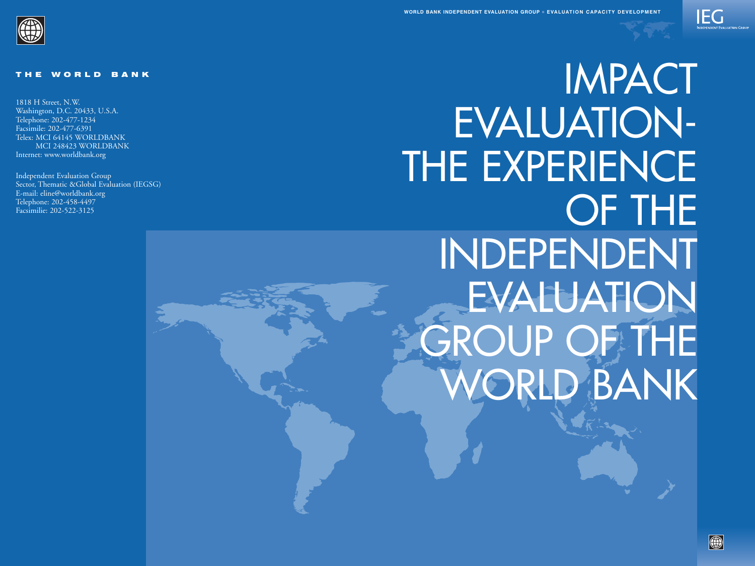WORLD BANK INDEPENDENT EVALUATION GROUP ■ EVALUATION CAPACITY DEVELOPMENT

IEG
INDEPENDENT EVALUATION GROUP

**THE WORLD BANK**

1818 H Street, N.W.
Washington, D.C. 20433, U.S.A.
Telephone: 202-477-1234
Facsimile: 202-477-6391
Telex: MCI 64145 WORLDBANK
MCI 248423 WORLDBANK
Internet: www.worldbank.org

Independent Evaluation Group
Sector, Thematic &Global Evaluation (IEGSG)
E-mail: eline@worldbank.org
Telephone: 202-458-4497
Facsimilie: 202-522-3125

# IMPACT EVALUATION- THE EXPERIENCE OF THE INDEPENDENT EVALUATION GROUP OF THE WORLD BANK